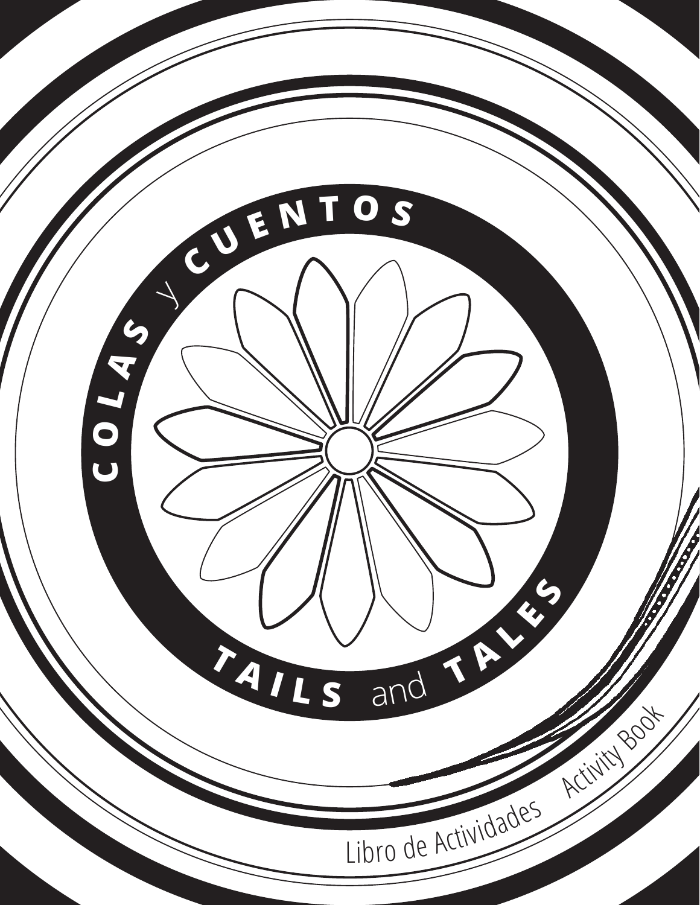# COLAS y CUENTOS

# TAILS and TALES

Libro de Actividades    Activity Book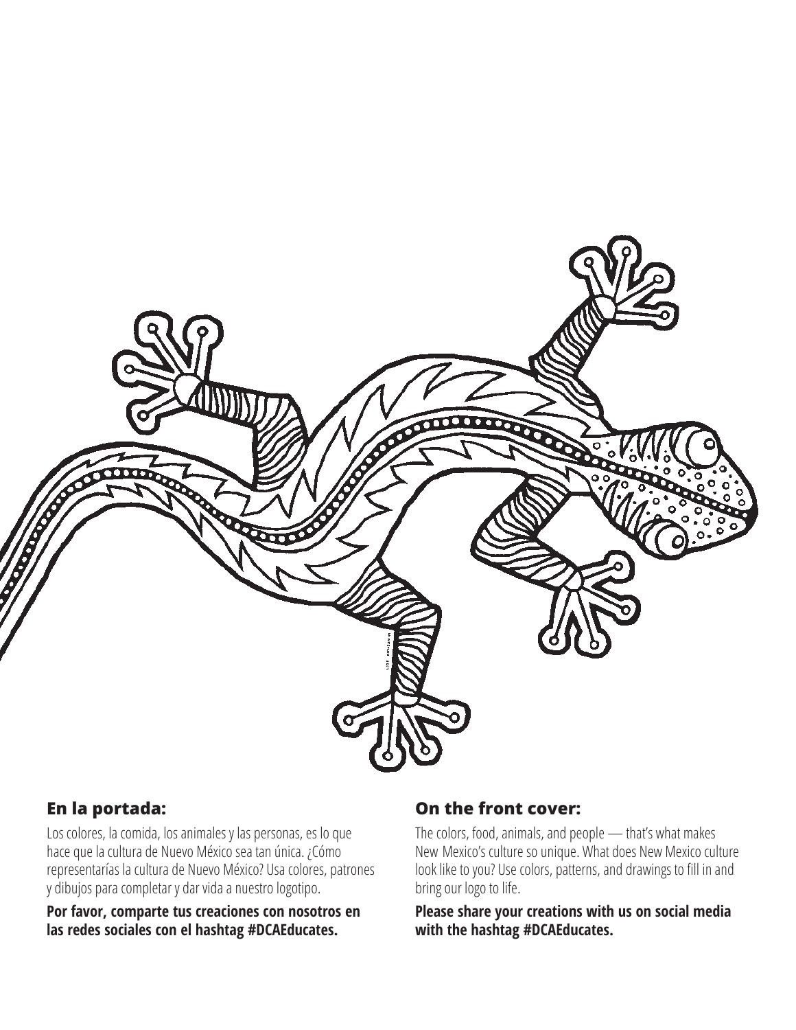## En la portada:

Los colores, la comida, los animales y las personas, es lo que hace que la cultura de Nuevo México sea tan única. ¿Cómo representarías la cultura de Nuevo México? Usa colores, patrones y dibujos para completar y dar vida a nuestro logotipo.

**Por favor, comparte tus creaciones con nosotros en las redes sociales con el hashtag #DCAEducates.**

## On the front cover:

The colors, food, animals, and people — that's what makes New Mexico's culture so unique. What does New Mexico culture look like to you? Use colors, patterns, and drawings to fill in and bring our logo to life.

**Please share your creations with us on social media with the hashtag #DCAEducates.**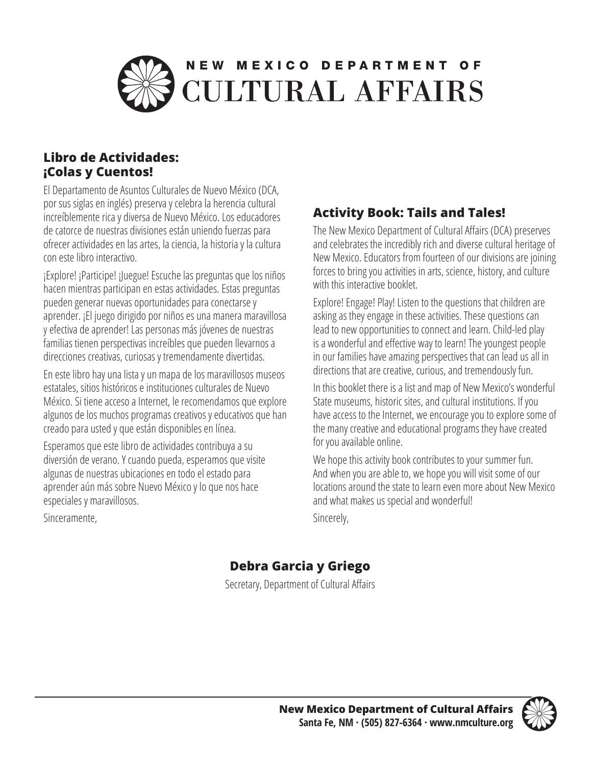# NEW MEXICO DEPARTMENT OF CULTURAL AFFAIRS

## Libro de Actividades: ¡Colas y Cuentos!

El Departamento de Asuntos Culturales de Nuevo México (DCA, por sus siglas en inglés) preserva y celebra la herencia cultural increíblemente rica y diversa de Nuevo México. Los educadores de catorce de nuestras divisiones están uniendo fuerzas para ofrecer actividades en las artes, la ciencia, la historia y la cultura con este libro interactivo.

¡Explore! ¡Participe! ¡Juegue! Escuche las preguntas que los niños hacen mientras participan en estas actividades. Estas preguntas pueden generar nuevas oportunidades para conectarse y aprender. ¡El juego dirigido por niños es una manera maravillosa y efectiva de aprender! Las personas más jóvenes de nuestras familias tienen perspectivas increíbles que pueden llevarnos a direcciones creativas, curiosas y tremendamente divertidas.

En este libro hay una lista y un mapa de los maravillosos museos estatales, sitios históricos e instituciones culturales de Nuevo México. Si tiene acceso a Internet, le recomendamos que explore algunos de los muchos programas creativos y educativos que han creado para usted y que están disponibles en línea.

Esperamos que este libro de actividades contribuya a su diversión de verano. Y cuando pueda, esperamos que visite algunas de nuestras ubicaciones en todo el estado para aprender aún más sobre Nuevo México y lo que nos hace especiales y maravillosos.

Sinceramente,

## Activity Book: Tails and Tales!

The New Mexico Department of Cultural Affairs (DCA) preserves and celebrates the incredibly rich and diverse cultural heritage of New Mexico. Educators from fourteen of our divisions are joining forces to bring you activities in arts, science, history, and culture with this interactive booklet.

Explore! Engage! Play! Listen to the questions that children are asking as they engage in these activities. These questions can lead to new opportunities to connect and learn. Child-led play is a wonderful and effective way to learn! The youngest people in our families have amazing perspectives that can lead us all in directions that are creative, curious, and tremendously fun.

In this booklet there is a list and map of New Mexico's wonderful State museums, historic sites, and cultural institutions. If you have access to the Internet, we encourage you to explore some of the many creative and educational programs they have created for you available online.

We hope this activity book contributes to your summer fun. And when you are able to, we hope you will visit some of our locations around the state to learn even more about New Mexico and what makes us special and wonderful!

Sincerely,

**Debra Garcia y Griego**

Secretary, Department of Cultural Affairs

**New Mexico Department of Cultural Affairs**
**Santa Fe, NM · (505) 827-6364 · www.nmculture.org**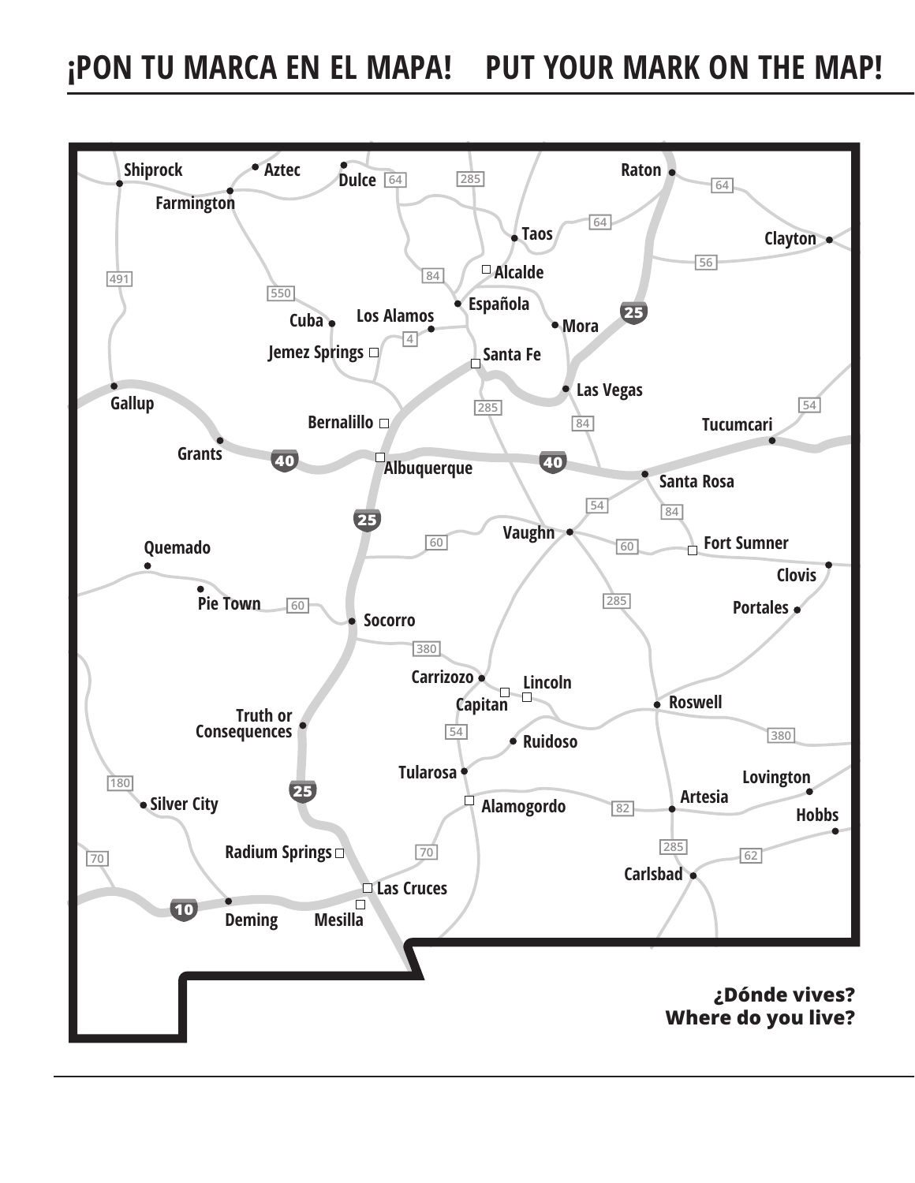# ¡PON TU MARCA EN EL MAPA! PUT YOUR MARK ON THE MAP!

Shiprock, Aztec, Dulce, Farmington, Raton, Clayton, Taos, Alcalde, Española, Los Alamos, Cuba, Mora, Jemez Springs, Santa Fe, Las Vegas, Gallup, Bernalillo, Tucumcari, Grants, Albuquerque, Santa Rosa, Quemado, Vaughn, Fort Sumner, Clovis, Pie Town, Portales, Socorro, Carrizozo, Lincoln, Capitan, Roswell, Truth or Consequences, Ruidoso, Tularosa, Lovington, Artesia, Silver City, Alamogordo, Hobbs, Radium Springs, Carlsbad, Las Cruces, Deming, Mesilla

**¿Dónde vives?**
**Where do you live?**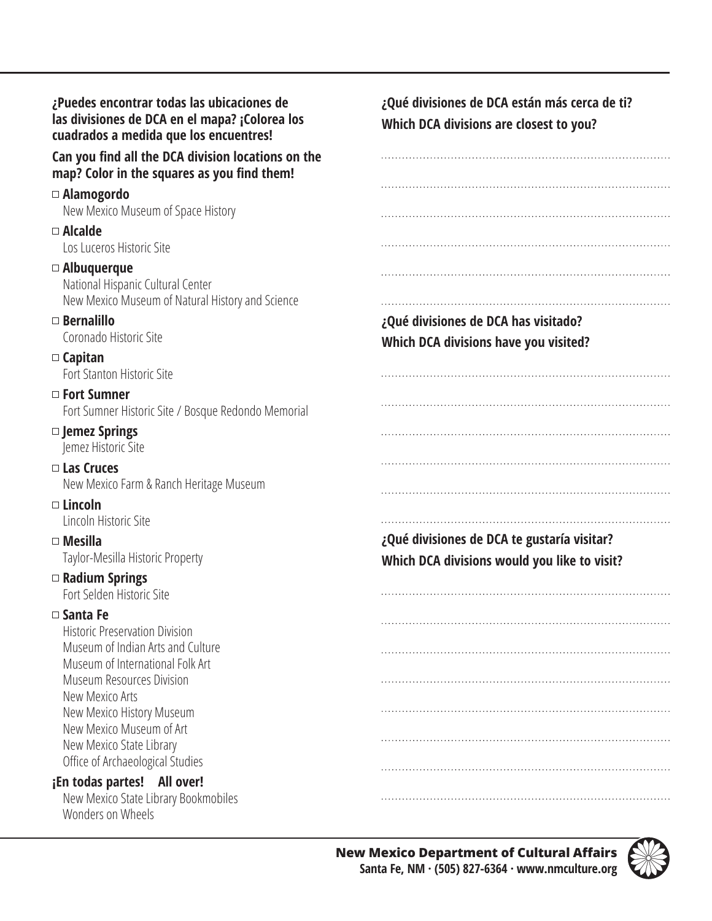**¿Puedes encontrar todas las ubicaciones de las divisiones de DCA en el mapa? ¡Colorea los cuadrados a medida que los encuentres!**

**Can you find all the DCA division locations on the map? Color in the squares as you find them!**

- □ **Alamogordo**
  New Mexico Museum of Space History
- □ **Alcalde**
  Los Luceros Historic Site
- □ **Albuquerque**
  National Hispanic Cultural Center
  New Mexico Museum of Natural History and Science
- □ **Bernalillo**
  Coronado Historic Site
- □ **Capitan**
  Fort Stanton Historic Site
- □ **Fort Sumner**
  Fort Sumner Historic Site / Bosque Redondo Memorial
- □ **Jemez Springs**
  Jemez Historic Site
- □ **Las Cruces**
  New Mexico Farm & Ranch Heritage Museum
- □ **Lincoln**
  Lincoln Historic Site
- □ **Mesilla**
  Taylor-Mesilla Historic Property
- □ **Radium Springs**
  Fort Selden Historic Site
- □ **Santa Fe**
  Historic Preservation Division
  Museum of Indian Arts and Culture
  Museum of International Folk Art
  Museum Resources Division
  New Mexico Arts
  New Mexico History Museum
  New Mexico Museum of Art
  New Mexico State Library
  Office of Archaeological Studies

**¡En todas partes! All over!**
New Mexico State Library Bookmobiles
Wonders on Wheels

**¿Qué divisiones de DCA están más cerca de ti?**
**Which DCA divisions are closest to you?**

..................................................................................

..................................................................................

..................................................................................

..................................................................................

..................................................................................

..................................................................................

**¿Qué divisiones de DCA has visitado?**
**Which DCA divisions have you visited?**

..................................................................................

..................................................................................

..................................................................................

..................................................................................

..................................................................................

..................................................................................

**¿Qué divisiones de DCA te gustaría visitar?**
**Which DCA divisions would you like to visit?**

..................................................................................

..................................................................................

..................................................................................

..................................................................................

..................................................................................

..................................................................................

..................................................................................

..................................................................................

**New Mexico Department of Cultural Affairs**
**Santa Fe, NM · (505) 827-6364 · www.nmculture.org**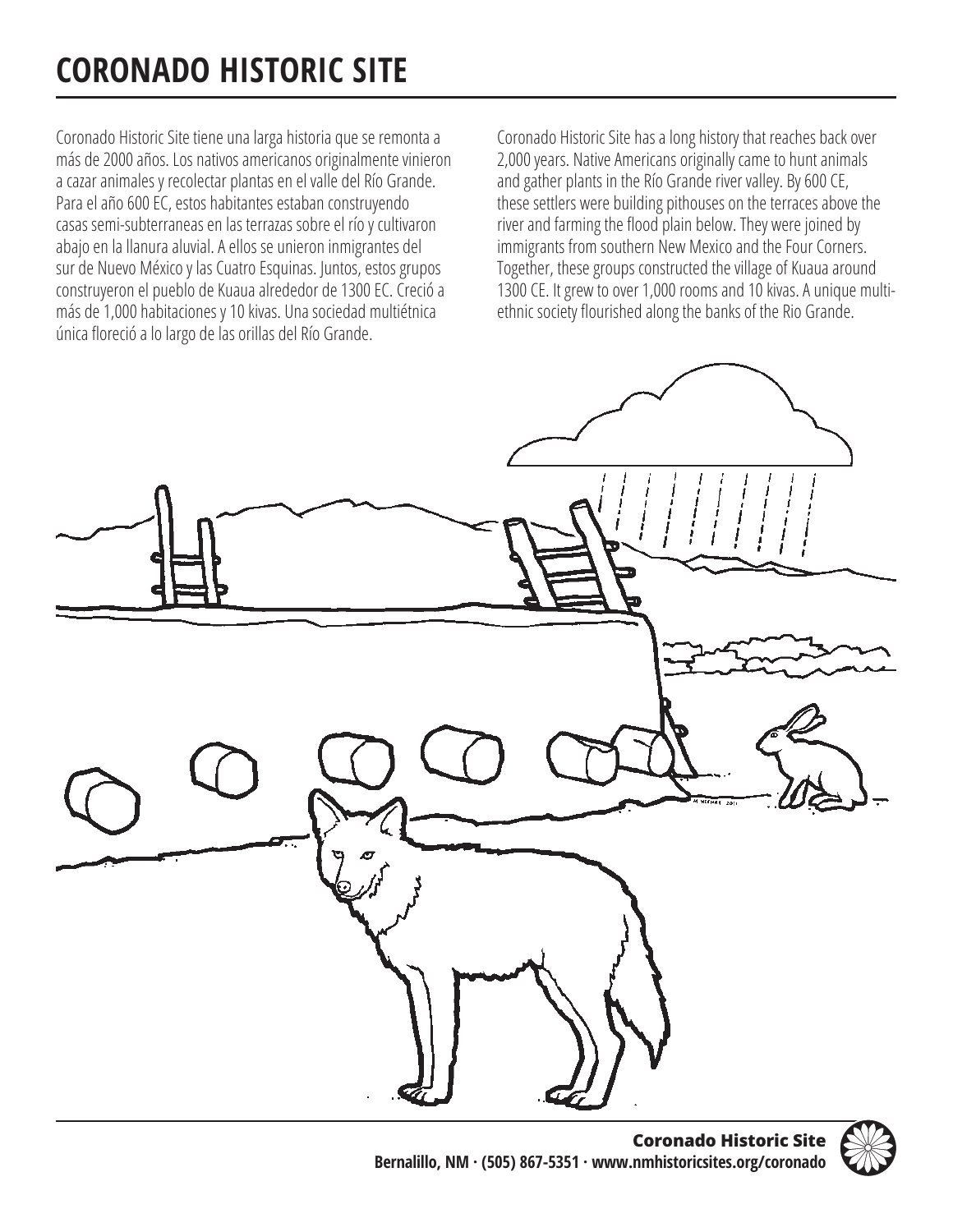# CORONADO HISTORIC SITE

Coronado Historic Site tiene una larga historia que se remonta a más de 2000 años. Los nativos americanos originalmente vinieron a cazar animales y recolectar plantas en el valle del Río Grande. Para el año 600 EC, estos habitantes estaban construyendo casas semi-subterraneas en las terrazas sobre el río y cultivaron abajo en la llanura aluvial. A ellos se unieron inmigrantes del sur de Nuevo México y las Cuatro Esquinas. Juntos, estos grupos construyeron el pueblo de Kuaua alrededor de 1300 EC. Creció a más de 1,000 habitaciones y 10 kivas. Una sociedad multiétnica única floreció a lo largo de las orillas del Río Grande.

Coronado Historic Site has a long history that reaches back over 2,000 years. Native Americans originally came to hunt animals and gather plants in the Río Grande river valley. By 600 CE, these settlers were building pithouses on the terraces above the river and farming the flood plain below. They were joined by immigrants from southern New Mexico and the Four Corners. Together, these groups constructed the village of Kuaua around 1300 CE. It grew to over 1,000 rooms and 10 kivas. A unique multi-ethnic society flourished along the banks of the Rio Grande.

**Coronado Historic Site**
**Bernalillo, NM · (505) 867-5351 · www.nmhistoricsites.org/coronado**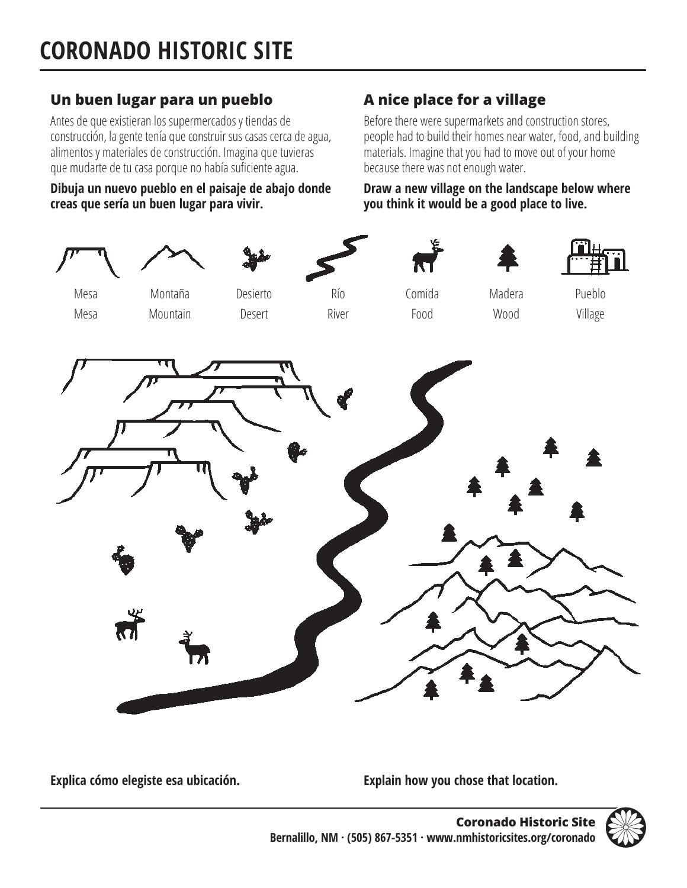# CORONADO HISTORIC SITE

## Un buen lugar para un pueblo

Antes de que existieran los supermercados y tiendas de construcción, la gente tenía que construir sus casas cerca de agua, alimentos y materiales de construcción. Imagina que tuvieras que mudarte de tu casa porque no había suficiente agua.

**Dibuja un nuevo pueblo en el paisaje de abajo donde creas que sería un buen lugar para vivir.**

## A nice place for a village

Before there were supermarkets and construction stores, people had to build their homes near water, food, and building materials. Imagine that you had to move out of your home because there was not enough water.

**Draw a new village on the landscape below where you think it would be a good place to live.**

| Mesa | Montaña | Desierto | Río | Comida | Madera | Pueblo |
|---|---|---|---|---|---|---|
| Mesa | Mountain | Desert | River | Food | Wood | Village |

**Explica cómo elegiste esa ubicación.**

**Explain how you chose that location.**

**Coronado Historic Site**
**Bernalillo, NM · (505) 867-5351 · www.nmhistoricsites.org/coronado**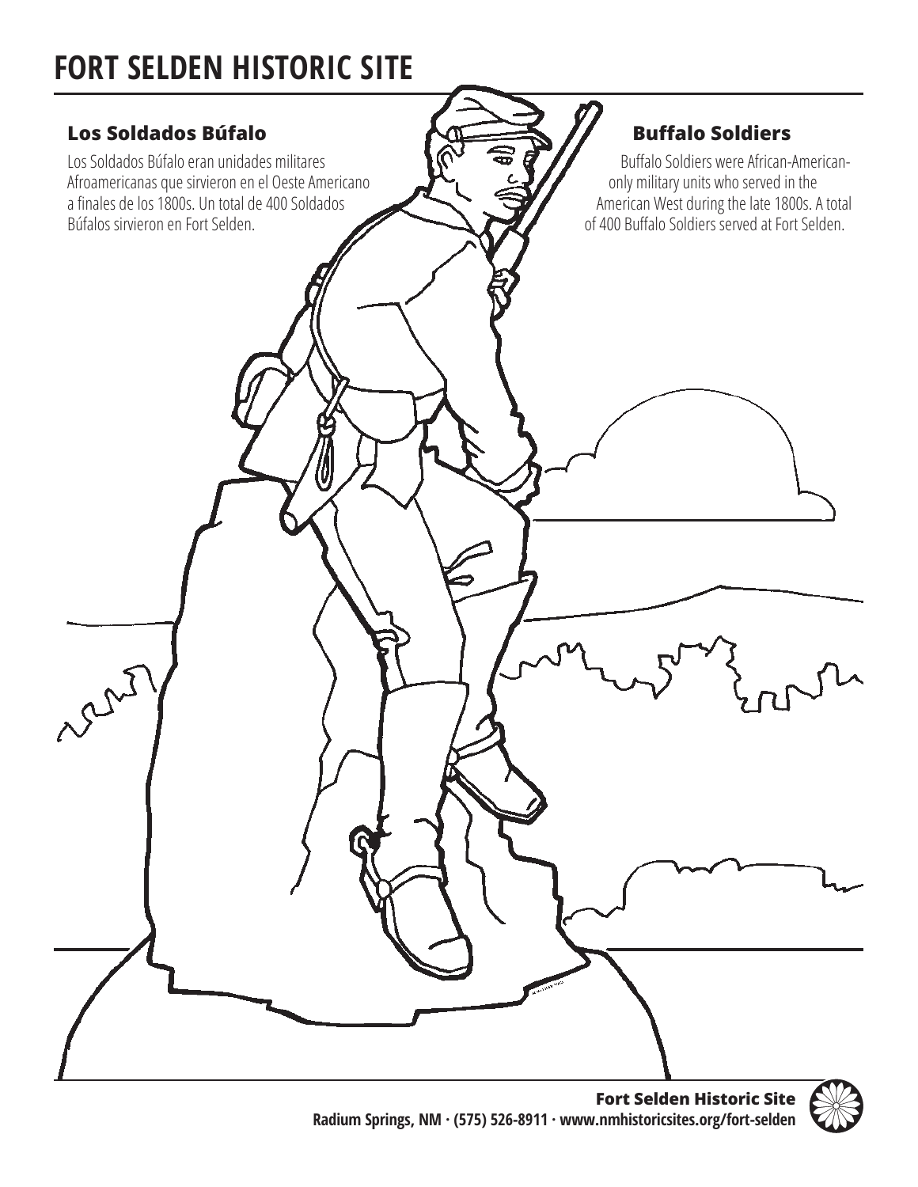# FORT SELDEN HISTORIC SITE

## Los Soldados Búfalo

Los Soldados Búfalo eran unidades militares Afroamericanas que sirvieron en el Oeste Americano a finales de los 1800s. Un total de 400 Soldados Búfalos sirvieron en Fort Selden.

## Buffalo Soldiers

Buffalo Soldiers were African-American-only military units who served in the American West during the late 1800s. A total of 400 Buffalo Soldiers served at Fort Selden.

**Fort Selden Historic Site**
**Radium Springs, NM · (575) 526-8911 · www.nmhistoricsites.org/fort-selden**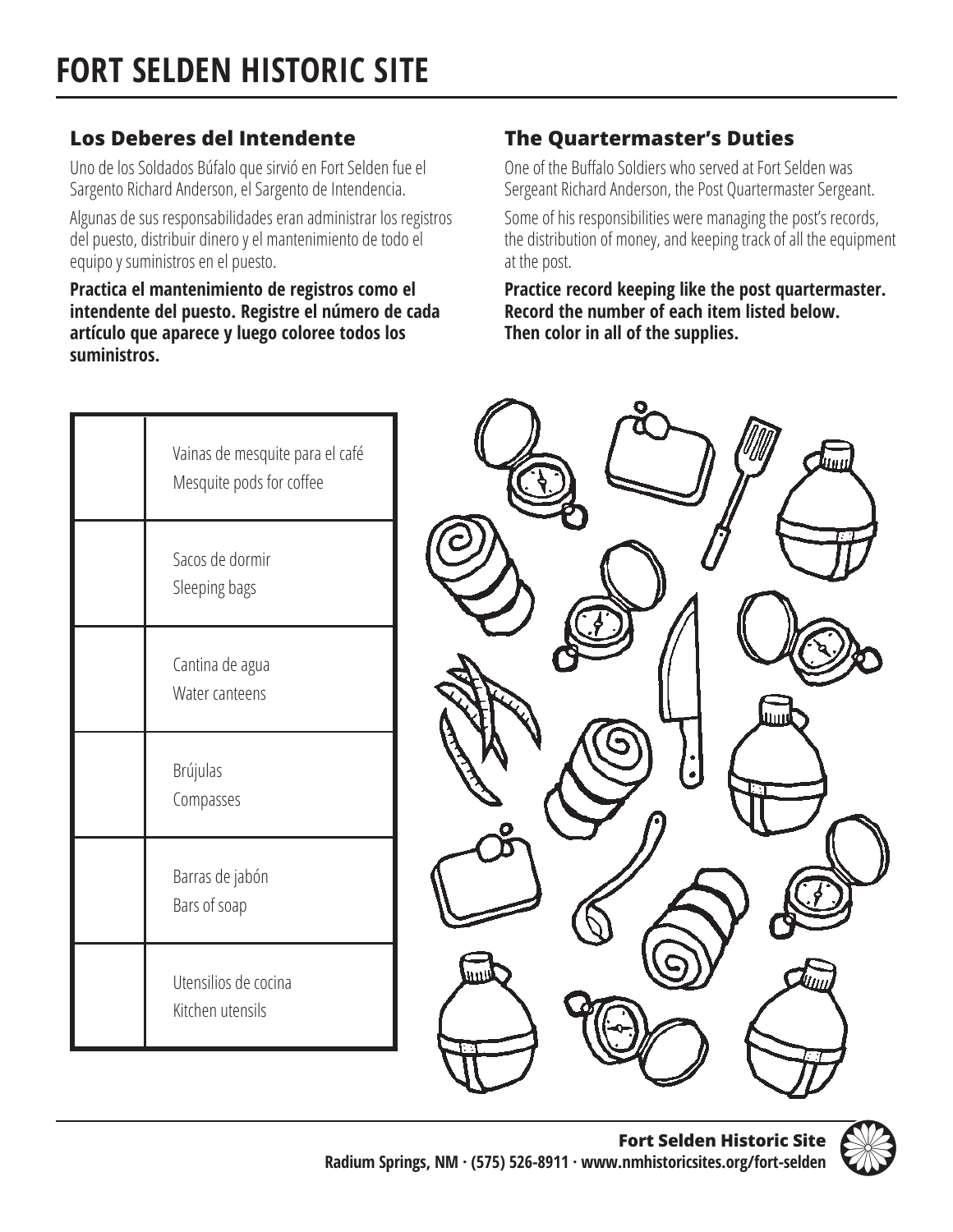# FORT SELDEN HISTORIC SITE

### Los Deberes del Intendente

Uno de los Soldados Búfalo que sirvió en Fort Selden fue el Sargento Richard Anderson, el Sargento de Intendencia.

Algunas de sus responsabilidades eran administrar los registros del puesto, distribuir dinero y el mantenimiento de todo el equipo y suministros en el puesto.

**Practica el mantenimiento de registros como el intendente del puesto. Registre el número de cada artículo que aparece y luego coloree todos los suministros.**

### The Quartermaster's Duties

One of the Buffalo Soldiers who served at Fort Selden was Sergeant Richard Anderson, the Post Quartermaster Sergeant.

Some of his responsibilities were managing the post's records, the distribution of money, and keeping track of all the equipment at the post.

**Practice record keeping like the post quartermaster. Record the number of each item listed below. Then color in all of the supplies.**

| | |
|---|---|
| | Vainas de mesquite para el café<br>Mesquite pods for coffee |
| | Sacos de dormir<br>Sleeping bags |
| | Cantina de agua<br>Water canteens |
| | Brújulas<br>Compasses |
| | Barras de jabón<br>Bars of soap |
| | Utensilios de cocina<br>Kitchen utensils |

**Fort Selden Historic Site**
Radium Springs, NM · (575) 526-8911 · www.nmhistoricsites.org/fort-selden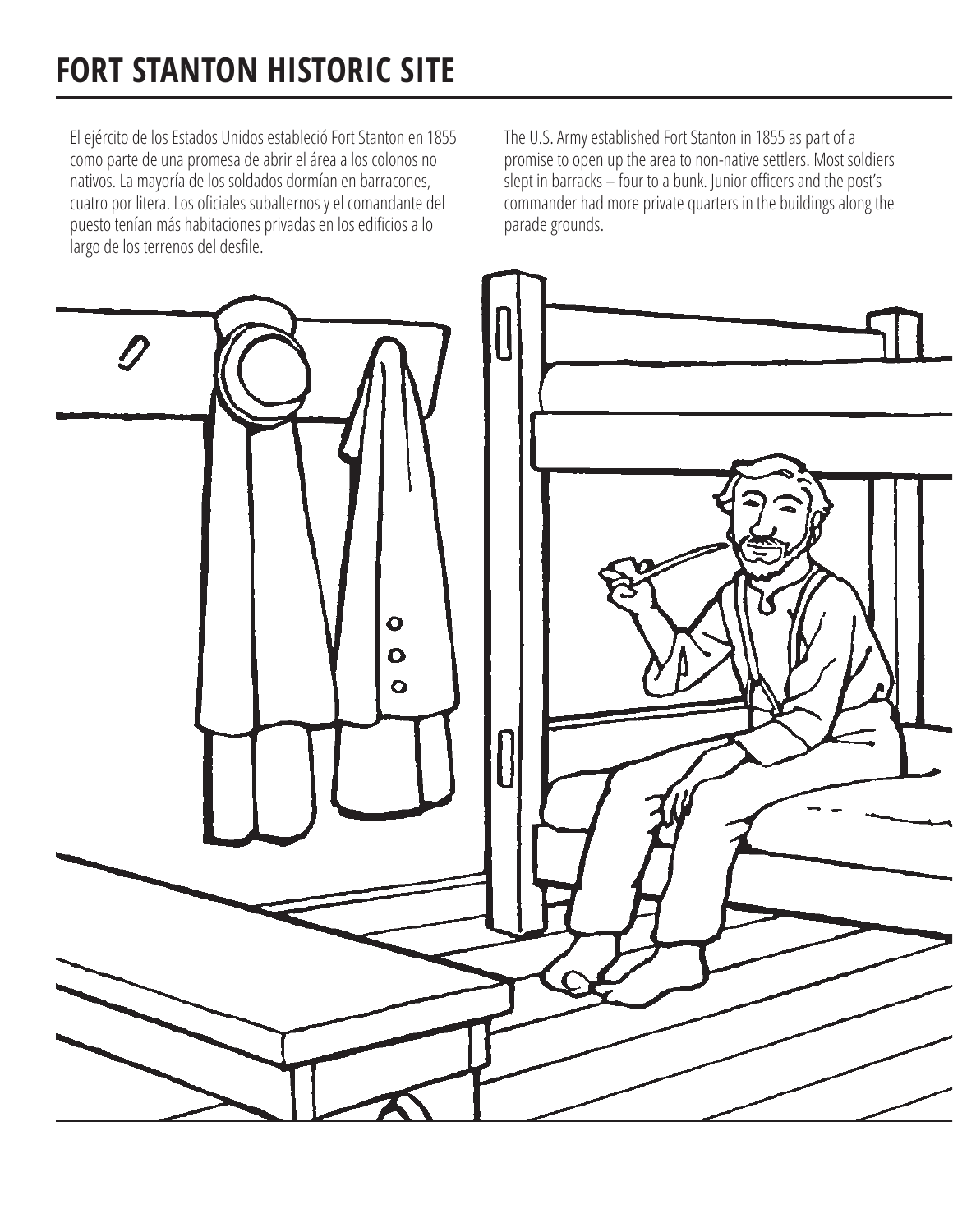# FORT STANTON HISTORIC SITE

El ejército de los Estados Unidos estableció Fort Stanton en 1855 como parte de una promesa de abrir el área a los colonos no nativos. La mayoría de los soldados dormían en barracones, cuatro por litera. Los oficiales subalternos y el comandante del puesto tenían más habitaciones privadas en los edificios a lo largo de los terrenos del desfile.

The U.S. Army established Fort Stanton in 1855 as part of a promise to open up the area to non-native settlers. Most soldiers slept in barracks – four to a bunk. Junior officers and the post's commander had more private quarters in the buildings along the parade grounds.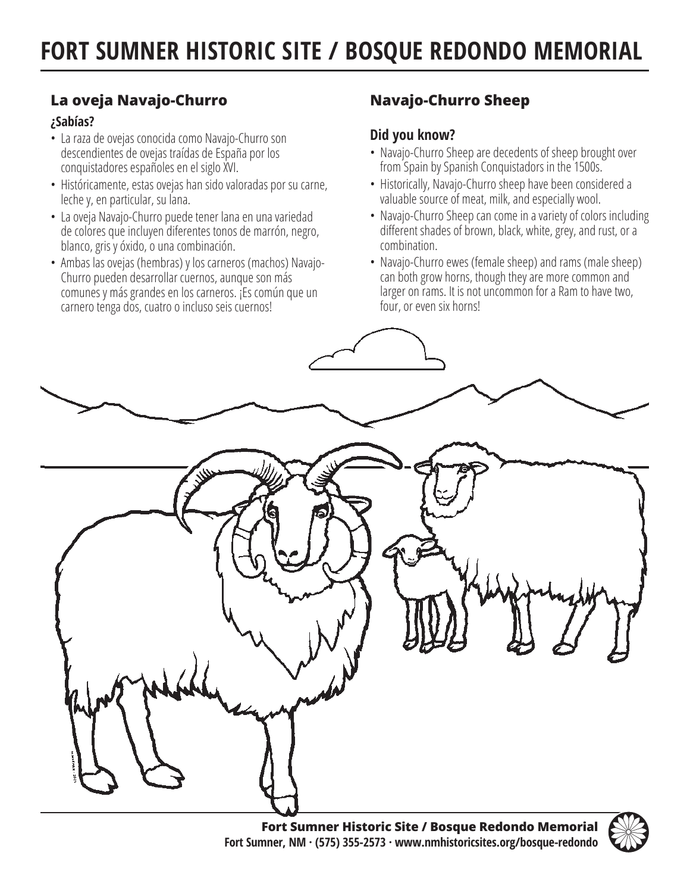# FORT SUMNER HISTORIC SITE / BOSQUE REDONDO MEMORIAL

## La oveja Navajo-Churro

**¿Sabías?**

- La raza de ovejas conocida como Navajo-Churro son descendientes de ovejas traídas de España por los conquistadores españoles en el siglo XVI.
- Históricamente, estas ovejas han sido valoradas por su carne, leche y, en particular, su lana.
- La oveja Navajo-Churro puede tener lana en una variedad de colores que incluyen diferentes tonos de marrón, negro, blanco, gris y óxido, o una combinación.
- Ambas las ovejas (hembras) y los carneros (machos) Navajo-Churro pueden desarrollar cuernos, aunque son más comunes y más grandes en los carneros. ¡Es común que un carnero tenga dos, cuatro o incluso seis cuernos!

## Navajo-Churro Sheep

**Did you know?**

- Navajo-Churro Sheep are decedents of sheep brought over from Spain by Spanish Conquistadors in the 1500s.
- Historically, Navajo-Churro sheep have been considered a valuable source of meat, milk, and especially wool.
- Navajo-Churro Sheep can come in a variety of colors including different shades of brown, black, white, grey, and rust, or a combination.
- Navajo-Churro ewes (female sheep) and rams (male sheep) can both grow horns, though they are more common and larger on rams. It is not uncommon for a Ram to have two, four, or even six horns!

**Fort Sumner Historic Site / Bosque Redondo Memorial**
**Fort Sumner, NM · (575) 355-2573 · www.nmhistoricsites.org/bosque-redondo**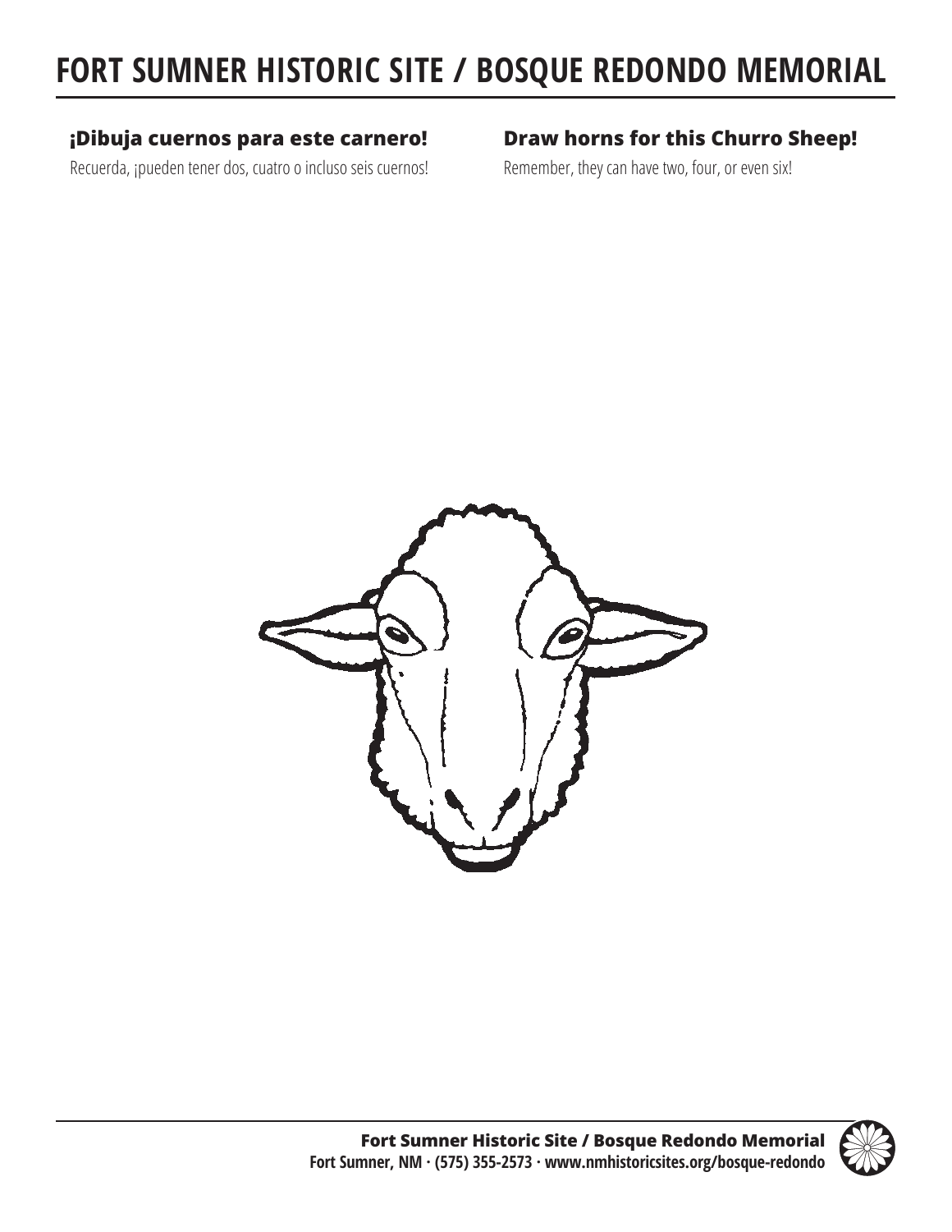# FORT SUMNER HISTORIC SITE / BOSQUE REDONDO MEMORIAL

### ¡Dibuja cuernos para este carnero!

Recuerda, ¡pueden tener dos, cuatro o incluso seis cuernos!

### Draw horns for this Churro Sheep!

Remember, they can have two, four, or even six!

**Fort Sumner Historic Site / Bosque Redondo Memorial**
**Fort Sumner, NM · (575) 355-2573 · www.nmhistoricsites.org/bosque-redondo**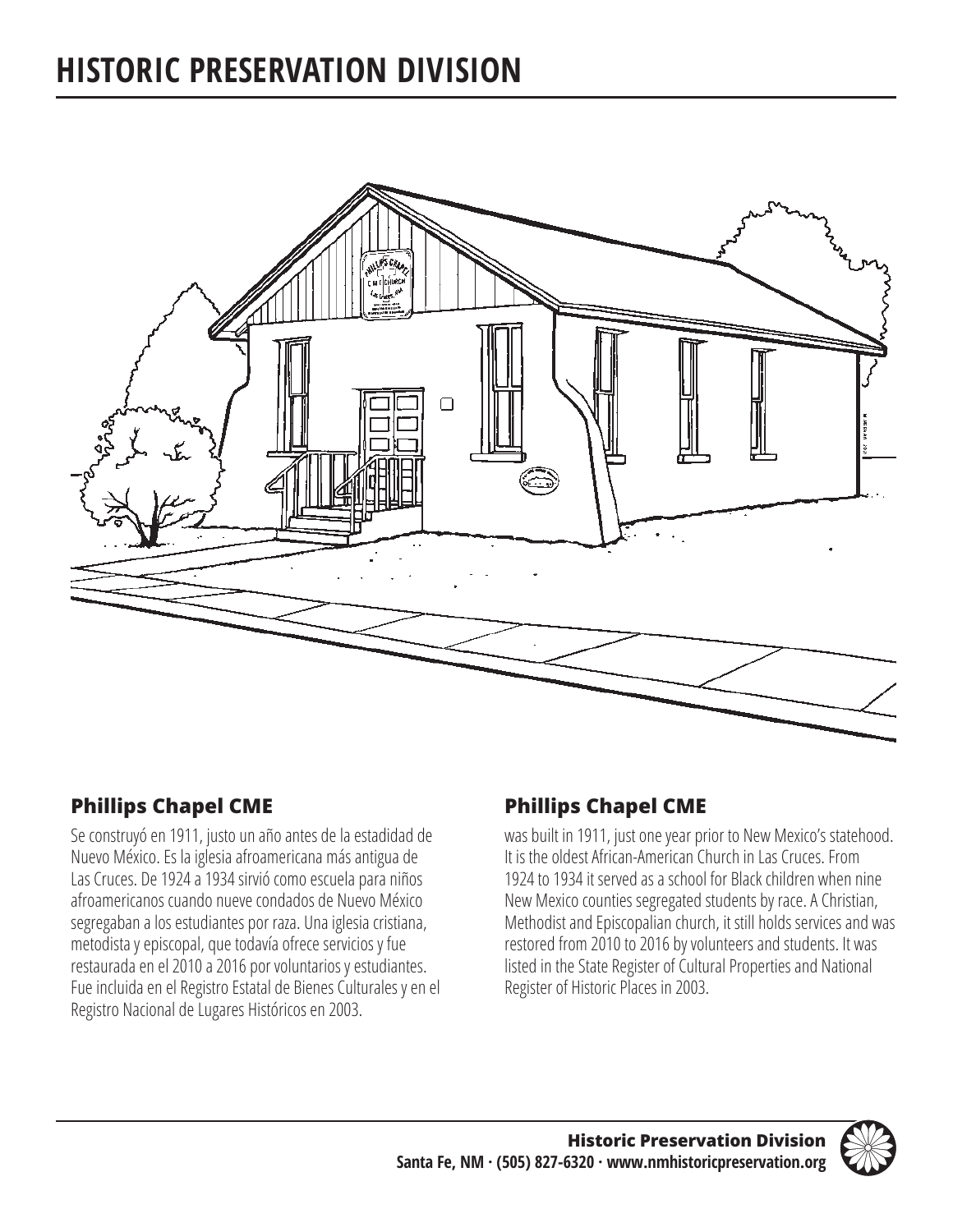# HISTORIC PRESERVATION DIVISION

## Phillips Chapel CME

Se construyó en 1911, justo un año antes de la estadidad de Nuevo México. Es la iglesia afroamericana más antigua de Las Cruces. De 1924 a 1934 sirvió como escuela para niños afroamericanos cuando nueve condados de Nuevo México segregaban a los estudiantes por raza. Una iglesia cristiana, metodista y episcopal, que todavía ofrece servicios y fue restaurada en el 2010 a 2016 por voluntarios y estudiantes. Fue incluida en el Registro Estatal de Bienes Culturales y en el Registro Nacional de Lugares Históricos en 2003.

## Phillips Chapel CME

was built in 1911, just one year prior to New Mexico's statehood. It is the oldest African-American Church in Las Cruces. From 1924 to 1934 it served as a school for Black children when nine New Mexico counties segregated students by race. A Christian, Methodist and Episcopalian church, it still holds services and was restored from 2010 to 2016 by volunteers and students. It was listed in the State Register of Cultural Properties and National Register of Historic Places in 2003.

**Historic Preservation Division**
**Santa Fe, NM · (505) 827-6320 · www.nmhistoricpreservation.org**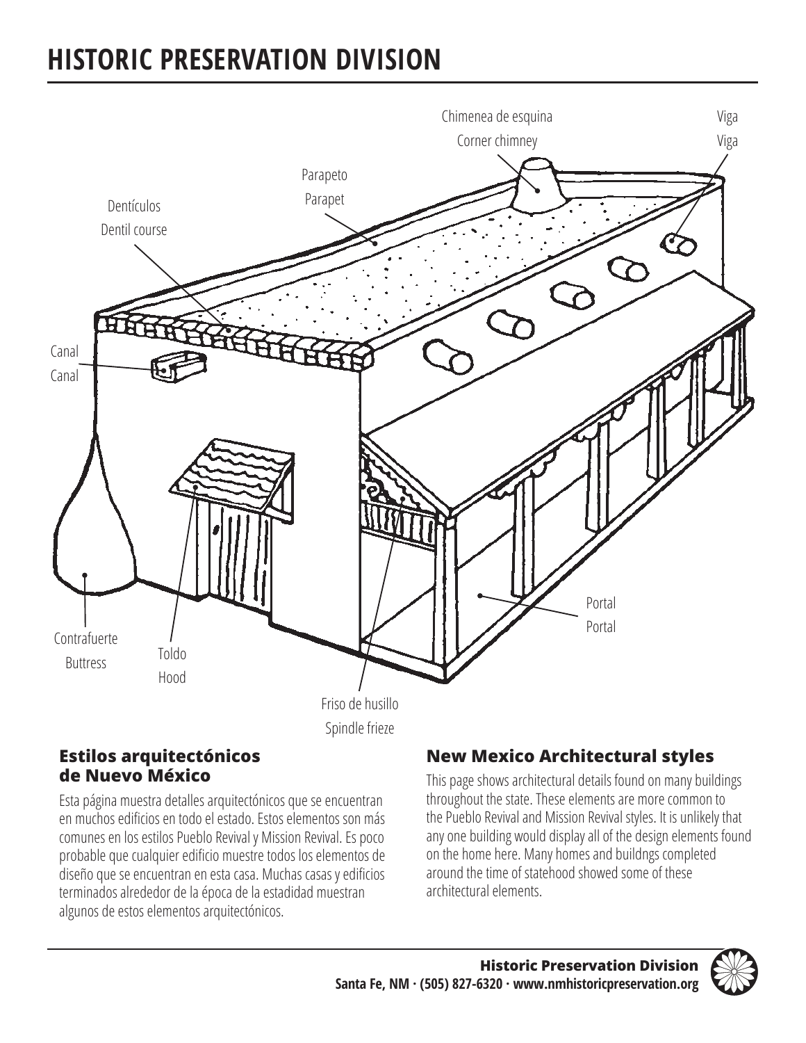# HISTORIC PRESERVATION DIVISION

Chimenea de esquina
Corner chimney

Viga
Viga

Parapeto
Parapet

Dentículos
Dentil course

Canal
Canal

Contrafuerte
Buttress

Toldo
Hood

Portal
Portal

Friso de husillo
Spindle frieze

## Estilos arquitectónicos de Nuevo México

Esta página muestra detalles arquitectónicos que se encuentran en muchos edificios en todo el estado. Estos elementos son más comunes en los estilos Pueblo Revival y Mission Revival. Es poco probable que cualquier edificio muestre todos los elementos de diseño que se encuentran en esta casa. Muchas casas y edificios terminados alrededor de la época de la estadidad muestran algunos de estos elementos arquitectónicos.

## New Mexico Architectural styles

This page shows architectural details found on many buildings throughout the state. These elements are more common to the Pueblo Revival and Mission Revival styles. It is unlikely that any one building would display all of the design elements found on the home here. Many homes and buildngs completed around the time of statehood showed some of these architectural elements.

**Historic Preservation Division**
**Santa Fe, NM · (505) 827-6320 · www.nmhistoricpreservation.org**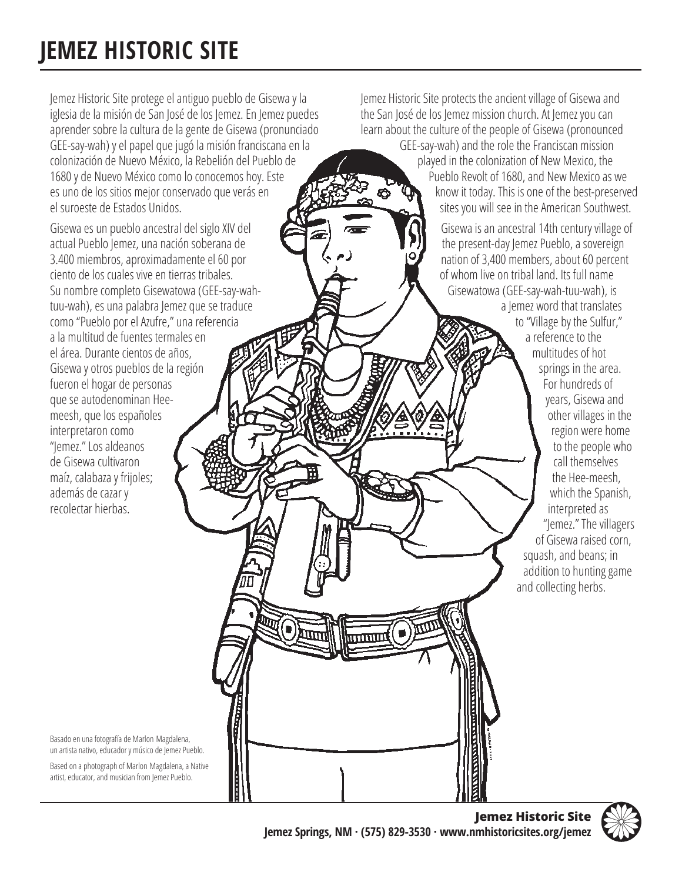# JEMEZ HISTORIC SITE

Jemez Historic Site protege el antiguo pueblo de Gisewa y la iglesia de la misión de San José de los Jemez. En Jemez puedes aprender sobre la cultura de la gente de Gisewa (pronunciado GEE-say-wah) y el papel que jugó la misión franciscana en la colonización de Nuevo México, la Rebelión del Pueblo de 1680 y de Nuevo México como lo conocemos hoy. Este es uno de los sitios mejor conservado que verás en el suroeste de Estados Unidos.

Gisewa es un pueblo ancestral del siglo XIV del actual Pueblo Jemez, una nación soberana de 3.400 miembros, aproximadamente el 60 por ciento de los cuales vive en tierras tribales. Su nombre completo Gisewatowa (GEE-say-wah-tuu-wah), es una palabra Jemez que se traduce como "Pueblo por el Azufre," una referencia a la multitud de fuentes termales en el área. Durante cientos de años, Gisewa y otros pueblos de la región fueron el hogar de personas que se autodenominan Hee-meesh, que los españoles interpretaron como "Jemez." Los aldeanos de Gisewa cultivaron maíz, calabaza y frijoles; además de cazar y recolectar hierbas.

Jemez Historic Site protects the ancient village of Gisewa and the San José de los Jemez mission church. At Jemez you can learn about the culture of the people of Gisewa (pronounced GEE-say-wah) and the role the Franciscan mission played in the colonization of New Mexico, the Pueblo Revolt of 1680, and New Mexico as we know it today. This is one of the best-preserved sites you will see in the American Southwest.

Gisewa is an ancestral 14th century village of the present-day Jemez Pueblo, a sovereign nation of 3,400 members, about 60 percent of whom live on tribal land. Its full name Gisewatowa (GEE-say-wah-tuu-wah), is a Jemez word that translates to "Village by the Sulfur," a reference to the multitudes of hot springs in the area. For hundreds of years, Gisewa and other villages in the region were home to the people who call themselves the Hee-meesh, which the Spanish, interpreted as "Jemez." The villagers of Gisewa raised corn, squash, and beans; in addition to hunting game and collecting herbs.

Basado en una fotografía de Marlon Magdalena, un artista nativo, educador y músico de Jemez Pueblo.

Based on a photograph of Marlon Magdalena, a Native artist, educator, and musician from Jemez Pueblo.

**Jemez Historic Site**
**Jemez Springs, NM · (575) 829-3530 · www.nmhistoricsites.org/jemez**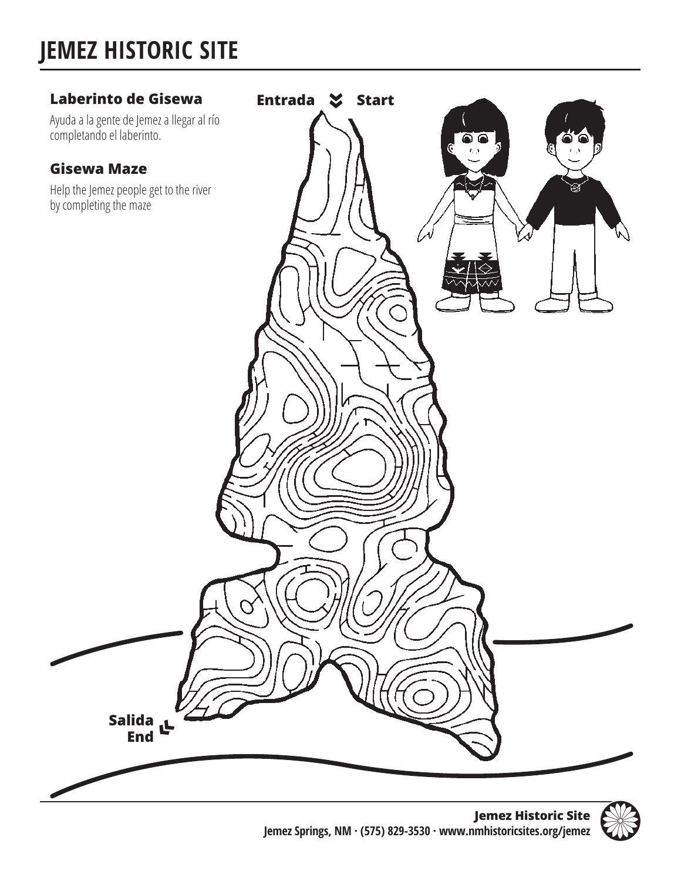# JEMEZ HISTORIC SITE

### Laberinto de Gisewa

Ayuda a la gente de Jemez a llegar al río completando el laberinto.

### Gisewa Maze

Help the Jemez people get to the river by completing the maze

**Entrada** **Start**

**Salida**
**End**

**Jemez Historic Site**
**Jemez Springs, NM · (575) 829-3530 · www.nmhistoricsites.org/jemez**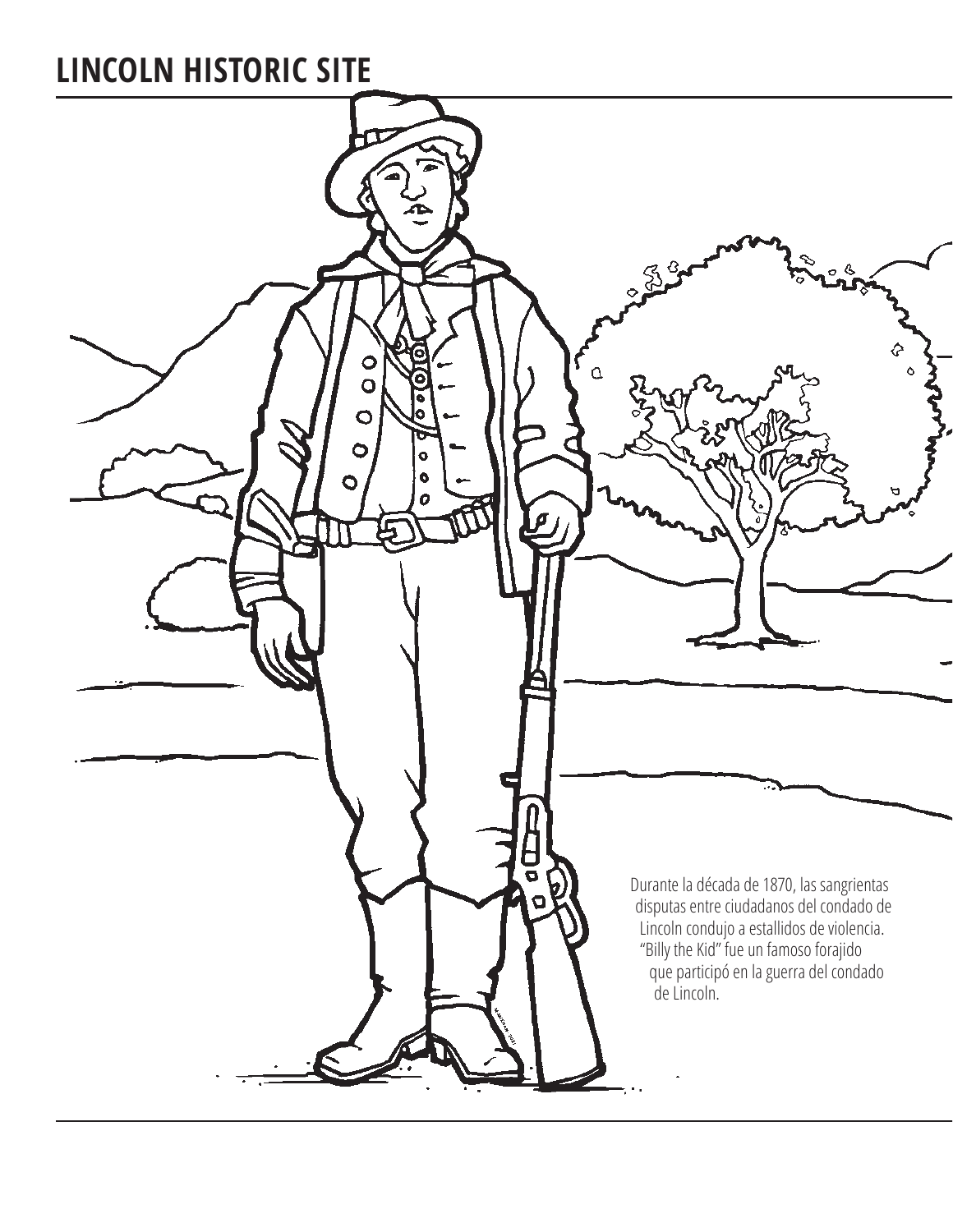# LINCOLN HISTORIC SITE

Durante la década de 1870, las sangrientas disputas entre ciudadanos del condado de Lincoln condujo a estallidos de violencia. "Billy the Kid" fue un famoso forajido que participó en la guerra del condado de Lincoln.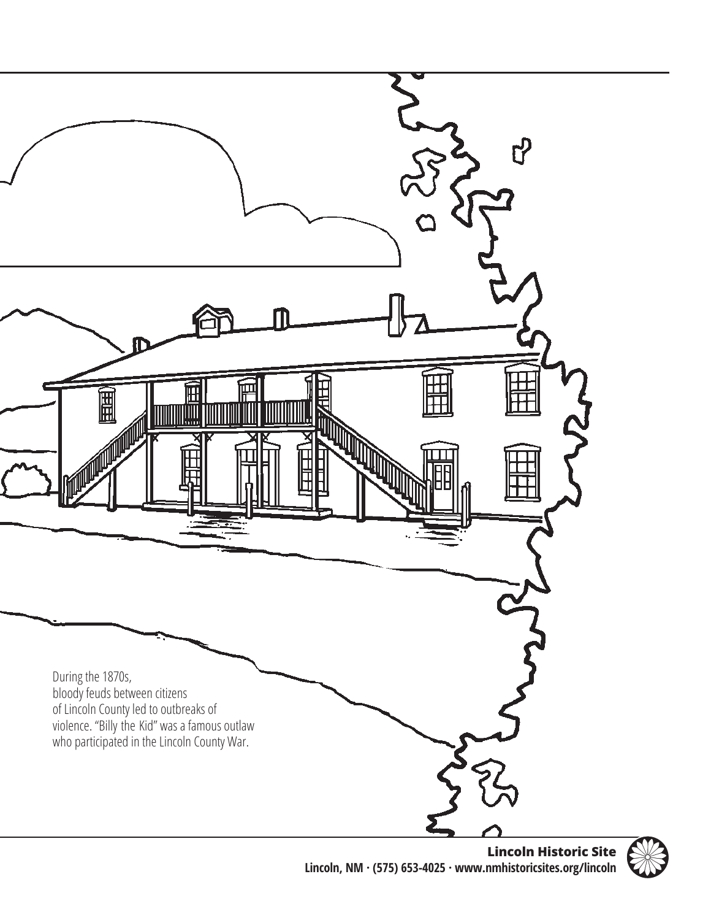During the 1870s, bloody feuds between citizens of Lincoln County led to outbreaks of violence. "Billy the Kid" was a famous outlaw who participated in the Lincoln County War.

**Lincoln Historic Site**
**Lincoln, NM · (575) 653-4025 · www.nmhistoricsites.org/lincoln**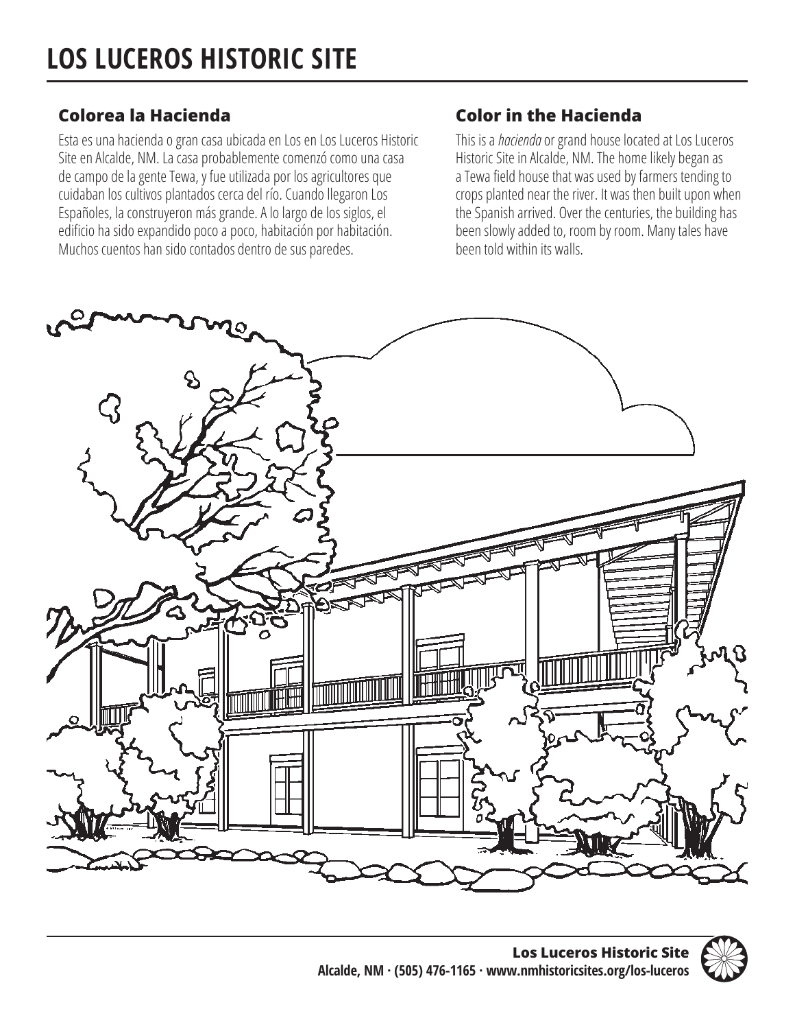# LOS LUCEROS HISTORIC SITE

## Colorea la Hacienda

Esta es una hacienda o gran casa ubicada en Los en Los Luceros Historic Site en Alcalde, NM. La casa probablemente comenzó como una casa de campo de la gente Tewa, y fue utilizada por los agricultores que cuidaban los cultivos plantados cerca del río. Cuando llegaron Los Españoles, la construyeron más grande. A lo largo de los siglos, el edificio ha sido expandido poco a poco, habitación por habitación. Muchos cuentos han sido contados dentro de sus paredes.

## Color in the Hacienda

This is a *hacienda* or grand house located at Los Luceros Historic Site in Alcalde, NM. The home likely began as a Tewa field house that was used by farmers tending to crops planted near the river. It was then built upon when the Spanish arrived. Over the centuries, the building has been slowly added to, room by room. Many tales have been told within its walls.

**Los Luceros Historic Site**
**Alcalde, NM · (505) 476-1165 · www.nmhistoricsites.org/los-luceros**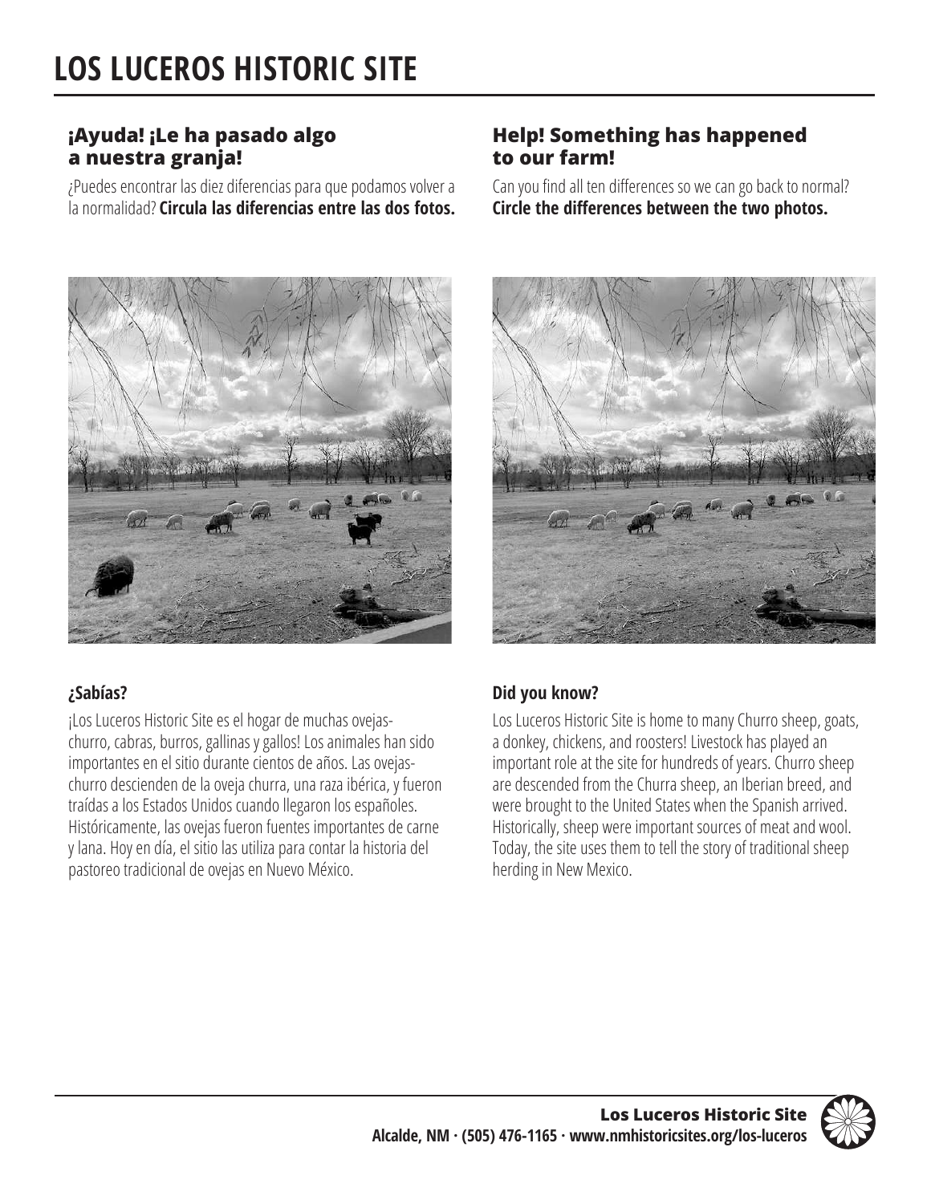# LOS LUCEROS HISTORIC SITE

## ¡Ayuda! ¡Le ha pasado algo a nuestra granja!

¿Puedes encontrar las diez diferencias para que podamos volver a la normalidad? **Circula las diferencias entre las dos fotos.**

## Help! Something has happened to our farm!

Can you find all ten differences so we can go back to normal? **Circle the differences between the two photos.**

### ¿Sabías?

¡Los Luceros Historic Site es el hogar de muchas ovejas-churro, cabras, burros, gallinas y gallos! Los animales han sido importantes en el sitio durante cientos de años. Las ovejas-churro descienden de la oveja churra, una raza ibérica, y fueron traídas a los Estados Unidos cuando llegaron los españoles. Históricamente, las ovejas fueron fuentes importantes de carne y lana. Hoy en día, el sitio las utiliza para contar la historia del pastoreo tradicional de ovejas en Nuevo México.

### Did you know?

Los Luceros Historic Site is home to many Churro sheep, goats, a donkey, chickens, and roosters! Livestock has played an important role at the site for hundreds of years. Churro sheep are descended from the Churra sheep, an Iberian breed, and were brought to the United States when the Spanish arrived. Historically, sheep were important sources of meat and wool. Today, the site uses them to tell the story of traditional sheep herding in New Mexico.

**Los Luceros Historic Site**
**Alcalde, NM · (505) 476-1165 · www.nmhistoricsites.org/los-luceros**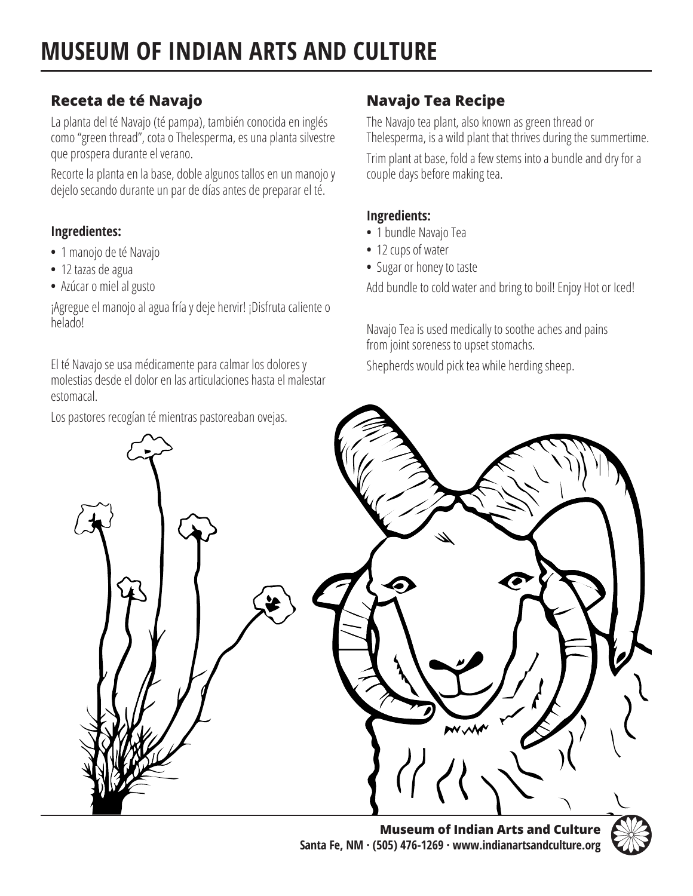# MUSEUM OF INDIAN ARTS AND CULTURE

## Receta de té Navajo

La planta del té Navajo (té pampa), también conocida en inglés como "green thread", cota o Thelesperma, es una planta silvestre que prospera durante el verano.

Recorte la planta en la base, doble algunos tallos en un manojo y dejelo secando durante un par de días antes de preparar el té.

**Ingredientes:**

- 1 manojo de té Navajo
- 12 tazas de agua
- Azúcar o miel al gusto

¡Agregue el manojo al agua fría y deje hervir! ¡Disfruta caliente o helado!

El té Navajo se usa médicamente para calmar los dolores y molestias desde el dolor en las articulaciones hasta el malestar estomacal.

Los pastores recogían té mientras pastoreaban ovejas.

## Navajo Tea Recipe

The Navajo tea plant, also known as green thread or Thelesperma, is a wild plant that thrives during the summertime.

Trim plant at base, fold a few stems into a bundle and dry for a couple days before making tea.

**Ingredients:**

- 1 bundle Navajo Tea
- 12 cups of water
- Sugar or honey to taste

Add bundle to cold water and bring to boil! Enjoy Hot or Iced!

Navajo Tea is used medically to soothe aches and pains from joint soreness to upset stomachs.

Shepherds would pick tea while herding sheep.

**Museum of Indian Arts and Culture**
**Santa Fe, NM · (505) 476-1269 · www.indianartsandculture.org**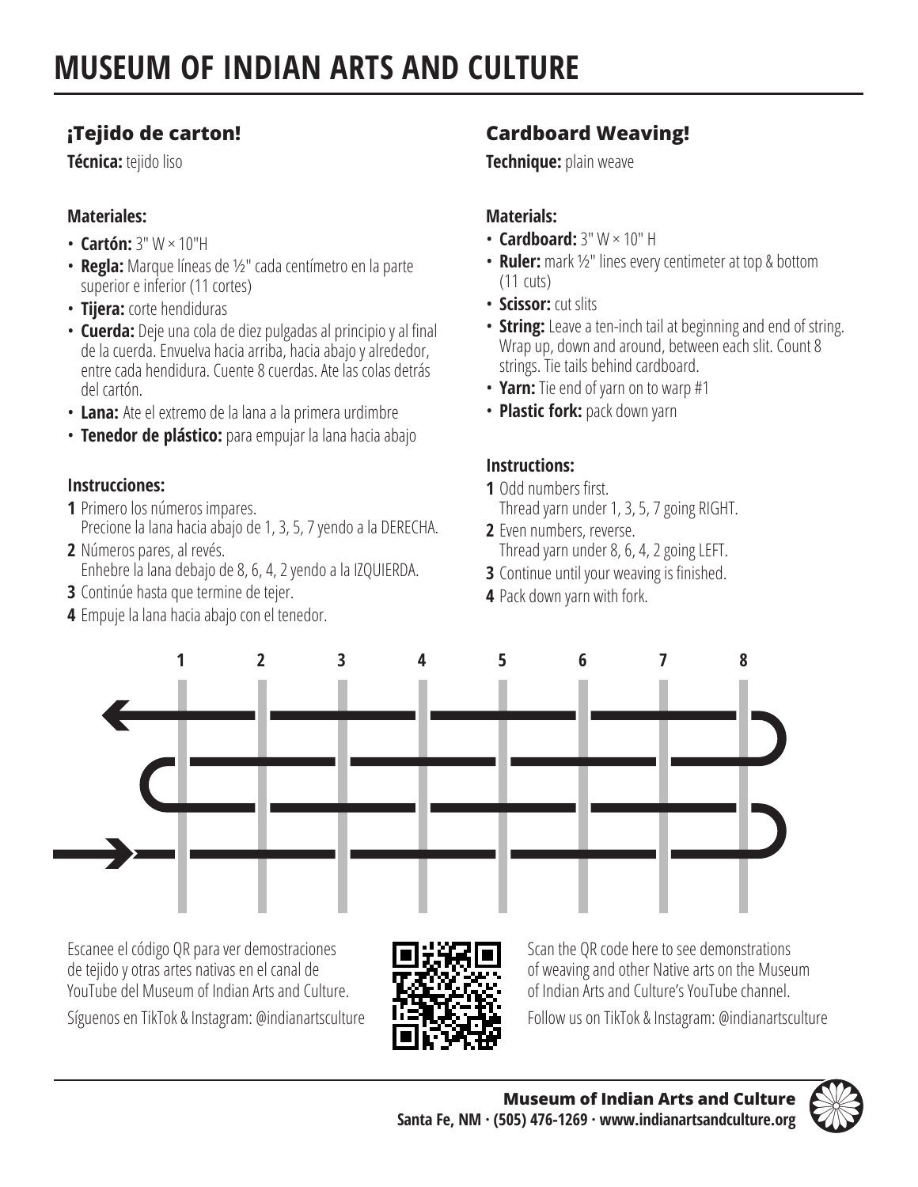# MUSEUM OF INDIAN ARTS AND CULTURE

## ¡Tejido de carton!

**Técnica:** tejido liso

### Materiales:

- **Cartón:** 3" W × 10"H
- **Regla:** Marque líneas de ½" cada centímetro en la parte superior e inferior (11 cortes)
- **Tijera:** corte hendiduras
- **Cuerda:** Deje una cola de diez pulgadas al principio y al final de la cuerda. Envuelva hacia arriba, hacia abajo y alrededor, entre cada hendidura. Cuente 8 cuerdas. Ate las colas detrás del cartón.
- **Lana:** Ate el extremo de la lana a la primera urdimbre
- **Tenedor de plástico:** para empujar la lana hacia abajo

### Instrucciones:

1. Primero los números impares.
   Precione la lana hacia abajo de 1, 3, 5, 7 yendo a la DERECHA.
2. Números pares, al revés.
   Enhebre la lana debajo de 8, 6, 4, 2 yendo a la IZQUIERDA.
3. Continúe hasta que termine de tejer.
4. Empuje la lana hacia abajo con el tenedor.

## Cardboard Weaving!

**Technique:** plain weave

### Materials:

- **Cardboard:** 3" W × 10" H
- **Ruler:** mark ½" lines every centimeter at top & bottom (11 cuts)
- **Scissor:** cut slits
- **String:** Leave a ten-inch tail at beginning and end of string. Wrap up, down and around, between each slit. Count 8 strings. Tie tails behind cardboard.
- **Yarn:** Tie end of yarn on to warp #1
- **Plastic fork:** pack down yarn

### Instructions:

1. Odd numbers first.
   Thread yarn under 1, 3, 5, 7 going RIGHT.
2. Even numbers, reverse.
   Thread yarn under 8, 6, 4, 2 going LEFT.
3. Continue until your weaving is finished.
4. Pack down yarn with fork.

1 2 3 4 5 6 7 8

Escanee el código QR para ver demostraciones de tejido y otras artes nativas en el canal de YouTube del Museum of Indian Arts and Culture.

Síguenos en TikTok & Instagram: @indianartsculture

Scan the QR code here to see demonstrations of weaving and other Native arts on the Museum of Indian Arts and Culture's YouTube channel.

Follow us on TikTok & Instagram: @indianartsculture

**Museum of Indian Arts and Culture**
**Santa Fe, NM · (505) 476-1269 · www.indianartsandculture.org**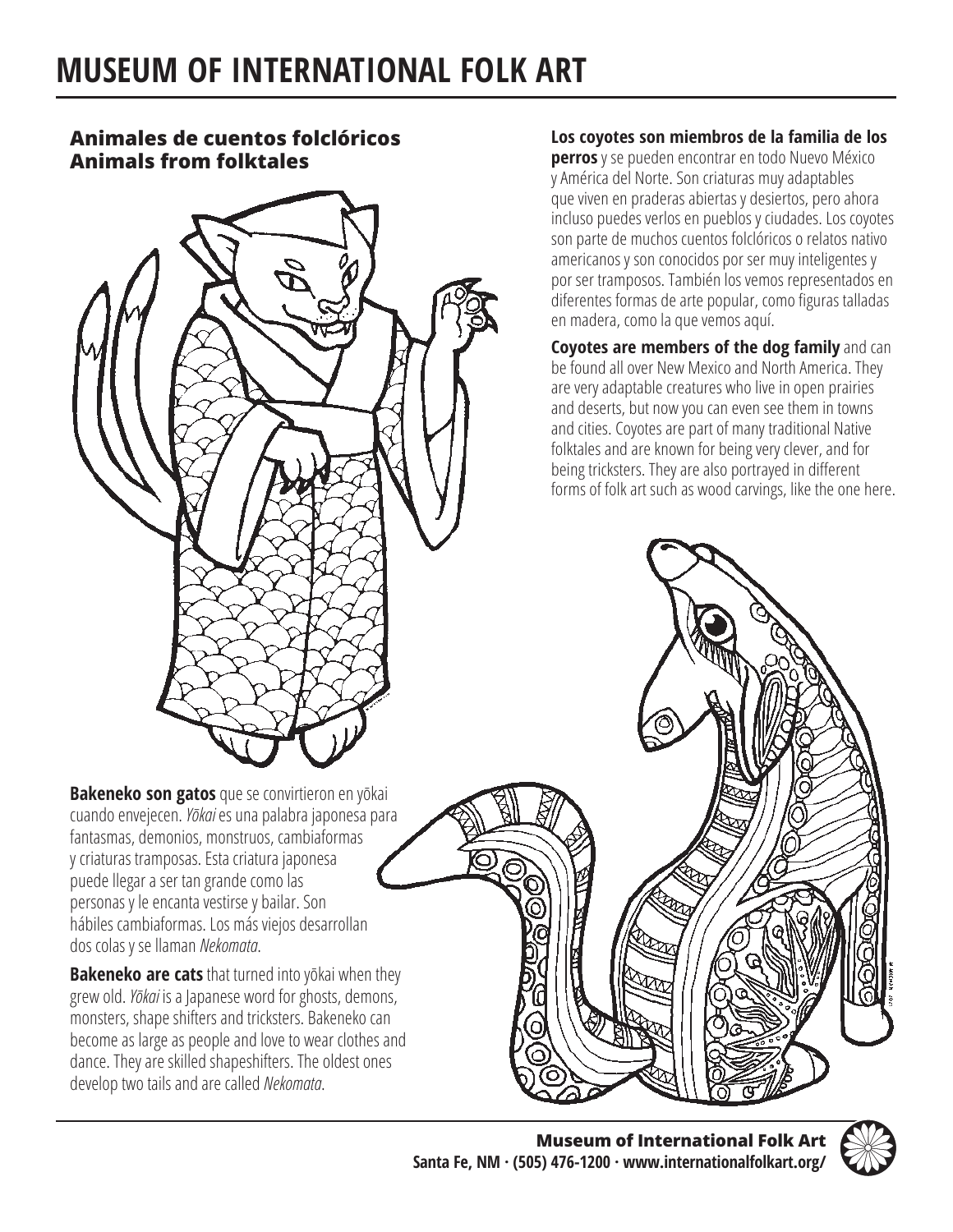# MUSEUM OF INTERNATIONAL FOLK ART

## Animales de cuentos folclóricos
## Animals from folktales

**Los coyotes son miembros de la familia de los perros** y se pueden encontrar en todo Nuevo México y América del Norte. Son criaturas muy adaptables que viven en praderas abiertas y desiertos, pero ahora incluso puedes verlos en pueblos y ciudades. Los coyotes son parte de muchos cuentos folclóricos o relatos nativo americanos y son conocidos por ser muy inteligentes y por ser tramposos. También los vemos representados en diferentes formas de arte popular, como figuras talladas en madera, como la que vemos aquí.

**Coyotes are members of the dog family** and can be found all over New Mexico and North America. They are very adaptable creatures who live in open prairies and deserts, but now you can even see them in towns and cities. Coyotes are part of many traditional Native folktales and are known for being very clever, and for being tricksters. They are also portrayed in different forms of folk art such as wood carvings, like the one here.

**Bakeneko son gatos** que se convirtieron en yōkai cuando envejecen. *Yōkai* es una palabra japonesa para fantasmas, demonios, monstruos, cambiaformas y criaturas tramposas. Esta criatura japonesa puede llegar a ser tan grande como las personas y le encanta vestirse y bailar. Son hábiles cambiaformas. Los más viejos desarrollan dos colas y se llaman *Nekomata*.

**Bakeneko are cats** that turned into yōkai when they grew old. *Yōkai* is a Japanese word for ghosts, demons, monsters, shape shifters and tricksters. Bakeneko can become as large as people and love to wear clothes and dance. They are skilled shapeshifters. The oldest ones develop two tails and are called *Nekomata*.

**Museum of International Folk Art**
Santa Fe, NM · (505) 476-1200 · www.internationalfolkart.org/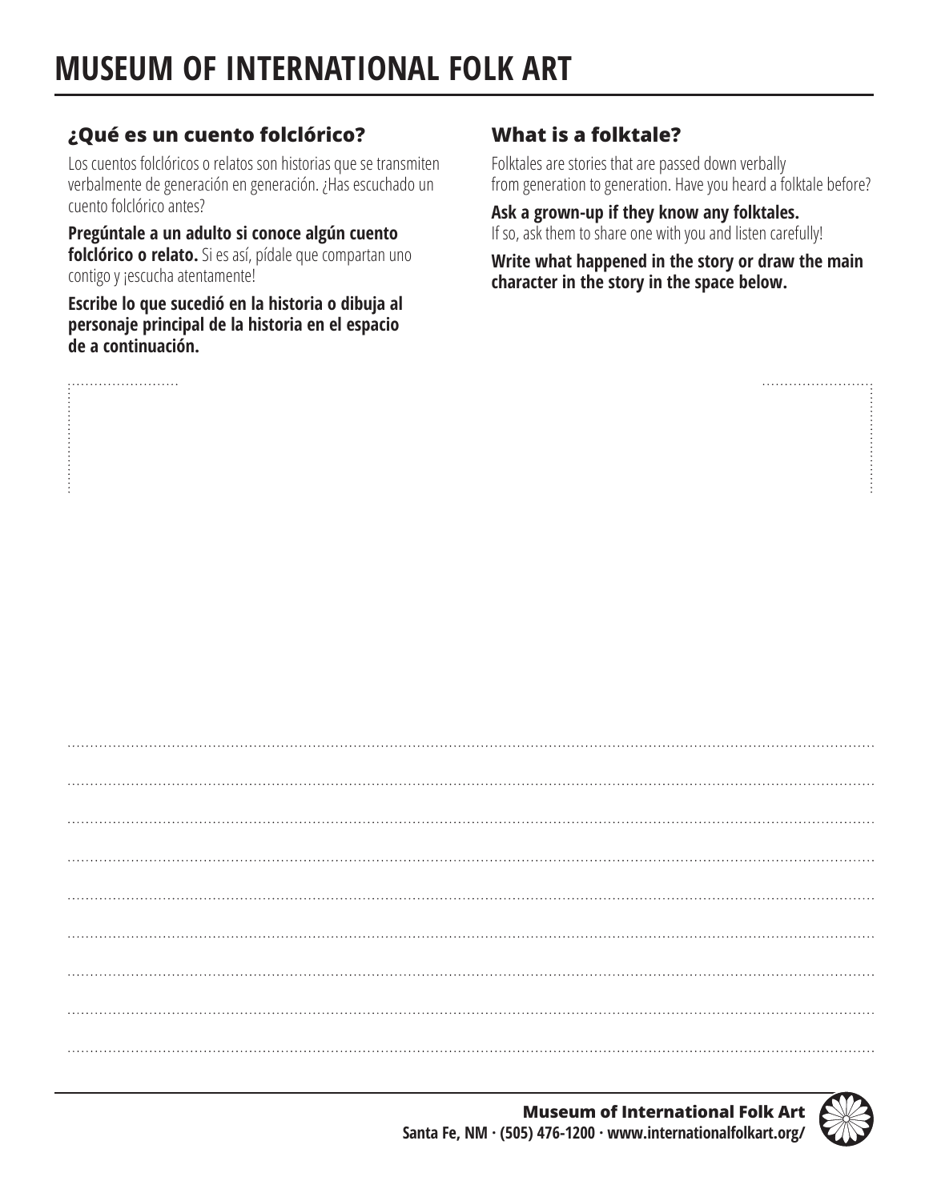# MUSEUM OF INTERNATIONAL FOLK ART

## ¿Qué es un cuento folclórico?

Los cuentos folclóricos o relatos son historias que se transmiten verbalmente de generación en generación. ¿Has escuchado un cuento folclórico antes?

**Pregúntale a un adulto si conoce algún cuento folclórico o relato.** Si es así, pídale que compartan uno contigo y ¡escucha atentamente!

**Escribe lo que sucedió en la historia o dibuja al personaje principal de la historia en el espacio de a continuación.**

## What is a folktale?

Folktales are stories that are passed down verbally from generation to generation. Have you heard a folktale before?

**Ask a grown-up if they know any folktales.** If so, ask them to share one with you and listen carefully!

**Write what happened in the story or draw the main character in the story in the space below.**

**Museum of International Folk Art**
Santa Fe, NM · (505) 476-1200 · www.internationalfolkart.org/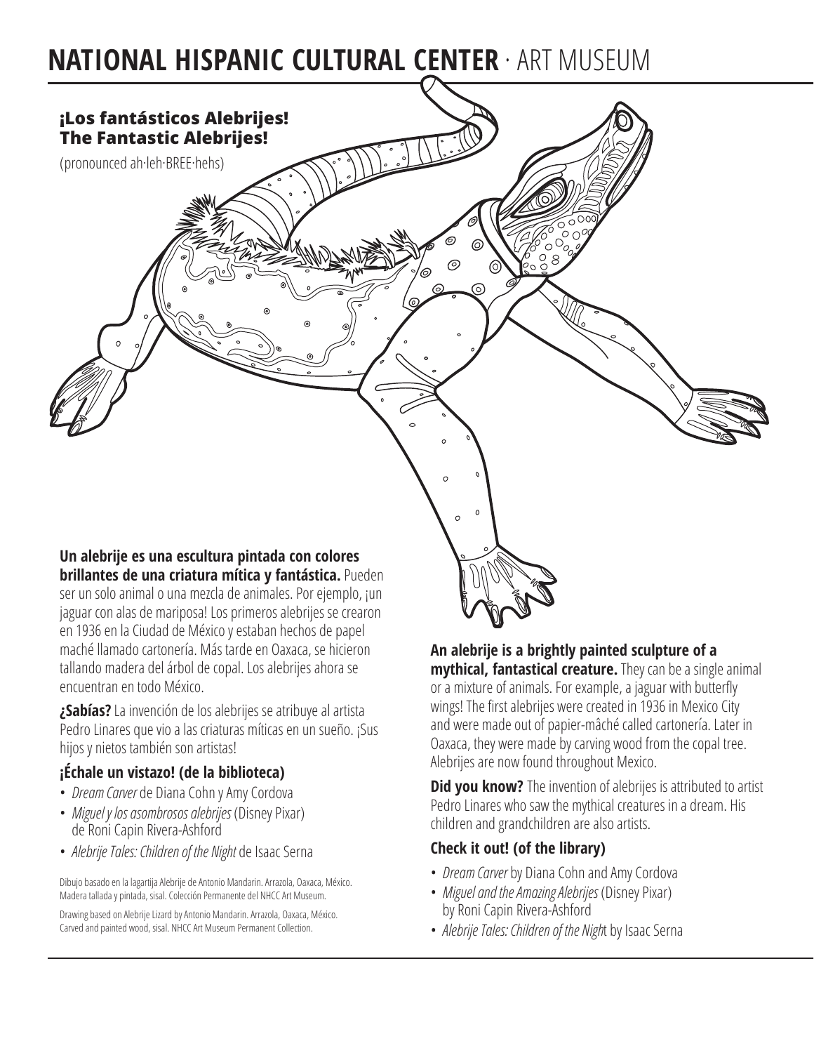# NATIONAL HISPANIC CULTURAL CENTER · ART MUSEUM

## ¡Los fantásticos Alebrijes!
## The Fantastic Alebrijes!

(pronounced ah·leh·BREE·hehs)

**Un alebrije es una escultura pintada con colores brillantes de una criatura mítica y fantástica.** Pueden ser un solo animal o una mezcla de animales. Por ejemplo, ¡un jaguar con alas de mariposa! Los primeros alebrijes se crearon en 1936 en la Ciudad de México y estaban hechos de papel maché llamado cartonería. Más tarde en Oaxaca, se hicieron tallando madera del árbol de copal. Los alebrijes ahora se encuentran en todo México.

**¿Sabías?** La invención de los alebrijes se atribuye al artista Pedro Linares que vio a las criaturas míticas en un sueño. ¡Sus hijos y nietos también son artistas!

### ¡Échale un vistazo! (de la biblioteca)

- *Dream Carver* de Diana Cohn y Amy Cordova
- *Miguel y los asombrosos alebrijes* (Disney Pixar) de Roni Capin Rivera-Ashford
- *Alebrije Tales: Children of the Night* de Isaac Serna

Dibujo basado en la lagartija Alebrije de Antonio Mandarin. Arrazola, Oaxaca, México. Madera tallada y pintada, sisal. Colección Permanente del NHCC Art Museum.

Drawing based on Alebrije Lizard by Antonio Mandarin. Arrazola, Oaxaca, México. Carved and painted wood, sisal. NHCC Art Museum Permanent Collection.

**An alebrije is a brightly painted sculpture of a mythical, fantastical creature.** They can be a single animal or a mixture of animals. For example, a jaguar with butterfly wings! The first alebrijes were created in 1936 in Mexico City and were made out of papier-mâché called cartonería. Later in Oaxaca, they were made by carving wood from the copal tree. Alebrijes are now found throughout Mexico.

**Did you know?** The invention of alebrijes is attributed to artist Pedro Linares who saw the mythical creatures in a dream. His children and grandchildren are also artists.

### Check it out! (of the library)

- *Dream Carver* by Diana Cohn and Amy Cordova
- *Miguel and the Amazing Alebrijes* (Disney Pixar) by Roni Capin Rivera-Ashford
- *Alebrije Tales: Children of the Night* by Isaac Serna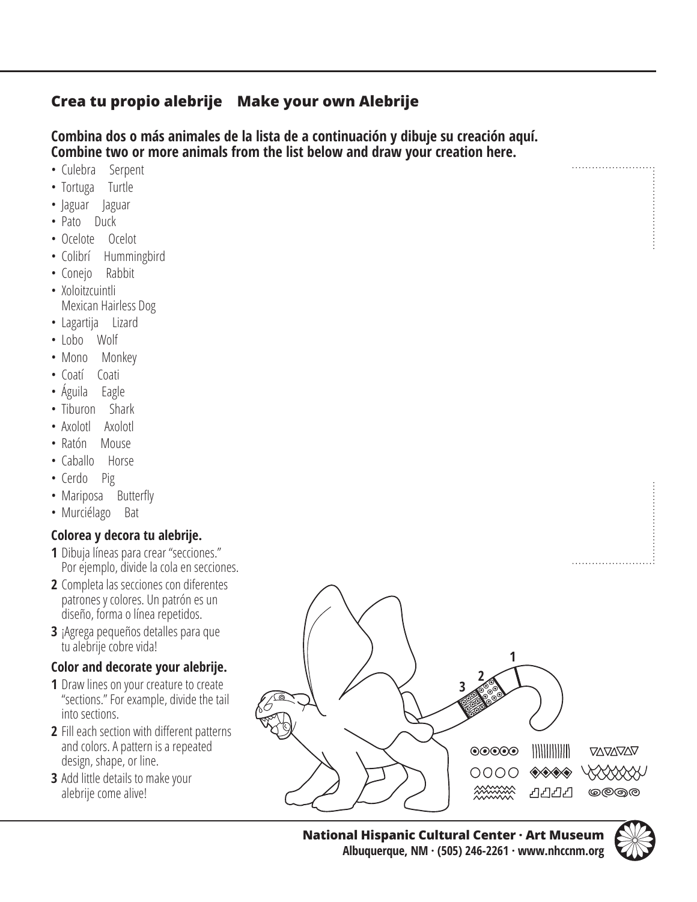## Crea tu propio alebrije    Make your own Alebrije

**Combina dos o más animales de la lista de a continuación y dibuje su creación aquí.**
**Combine two or more animals from the list below and draw your creation here.**

- Culebra  Serpent
- Tortuga  Turtle
- Jaguar  Jaguar
- Pato  Duck
- Ocelote  Ocelot
- Colibrí  Hummingbird
- Conejo  Rabbit
- Xoloitzcuintli
  Mexican Hairless Dog
- Lagartija  Lizard
- Lobo  Wolf
- Mono  Monkey
- Coatí  Coati
- Águila  Eagle
- Tiburon  Shark
- Axolotl  Axolotl
- Ratón  Mouse
- Caballo  Horse
- Cerdo  Pig
- Mariposa  Butterfly
- Murciélago  Bat

### Colorea y decora tu alebrije.

1. Dibuja líneas para crear "secciones." Por ejemplo, divide la cola en secciones.
2. Completa las secciones con diferentes patrones y colores. Un patrón es un diseño, forma o línea repetidos.
3. ¡Agrega pequeños detalles para que tu alebrije cobre vida!

### Color and decorate your alebrije.

1. Draw lines on your creature to create "sections." For example, divide the tail into sections.
2. Fill each section with different patterns and colors. A pattern is a repeated design, shape, or line.
3. Add little details to make your alebrije come alive!

**National Hispanic Cultural Center · Art Museum**
**Albuquerque, NM · (505) 246-2261 · www.nhccnm.org**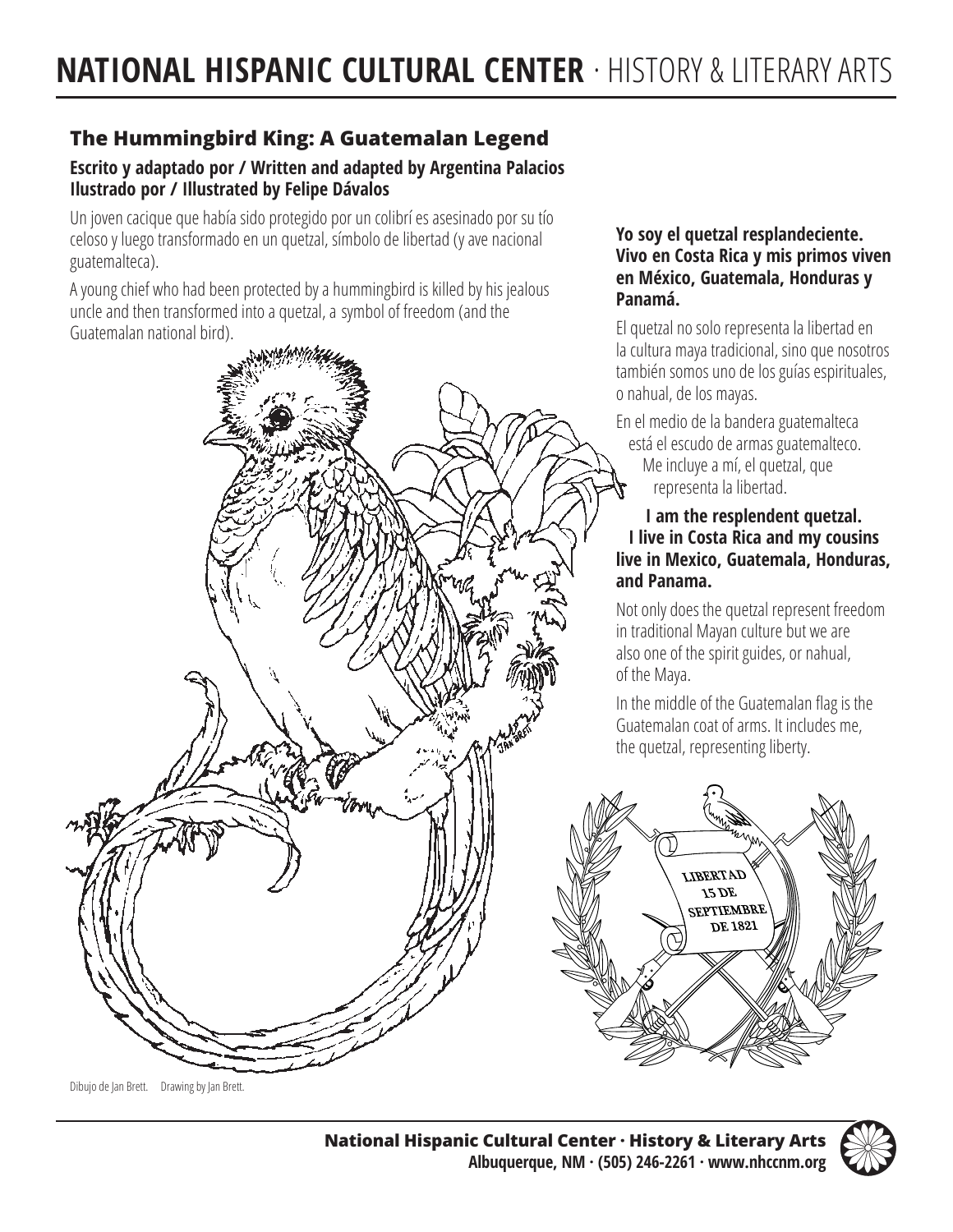## The Hummingbird King: A Guatemalan Legend

**Escrito y adaptado por / Written and adapted by Argentina Palacios**
**Ilustrado por / Illustrated by Felipe Dávalos**

Un joven cacique que había sido protegido por un colibrí es asesinado por su tío celoso y luego transformado en un quetzal, símbolo de libertad (y ave nacional guatemalteca).

A young chief who had been protected by a hummingbird is killed by his jealous uncle and then transformed into a quetzal, a symbol of freedom (and the Guatemalan national bird).

**Yo soy el quetzal resplandeciente. Vivo en Costa Rica y mis primos viven en México, Guatemala, Honduras y Panamá.**

El quetzal no solo representa la libertad en la cultura maya tradicional, sino que nosotros también somos uno de los guías espirituales, o nahual, de los mayas.

En el medio de la bandera guatemalteca está el escudo de armas guatemalteco. Me incluye a mí, el quetzal, que representa la libertad.

**I am the resplendent quetzal. I live in Costa Rica and my cousins live in Mexico, Guatemala, Honduras, and Panama.**

Not only does the quetzal represent freedom in traditional Mayan culture but we are also one of the spirit guides, or nahual, of the Maya.

In the middle of the Guatemalan flag is the Guatemalan coat of arms. It includes me, the quetzal, representing liberty.

Dibujo de Jan Brett. Drawing by Jan Brett.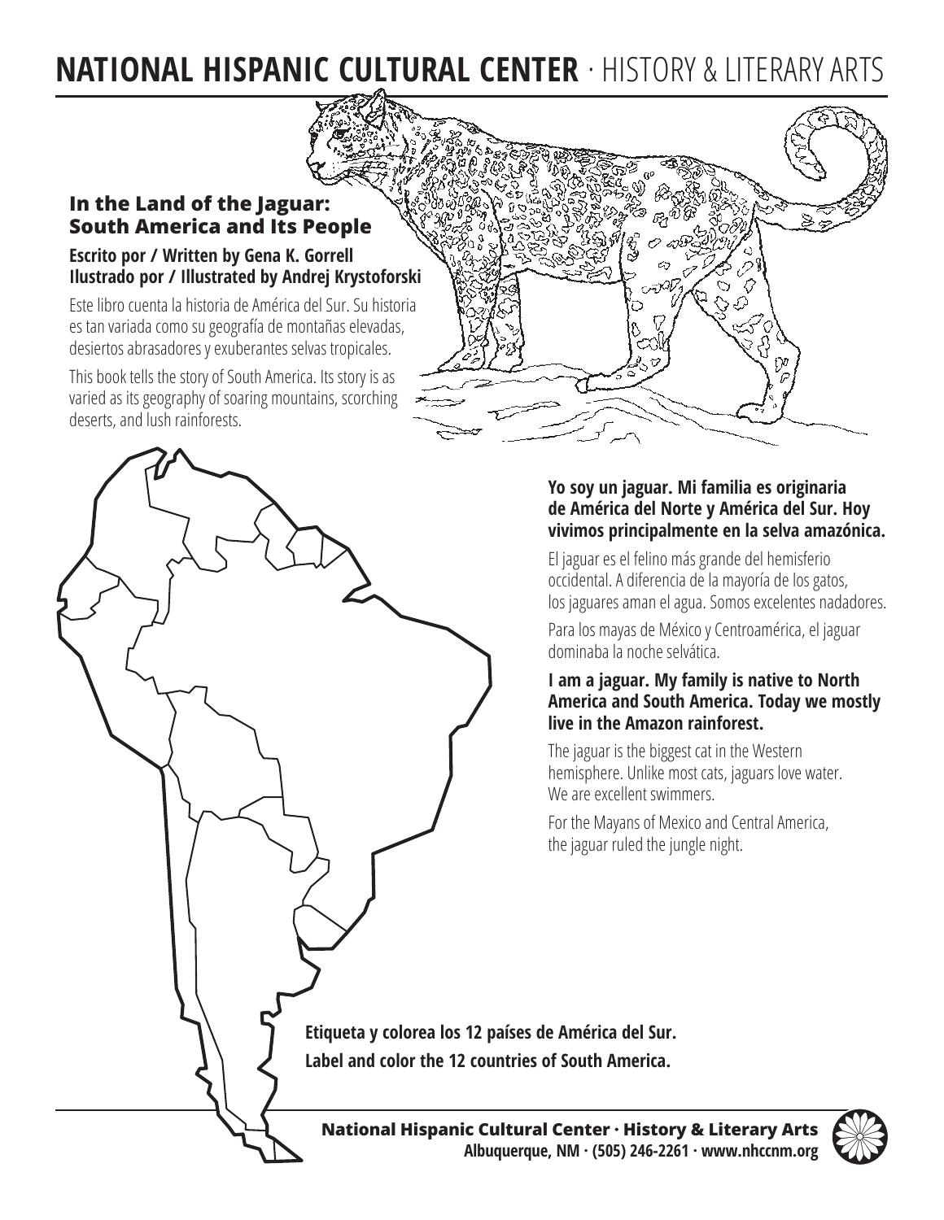# In the Land of the Jaguar: South America and Its People

**Escrito por / Written by Gena K. Gorrell**
**Ilustrado por / Illustrated by Andrej Krystoforski**

Este libro cuenta la historia de América del Sur. Su historia es tan variada como su geografía de montañas elevadas, desiertos abrasadores y exuberantes selvas tropicales.

This book tells the story of South America. Its story is as varied as its geography of soaring mountains, scorching deserts, and lush rainforests.

**Yo soy un jaguar. Mi familia es originaria de América del Norte y América del Sur. Hoy vivimos principalmente en la selva amazónica.**

El jaguar es el felino más grande del hemisferio occidental. A diferencia de la mayoría de los gatos, los jaguares aman el agua. Somos excelentes nadadores.

Para los mayas de México y Centroamérica, el jaguar dominaba la noche selvática.

**I am a jaguar. My family is native to North America and South America. Today we mostly live in the Amazon rainforest.**

The jaguar is the biggest cat in the Western hemisphere. Unlike most cats, jaguars love water. We are excellent swimmers.

For the Mayans of Mexico and Central America, the jaguar ruled the jungle night.

**Etiqueta y colorea los 12 países de América del Sur.**
**Label and color the 12 countries of South America.**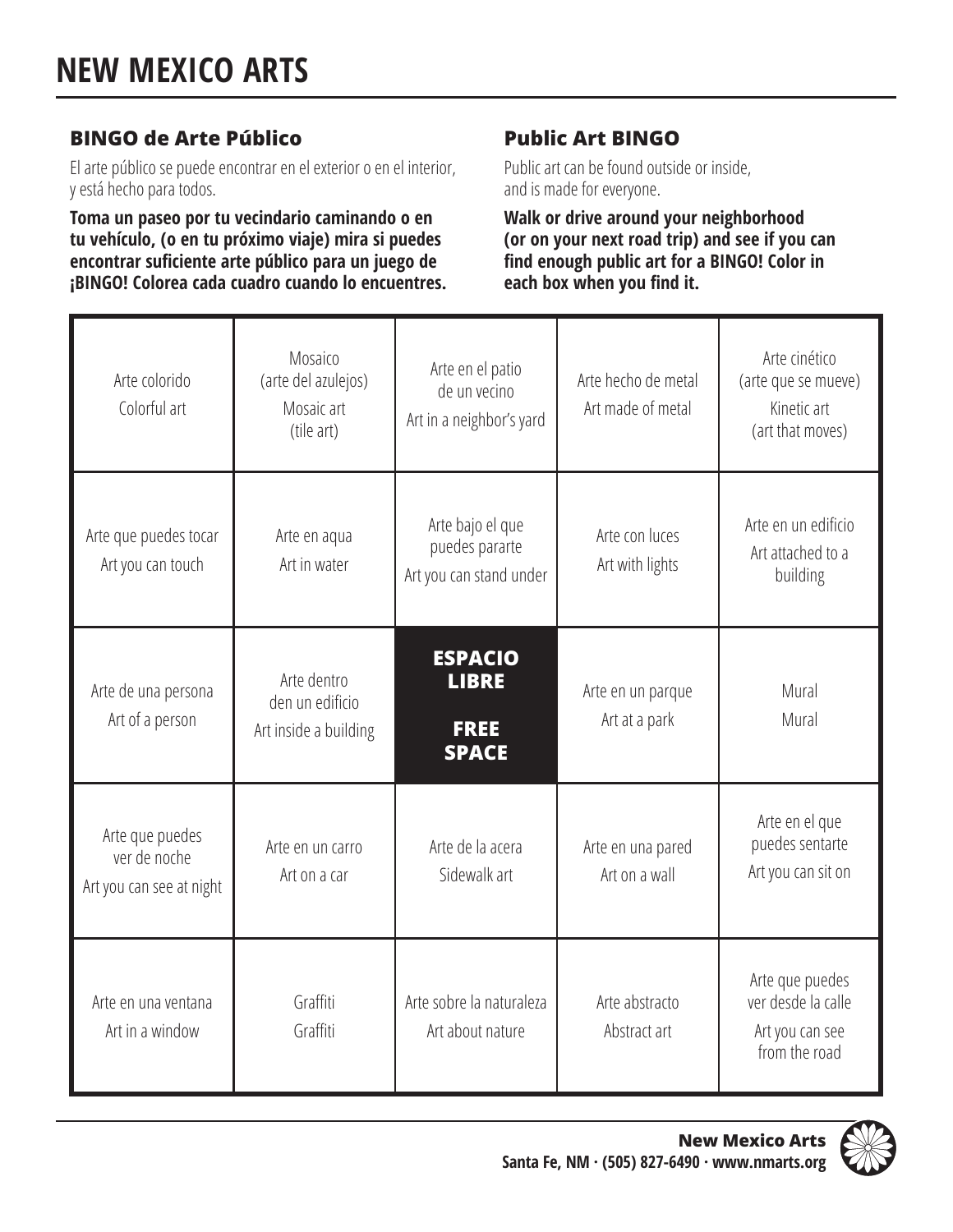# NEW MEXICO ARTS

## BINGO de Arte Público

El arte público se puede encontrar en el exterior o en el interior, y está hecho para todos.

**Toma un paseo por tu vecindario caminando o en tu vehículo, (o en tu próximo viaje) mira si puedes encontrar suficiente arte público para un juego de ¡BINGO! Colorea cada cuadro cuando lo encuentres.**

## Public Art BINGO

Public art can be found outside or inside, and is made for everyone.

**Walk or drive around your neighborhood (or on your next road trip) and see if you can find enough public art for a BINGO! Color in each box when you find it.**

| | | | | |
|---|---|---|---|---|
| Arte colorido<br>Colorful art | Mosaico<br>(arte del azulejos)<br>Mosaic art<br>(tile art) | Arte en el patio de un vecino<br>Art in a neighbor's yard | Arte hecho de metal<br>Art made of metal | Arte cinético<br>(arte que se mueve)<br>Kinetic art<br>(art that moves) |
| Arte que puedes tocar<br>Art you can touch | Arte en aqua<br>Art in water | Arte bajo el que puedes pararte<br>Art you can stand under | Arte con luces<br>Art with lights | Arte en un edificio<br>Art attached to a building |
| Arte de una persona<br>Art of a person | Arte dentro den un edificio<br>Art inside a building | **ESPACIO LIBRE**<br>**FREE SPACE** | Arte en un parque<br>Art at a park | Mural<br>Mural |
| Arte que puedes ver de noche<br>Art you can see at night | Arte en un carro<br>Art on a car | Arte de la acera<br>Sidewalk art | Arte en una pared<br>Art on a wall | Arte en el que puedes sentarte<br>Art you can sit on |
| Arte en una ventana<br>Art in a window | Graffiti<br>Graffiti | Arte sobre la naturaleza<br>Art about nature | Arte abstracto<br>Abstract art | Arte que puedes ver desde la calle<br>Art you can see from the road |

**New Mexico Arts**
**Santa Fe, NM · (505) 827-6490 · www.nmarts.org**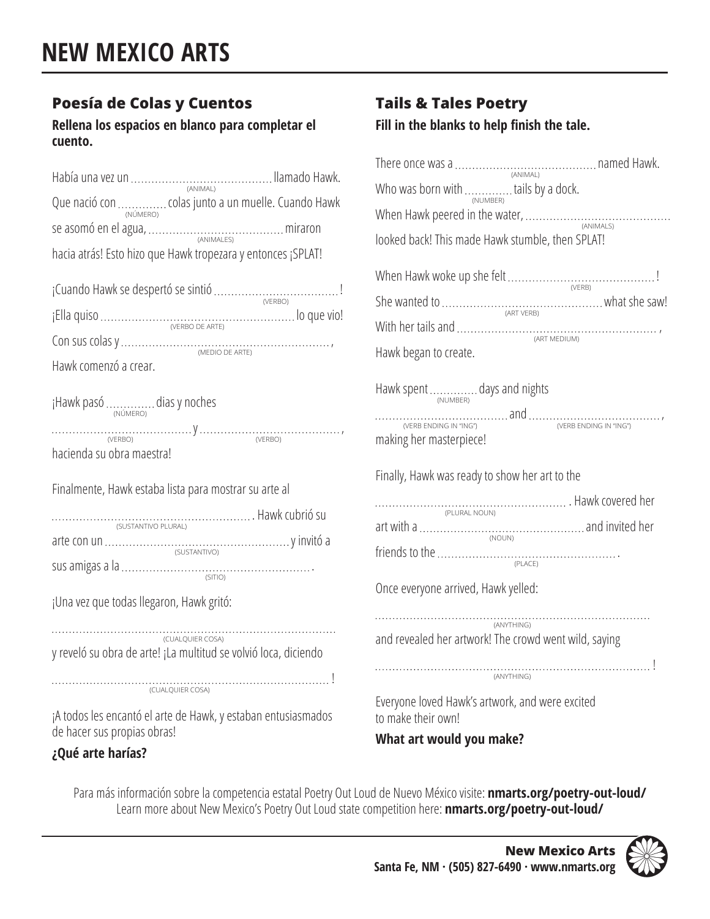# NEW MEXICO ARTS

## Poesía de Colas y Cuentos

**Rellena los espacios en blanco para completar el cuento.**

Había una vez un .......................................... (ANIMAL) llamado Hawk. Que nació con ............. (NÚMERO) colas junto a un muelle. Cuando Hawk se asomó en el agua, .......................................... (ANIMALES) miraron hacia atrás! Esto hizo que Hawk tropezara y entonces ¡SPLAT!

¡Cuando Hawk se despertó se sintió .................................... (VERBO)!
¡Ella quiso .......................................... (VERBO DE ARTE) lo que vio!
Con sus colas y .......................................... (MEDIO DE ARTE),
Hawk comenzó a crear.

¡Hawk pasó ............. (NÚMERO) dias y noches
.......................................... (VERBO) y .......................................... (VERBO),
hacienda su obra maestra!

Finalmente, Hawk estaba lista para mostrar su arte al
.......................................... (SUSTANTIVO PLURAL). Hawk cubrió su arte con un .......................................... (SUSTANTIVO) y invitó a sus amigas a la .......................................... (SITIO).

¡Una vez que todas llegaron, Hawk gritó:

.......................................... (CUALQUIER COSA)
y reveló su obra de arte! ¡La multitud se volvió loca, diciendo

.......................................... (CUALQUIER COSA)!

¡A todos les encantó el arte de Hawk, y estaban entusiasmados de hacer sus propias obras!

**¿Qué arte harías?**

## Tails & Tales Poetry

**Fill in the blanks to help finish the tale.**

There once was a .......................................... (ANIMAL) named Hawk.
Who was born with ............. (NUMBER) tails by a dock.
When Hawk peered in the water, .......................................... (ANIMALS)
looked back! This made Hawk stumble, then SPLAT!

When Hawk woke up she felt .......................................... (VERB)!
She wanted to .......................................... (ART VERB) what she saw!
With her tails and .......................................... (ART MEDIUM),
Hawk began to create.

Hawk spent ............. (NUMBER) days and nights
.......................................... (VERB ENDING IN "ING") and .......................................... (VERB ENDING IN "ING"),
making her masterpiece!

Finally, Hawk was ready to show her art to the
.......................................... (PLURAL NOUN). Hawk covered her art with a .......................................... (NOUN) and invited her friends to the .......................................... (PLACE).

Once everyone arrived, Hawk yelled:

.......................................... (ANYTHING)
and revealed her artwork! The crowd went wild, saying

.......................................... (ANYTHING)!

Everyone loved Hawk's artwork, and were excited to make their own!

**What art would you make?**

Para más información sobre la competencia estatal Poetry Out Loud de Nuevo México visite: **nmarts.org/poetry-out-loud/**
Learn more about New Mexico's Poetry Out Loud state competition here: **nmarts.org/poetry-out-loud/**

**New Mexico Arts**
**Santa Fe, NM · (505) 827-6490 · www.nmarts.org**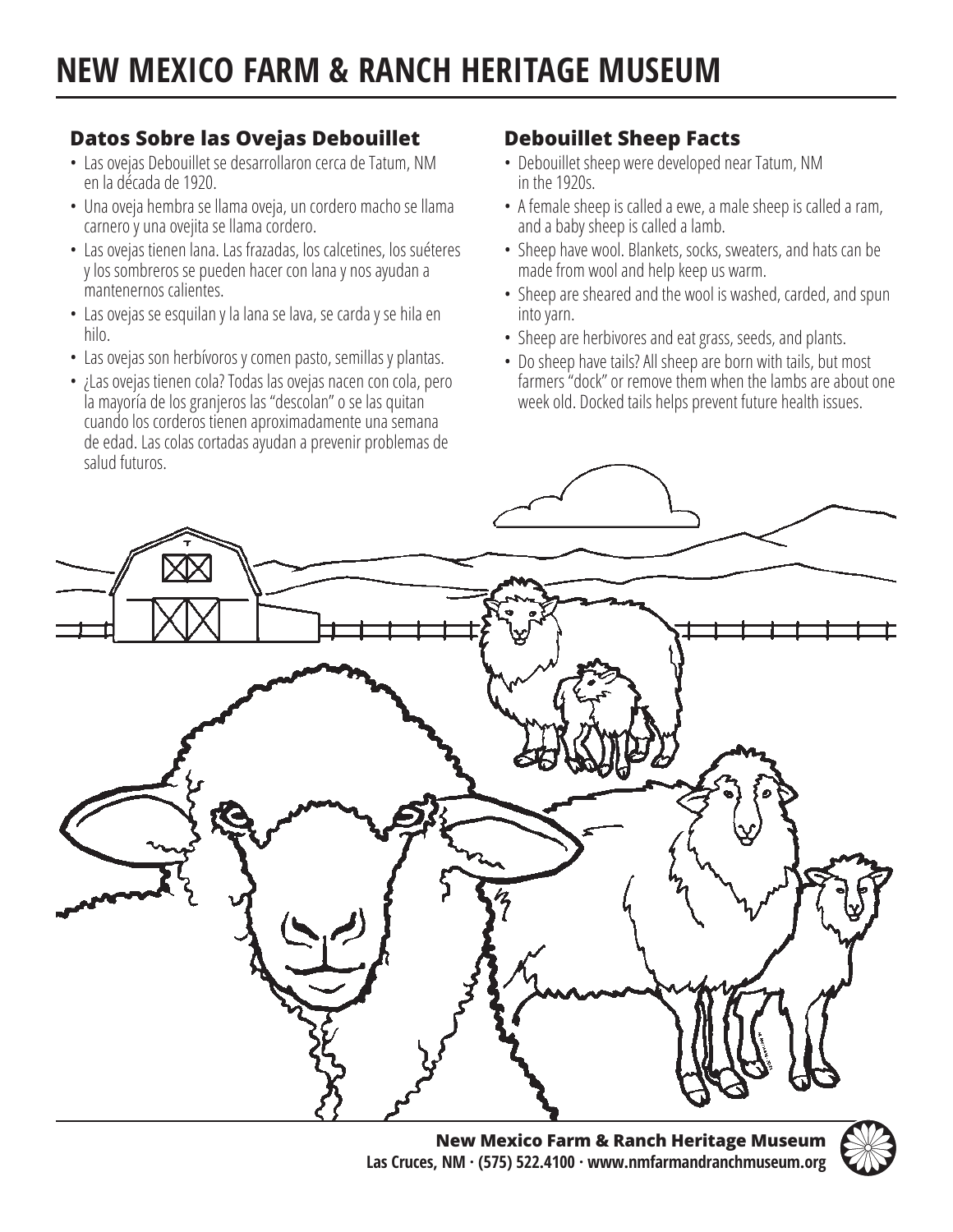# NEW MEXICO FARM & RANCH HERITAGE MUSEUM

## Datos Sobre las Ovejas Debouillet

- Las ovejas Debouillet se desarrollaron cerca de Tatum, NM en la década de 1920.
- Una oveja hembra se llama oveja, un cordero macho se llama carnero y una ovejita se llama cordero.
- Las ovejas tienen lana. Las frazadas, los calcetines, los suéteres y los sombreros se pueden hacer con lana y nos ayudan a mantenernos calientes.
- Las ovejas se esquilan y la lana se lava, se carda y se hila en hilo.
- Las ovejas son herbívoros y comen pasto, semillas y plantas.
- ¿Las ovejas tienen cola? Todas las ovejas nacen con cola, pero la mayoría de los granjeros las "descolan" o se las quitan cuando los corderos tienen aproximadamente una semana de edad. Las colas cortadas ayudan a prevenir problemas de salud futuros.

## Debouillet Sheep Facts

- Debouillet sheep were developed near Tatum, NM in the 1920s.
- A female sheep is called a ewe, a male sheep is called a ram, and a baby sheep is called a lamb.
- Sheep have wool. Blankets, socks, sweaters, and hats can be made from wool and help keep us warm.
- Sheep are sheared and the wool is washed, carded, and spun into yarn.
- Sheep are herbivores and eat grass, seeds, and plants.
- Do sheep have tails? All sheep are born with tails, but most farmers "dock" or remove them when the lambs are about one week old. Docked tails helps prevent future health issues.

**New Mexico Farm & Ranch Heritage Museum**
**Las Cruces, NM · (575) 522.4100 · www.nmfarmandranchmuseum.org**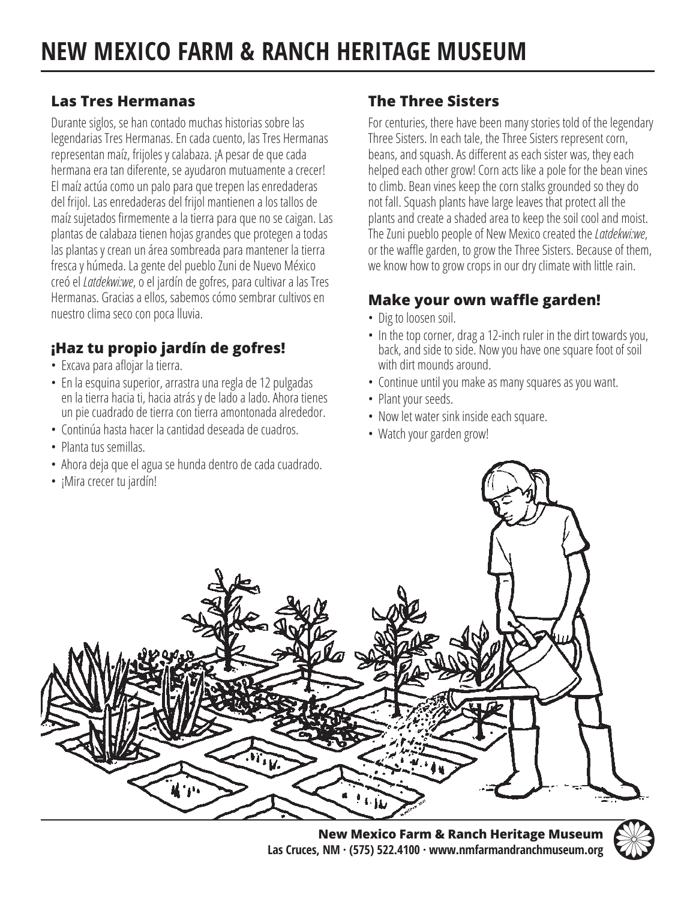# NEW MEXICO FARM & RANCH HERITAGE MUSEUM

## Las Tres Hermanas

Durante siglos, se han contado muchas historias sobre las legendarias Tres Hermanas. En cada cuento, las Tres Hermanas representan maíz, frijoles y calabaza. ¡A pesar de que cada hermana era tan diferente, se ayudaron mutuamente a crecer! El maíz actúa como un palo para que trepen las enredaderas del frijol. Las enredaderas del frijol mantienen a los tallos de maíz sujetados firmemente a la tierra para que no se caigan. Las plantas de calabaza tienen hojas grandes que protegen a todas las plantas y crean un área sombreada para mantener la tierra fresca y húmeda. La gente del pueblo Zuni de Nuevo México creó el *Latdekwi:we*, o el jardín de gofres, para cultivar a las Tres Hermanas. Gracias a ellos, sabemos cómo sembrar cultivos en nuestro clima seco con poca lluvia.

## ¡Haz tu propio jardín de gofres!

- Excava para aflojar la tierra.
- En la esquina superior, arrastra una regla de 12 pulgadas en la tierra hacia ti, hacia atrás y de lado a lado. Ahora tienes un pie cuadrado de tierra con tierra amontonada alrededor.
- Continúa hasta hacer la cantidad deseada de cuadros.
- Planta tus semillas.
- Ahora deja que el agua se hunda dentro de cada cuadrado.
- ¡Mira crecer tu jardín!

## The Three Sisters

For centuries, there have been many stories told of the legendary Three Sisters. In each tale, the Three Sisters represent corn, beans, and squash. As different as each sister was, they each helped each other grow! Corn acts like a pole for the bean vines to climb. Bean vines keep the corn stalks grounded so they do not fall. Squash plants have large leaves that protect all the plants and create a shaded area to keep the soil cool and moist. The Zuni pueblo people of New Mexico created the *Latdekwi:we*, or the waffle garden, to grow the Three Sisters. Because of them, we know how to grow crops in our dry climate with little rain.

## Make your own waffle garden!

- Dig to loosen soil.
- In the top corner, drag a 12-inch ruler in the dirt towards you, back, and side to side. Now you have one square foot of soil with dirt mounds around.
- Continue until you make as many squares as you want.
- Plant your seeds.
- Now let water sink inside each square.
- Watch your garden grow!

**New Mexico Farm & Ranch Heritage Museum**
**Las Cruces, NM · (575) 522.4100 · www.nmfarmandranchmuseum.org**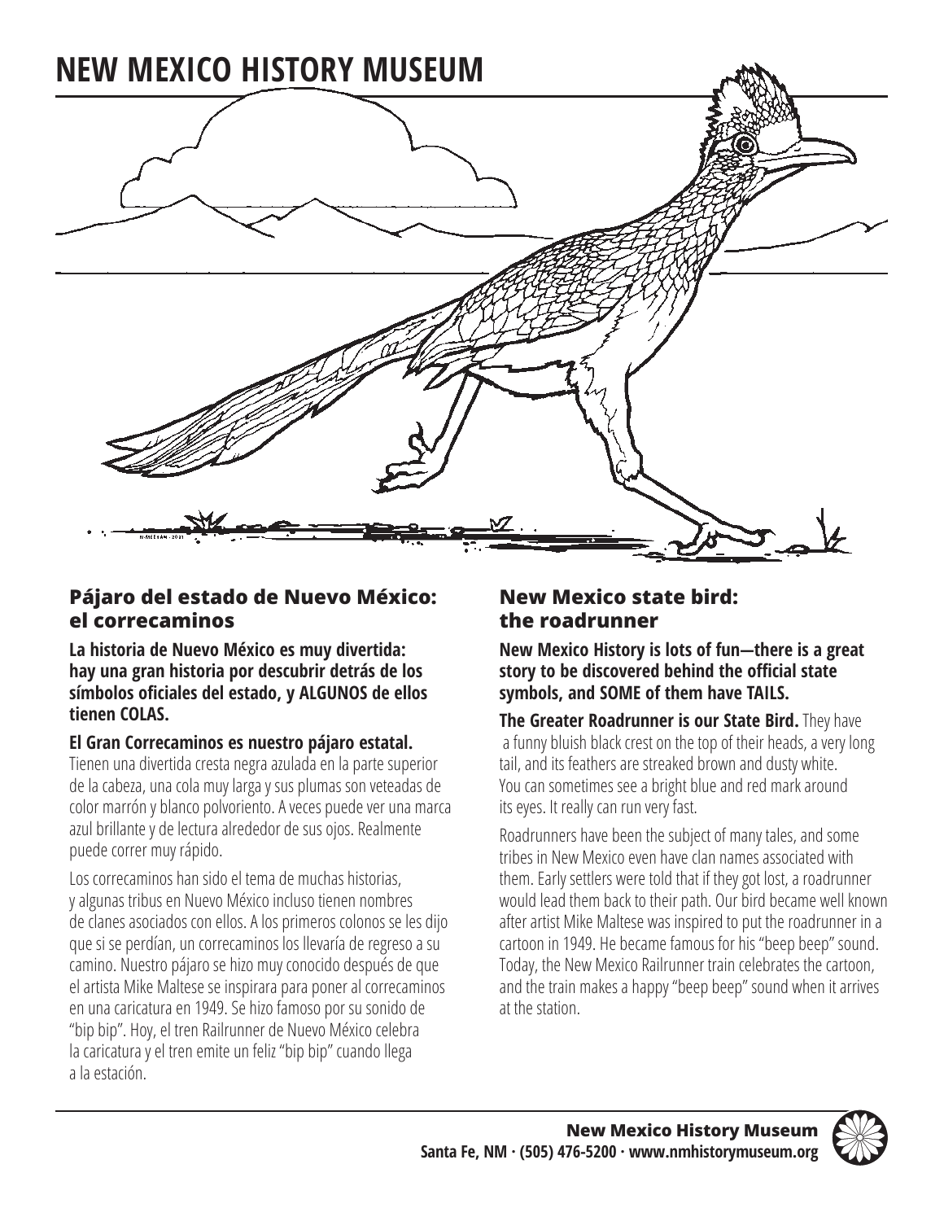# NEW MEXICO HISTORY MUSEUM

## Pájaro del estado de Nuevo México: el correcaminos

**La historia de Nuevo México es muy divertida: hay una gran historia por descubrir detrás de los símbolos oficiales del estado, y ALGUNOS de ellos tienen COLAS.**

**El Gran Correcaminos es nuestro pájaro estatal.** Tienen una divertida cresta negra azulada en la parte superior de la cabeza, una cola muy larga y sus plumas son veteadas de color marrón y blanco polvoriento. A veces puede ver una marca azul brillante y de lectura alrededor de sus ojos. Realmente puede correr muy rápido.

Los correcaminos han sido el tema de muchas historias, y algunas tribus en Nuevo México incluso tienen nombres de clanes asociados con ellos. A los primeros colonos se les dijo que si se perdían, un correcaminos los llevaría de regreso a su camino. Nuestro pájaro se hizo muy conocido después de que el artista Mike Maltese se inspirara para poner al correcaminos en una caricatura en 1949. Se hizo famoso por su sonido de "bip bip". Hoy, el tren Railrunner de Nuevo México celebra la caricatura y el tren emite un feliz "bip bip" cuando llega a la estación.

## New Mexico state bird: the roadrunner

**New Mexico History is lots of fun—there is a great story to be discovered behind the official state symbols, and SOME of them have TAILS.**

**The Greater Roadrunner is our State Bird.** They have a funny bluish black crest on the top of their heads, a very long tail, and its feathers are streaked brown and dusty white. You can sometimes see a bright blue and red mark around its eyes. It really can run very fast.

Roadrunners have been the subject of many tales, and some tribes in New Mexico even have clan names associated with them. Early settlers were told that if they got lost, a roadrunner would lead them back to their path. Our bird became well known after artist Mike Maltese was inspired to put the roadrunner in a cartoon in 1949. He became famous for his "beep beep" sound. Today, the New Mexico Railrunner train celebrates the cartoon, and the train makes a happy "beep beep" sound when it arrives at the station.

**New Mexico History Museum**
Santa Fe, NM · (505) 476-5200 · www.nmhistorymuseum.org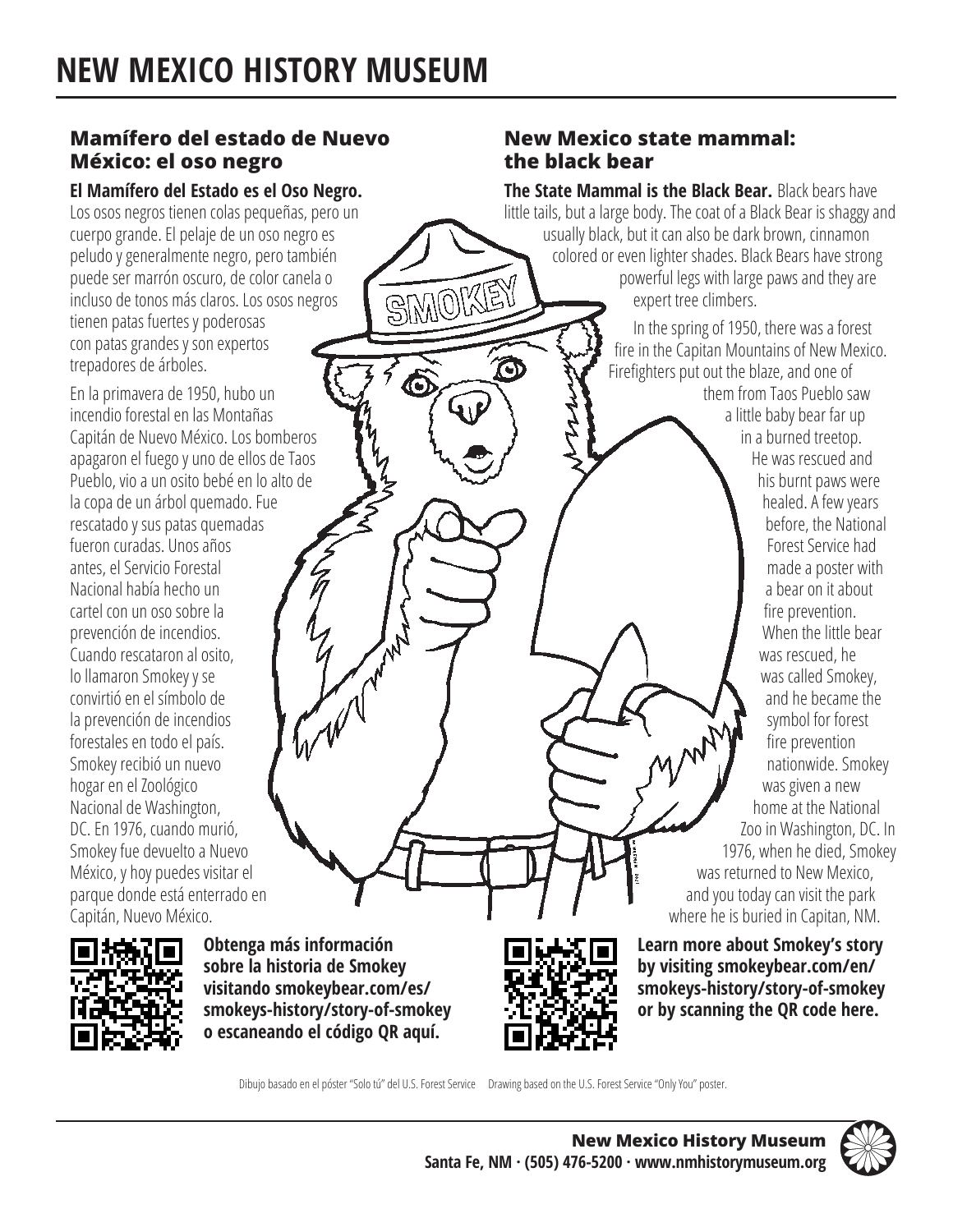# NEW MEXICO HISTORY MUSEUM

## Mamífero del estado de Nuevo México: el oso negro

**El Mamífero del Estado es el Oso Negro.** Los osos negros tienen colas pequeñas, pero un cuerpo grande. El pelaje de un oso negro es peludo y generalmente negro, pero también puede ser marrón oscuro, de color canela o incluso de tonos más claros. Los osos negros tienen patas fuertes y poderosas con patas grandes y son expertos trepadores de árboles.

En la primavera de 1950, hubo un incendio forestal en las Montañas Capitán de Nuevo México. Los bomberos apagaron el fuego y uno de ellos de Taos Pueblo, vio a un osito bebé en lo alto de la copa de un árbol quemado. Fue rescatado y sus patas quemadas fueron curadas. Unos años antes, el Servicio Forestal Nacional había hecho un cartel con un oso sobre la prevención de incendios. Cuando rescataron al osito, lo llamaron Smokey y se convirtió en el símbolo de la prevención de incendios forestales en todo el país. Smokey recibió un nuevo hogar en el Zoológico Nacional de Washington, DC. En 1976, cuando murió, Smokey fue devuelto a Nuevo México, y hoy puedes visitar el parque donde está enterrado en Capitán, Nuevo México.

**Obtenga más información sobre la historia de Smokey visitando smokeybear.com/es/smokeys-history/story-of-smokey o escaneando el código QR aquí.**

## New Mexico state mammal: the black bear

**The State Mammal is the Black Bear.** Black bears have little tails, but a large body. The coat of a Black Bear is shaggy and usually black, but it can also be dark brown, cinnamon colored or even lighter shades. Black Bears have strong powerful legs with large paws and they are expert tree climbers.

In the spring of 1950, there was a forest fire in the Capitan Mountains of New Mexico. Firefighters put out the blaze, and one of them from Taos Pueblo saw a little baby bear far up in a burned treetop. He was rescued and his burnt paws were healed. A few years before, the National Forest Service had made a poster with a bear on it about fire prevention. When the little bear was rescued, he was called Smokey, and he became the symbol for forest fire prevention nationwide. Smokey was given a new home at the National Zoo in Washington, DC. In 1976, when he died, Smokey was returned to New Mexico, and you today can visit the park where he is buried in Capitan, NM.

**Learn more about Smokey's story by visiting smokeybear.com/en/smokeys-history/story-of-smokey or by scanning the QR code here.**

Dibujo basado en el póster "Solo tú" del U.S. Forest Service     Drawing based on the U.S. Forest Service "Only You" poster.

**New Mexico History Museum**
**Santa Fe, NM · (505) 476-5200 · www.nmhistorymuseum.org**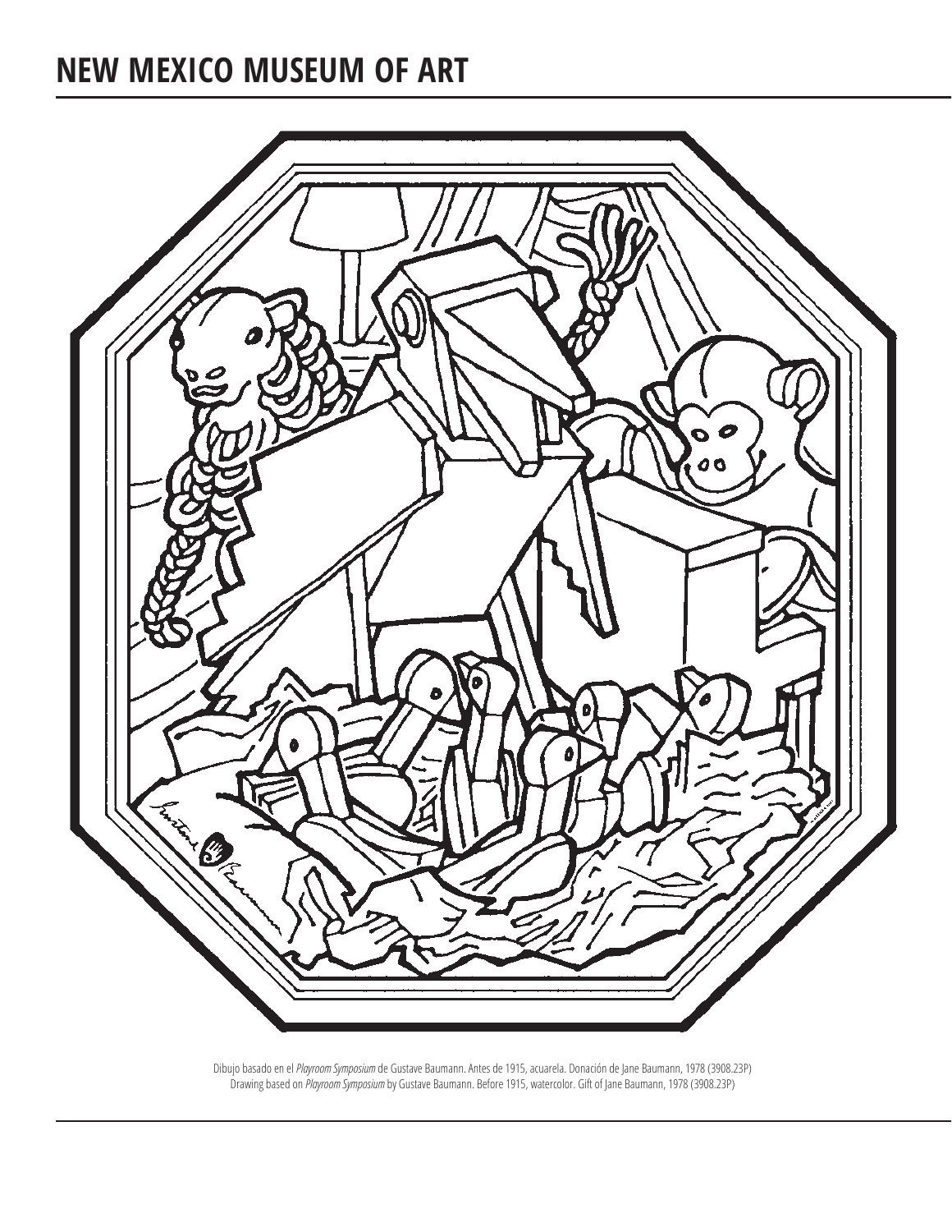# NEW MEXICO MUSEUM OF ART

Dibujo basado en el *Playroom Symposium* de Gustave Baumann. Antes de 1915, acuarela. Donación de Jane Baumann, 1978 (3908.23P)
Drawing based on *Playroom Symposium* by Gustave Baumann. Before 1915, watercolor. Gift of Jane Baumann, 1978 (3908.23P)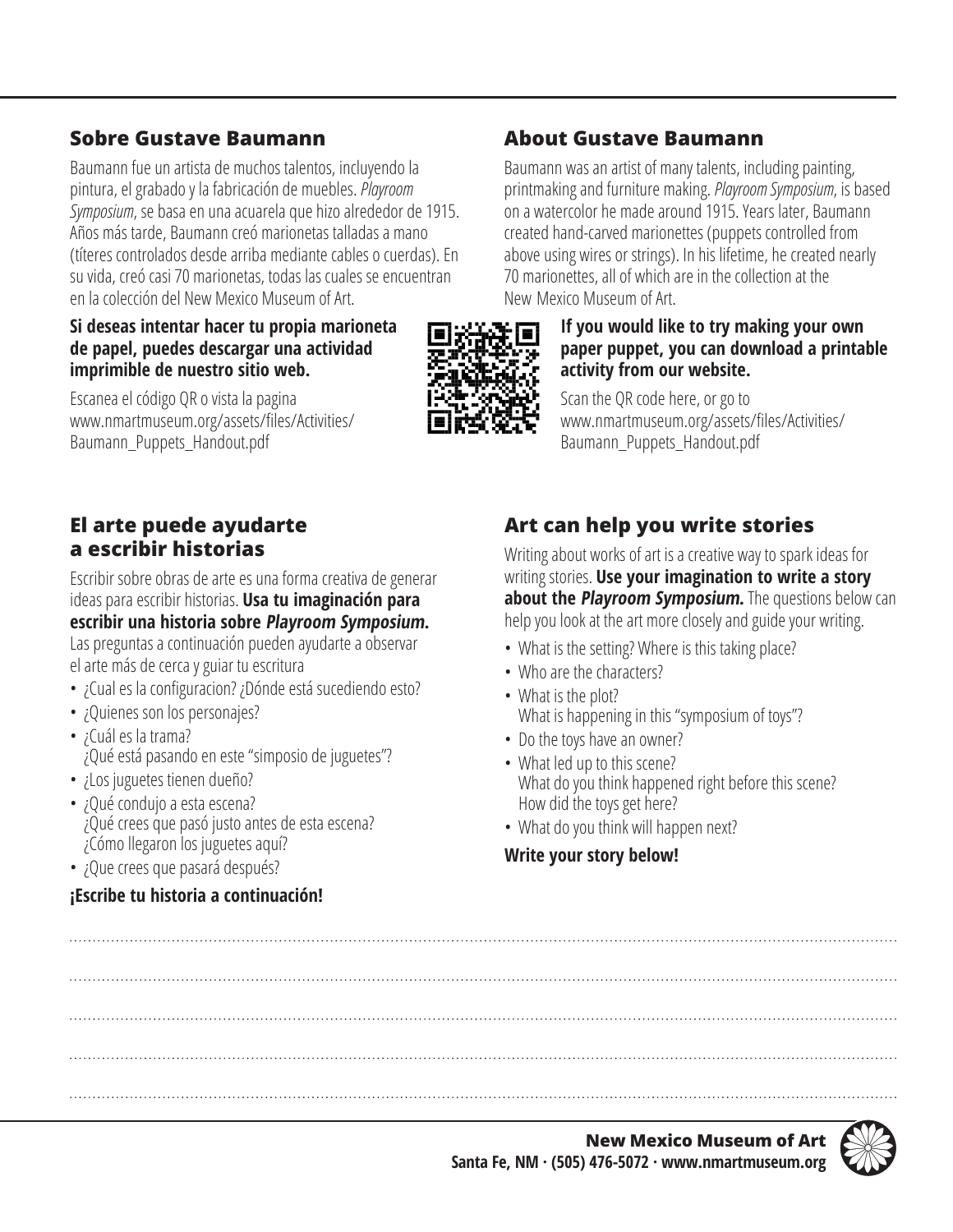## Sobre Gustave Baumann

Baumann fue un artista de muchos talentos, incluyendo la pintura, el grabado y la fabricación de muebles. *Playroom Symposium*, se basa en una acuarela que hizo alrededor de 1915. Años más tarde, Baumann creó marionetas talladas a mano (títeres controlados desde arriba mediante cables o cuerdas). En su vida, creó casi 70 marionetas, todas las cuales se encuentran en la colección del New Mexico Museum of Art.

**Si deseas intentar hacer tu propia marioneta de papel, puedes descargar una actividad imprimible de nuestro sitio web.**

Escanea el código QR o vista la pagina www.nmartmuseum.org/assets/files/Activities/Baumann_Puppets_Handout.pdf

## El arte puede ayudarte a escribir historias

Escribir sobre obras de arte es una forma creativa de generar ideas para escribir historias. **Usa tu imaginación para escribir una historia sobre *Playroom Symposium*.** Las preguntas a continuación pueden ayudarte a observar el arte más de cerca y guiar tu escritura

- ¿Cual es la configuracion? ¿Dónde está sucediendo esto?
- ¿Quienes son los personajes?
- ¿Cuál es la trama?
  ¿Qué está pasando en este "simposio de juguetes"?
- ¿Los juguetes tienen dueño?
- ¿Qué condujo a esta escena?
  ¿Qué crees que pasó justo antes de esta escena?
  ¿Cómo llegaron los juguetes aquí?
- ¿Que crees que pasará después?

**¡Escribe tu historia a continuación!**

## About Gustave Baumann

Baumann was an artist of many talents, including painting, printmaking and furniture making. *Playroom Symposium*, is based on a watercolor he made around 1915. Years later, Baumann created hand-carved marionettes (puppets controlled from above using wires or strings). In his lifetime, he created nearly 70 marionettes, all of which are in the collection at the New Mexico Museum of Art.

**If you would like to try making your own paper puppet, you can download a printable activity from our website.**

Scan the QR code here, or go to www.nmartmuseum.org/assets/files/Activities/Baumann_Puppets_Handout.pdf

## Art can help you write stories

Writing about works of art is a creative way to spark ideas for writing stories. **Use your imagination to write a story about the *Playroom Symposium*.** The questions below can help you look at the art more closely and guide your writing.

- What is the setting? Where is this taking place?
- Who are the characters?
- What is the plot?
  What is happening in this "symposium of toys"?
- Do the toys have an owner?
- What led up to this scene?
  What do you think happened right before this scene?
  How did the toys get here?
- What do you think will happen next?

**Write your story below!**

**New Mexico Museum of Art**
Santa Fe, NM · (505) 476-5072 · www.nmartmuseum.org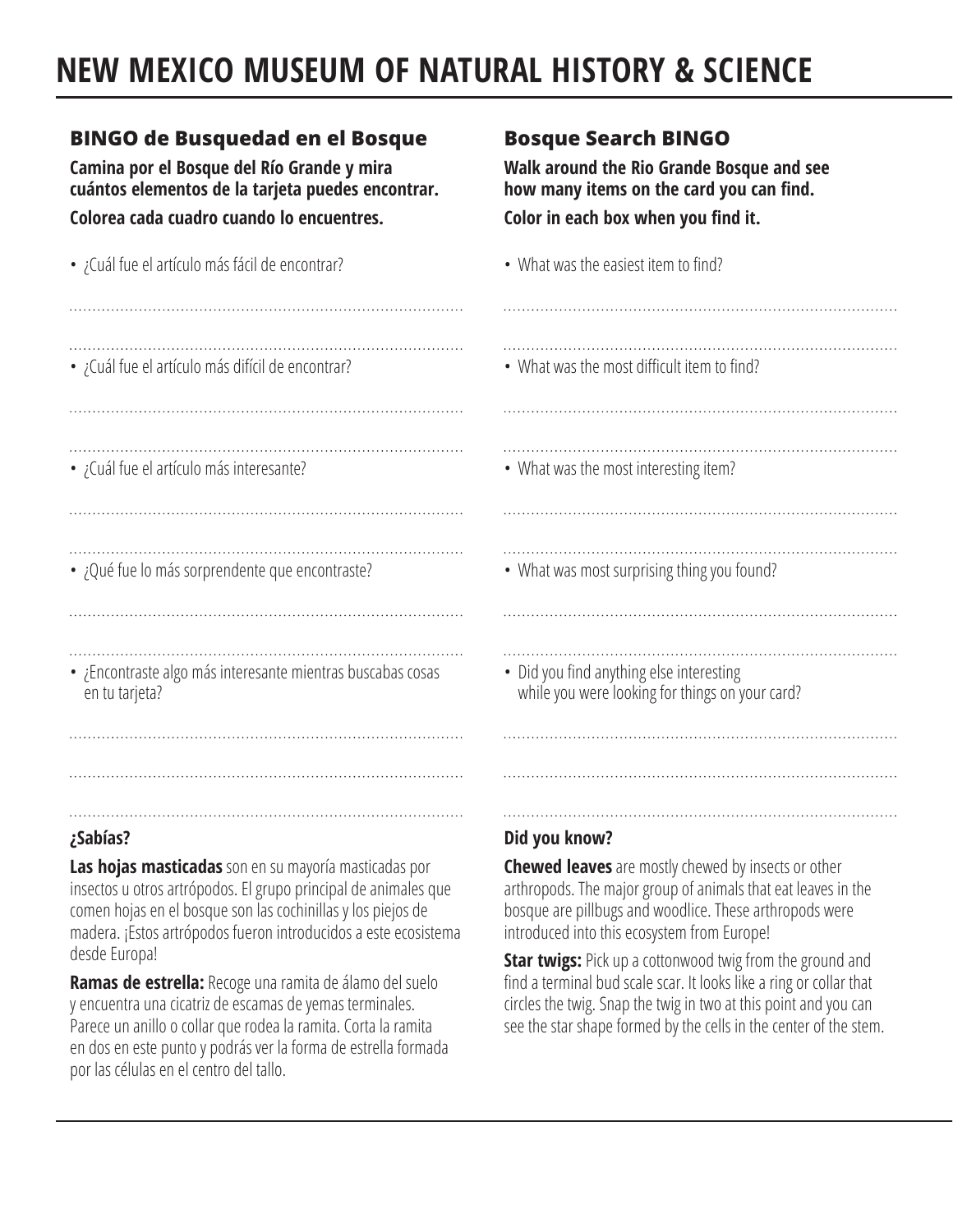# NEW MEXICO MUSEUM OF NATURAL HISTORY & SCIENCE

## BINGO de Busquedad en el Bosque

**Camina por el Bosque del Río Grande y mira cuántos elementos de la tarjeta puedes encontrar.**

**Colorea cada cuadro cuando lo encuentres.**

- ¿Cuál fue el artículo más fácil de encontrar?

........................................................................................

........................................................................................

- ¿Cuál fue el artículo más difícil de encontrar?

........................................................................................

........................................................................................

- ¿Cuál fue el artículo más interesante?

........................................................................................

........................................................................................

- ¿Qué fue lo más sorprendente que encontraste?

........................................................................................

........................................................................................

- ¿Encontraste algo más interesante mientras buscabas cosas en tu tarjeta?

........................................................................................

........................................................................................

........................................................................................

**¿Sabías?**

**Las hojas masticadas** son en su mayoría masticadas por insectos u otros artrópodos. El grupo principal de animales que comen hojas en el bosque son las cochinillas y los piejos de madera. ¡Estos artrópodos fueron introducidos a este ecosistema desde Europa!

**Ramas de estrella:** Recoge una ramita de álamo del suelo y encuentra una cicatriz de escamas de yemas terminales. Parece un anillo o collar que rodea la ramita. Corta la ramita en dos en este punto y podrás ver la forma de estrella formada por las células en el centro del tallo.

## Bosque Search BINGO

**Walk around the Rio Grande Bosque and see how many items on the card you can find.**

**Color in each box when you find it.**

- What was the easiest item to find?

........................................................................................

........................................................................................

- What was the most difficult item to find?

........................................................................................

........................................................................................

- What was the most interesting item?

........................................................................................

........................................................................................

- What was most surprising thing you found?

........................................................................................

........................................................................................

- Did you find anything else interesting while you were looking for things on your card?

........................................................................................

........................................................................................

........................................................................................

**Did you know?**

**Chewed leaves** are mostly chewed by insects or other arthropods. The major group of animals that eat leaves in the bosque are pillbugs and woodlice. These arthropods were introduced into this ecosystem from Europe!

**Star twigs:** Pick up a cottonwood twig from the ground and find a terminal bud scale scar. It looks like a ring or collar that circles the twig. Snap the twig in two at this point and you can see the star shape formed by the cells in the center of the stem.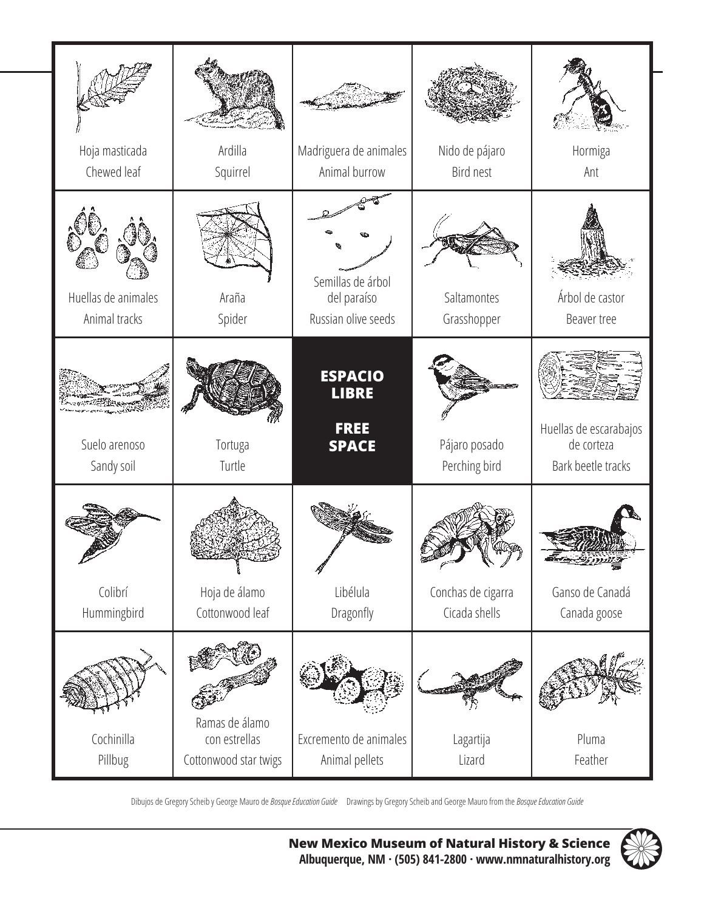| | | | | |
|---|---|---|---|---|
| Hoja masticada<br>Chewed leaf | Ardilla<br>Squirrel | Madriguera de animales<br>Animal burrow | Nido de pájaro<br>Bird nest | Hormiga<br>Ant |
| Huellas de animales<br>Animal tracks | Araña<br>Spider | Semillas de árbol del paraíso<br>Russian olive seeds | Saltamontes<br>Grasshopper | Árbol de castor<br>Beaver tree |
| Suelo arenoso<br>Sandy soil | Tortuga<br>Turtle | **ESPACIO LIBRE**<br>**FREE SPACE** | Pájaro posado<br>Perching bird | Huellas de escarabajos de corteza<br>Bark beetle tracks |
| Colibrí<br>Hummingbird | Hoja de álamo<br>Cottonwood leaf | Libélula<br>Dragonfly | Conchas de cigarra<br>Cicada shells | Ganso de Canadá<br>Canada goose |
| Cochinilla<br>Pillbug | Ramas de álamo con estrellas<br>Cottonwood star twigs | Excremento de animales<br>Animal pellets | Lagartija<br>Lizard | Pluma<br>Feather |

Dibujos de Gregory Scheib y George Mauro de *Bosque Education Guide*  Drawings by Gregory Scheib and George Mauro from the *Bosque Education Guide*

**New Mexico Museum of Natural History & Science**
**Albuquerque, NM · (505) 841-2800 · www.nmnaturalhistory.org**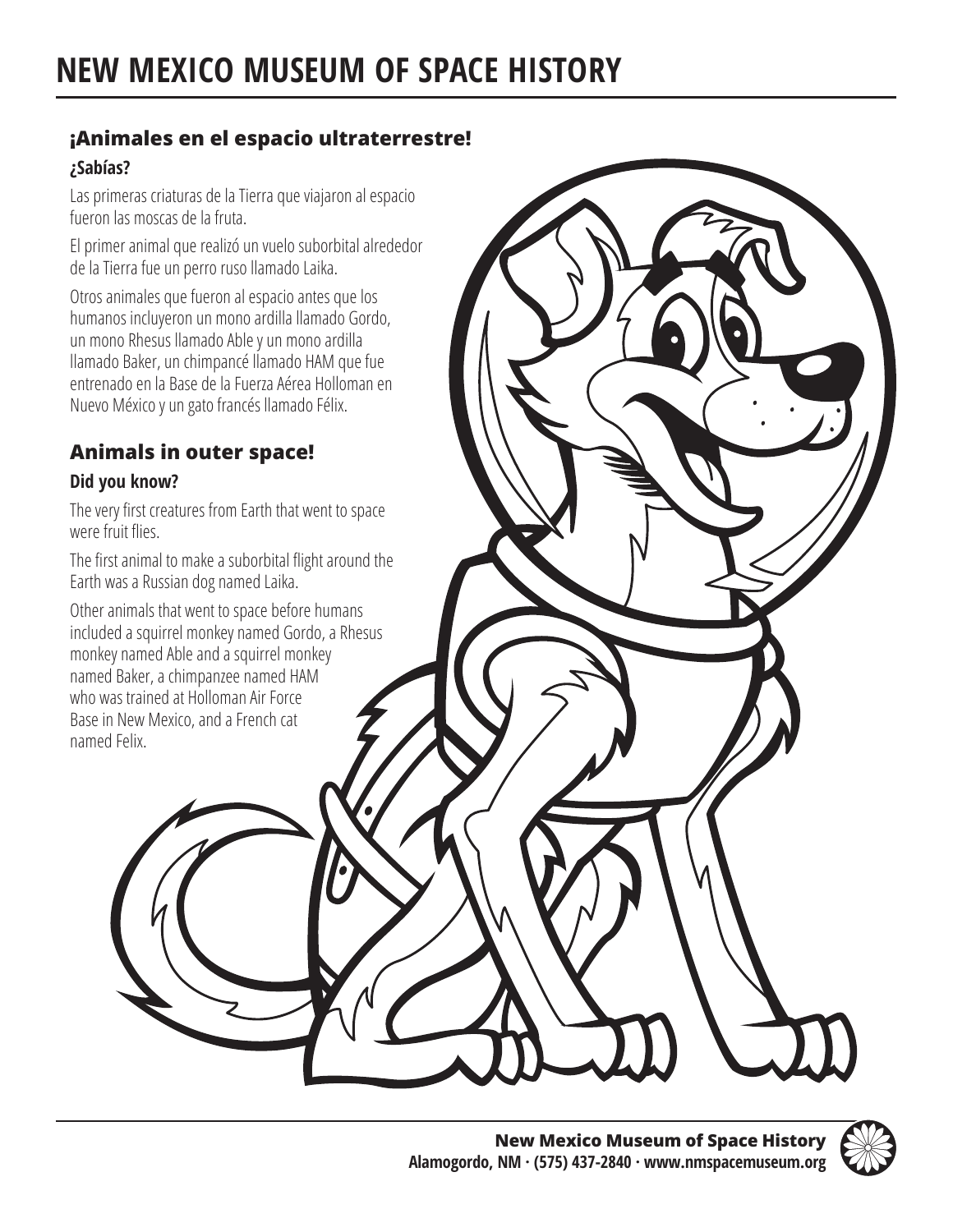# NEW MEXICO MUSEUM OF SPACE HISTORY

## ¡Animales en el espacio ultraterrestre!

### ¿Sabías?

Las primeras criaturas de la Tierra que viajaron al espacio fueron las moscas de la fruta.

El primer animal que realizó un vuelo suborbital alrededor de la Tierra fue un perro ruso llamado Laika.

Otros animales que fueron al espacio antes que los humanos incluyeron un mono ardilla llamado Gordo, un mono Rhesus llamado Able y un mono ardilla llamado Baker, un chimpancé llamado HAM que fue entrenado en la Base de la Fuerza Aérea Holloman en Nuevo México y un gato francés llamado Félix.

## Animals in outer space!

### Did you know?

The very first creatures from Earth that went to space were fruit flies.

The first animal to make a suborbital flight around the Earth was a Russian dog named Laika.

Other animals that went to space before humans included a squirrel monkey named Gordo, a Rhesus monkey named Able and a squirrel monkey named Baker, a chimpanzee named HAM who was trained at Holloman Air Force Base in New Mexico, and a French cat named Felix.

**New Mexico Museum of Space History**
**Alamogordo, NM · (575) 437-2840 · www.nmspacemuseum.org**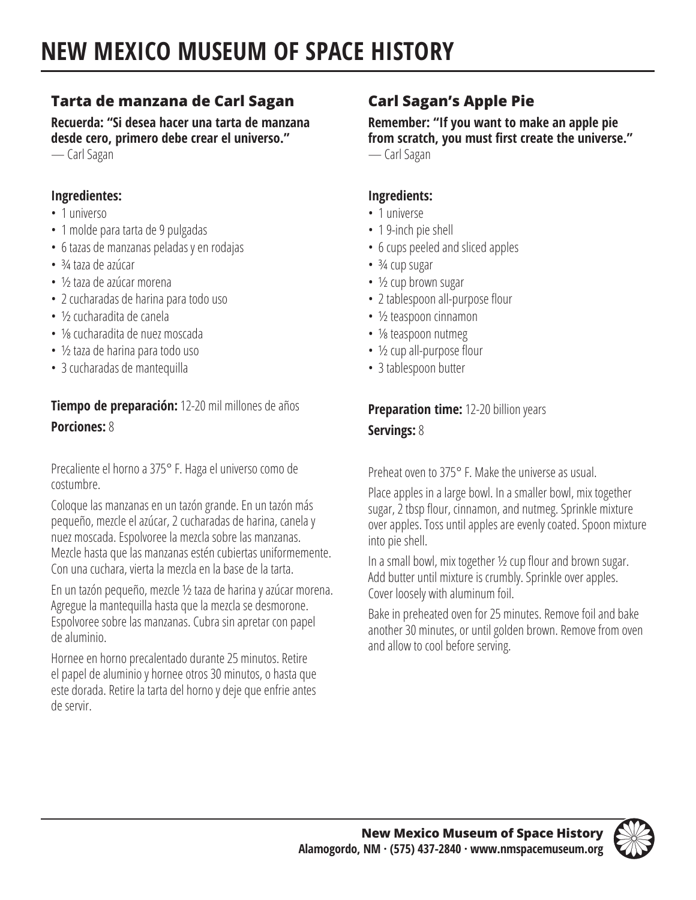# NEW MEXICO MUSEUM OF SPACE HISTORY

## Tarta de manzana de Carl Sagan

**Recuerda: "Si desea hacer una tarta de manzana desde cero, primero debe crear el universo."**
— Carl Sagan

### Ingredientes:

- 1 universo
- 1 molde para tarta de 9 pulgadas
- 6 tazas de manzanas peladas y en rodajas
- ¾ taza de azúcar
- ½ taza de azúcar morena
- 2 cucharadas de harina para todo uso
- ½ cucharadita de canela
- ⅛ cucharadita de nuez moscada
- ½ taza de harina para todo uso
- 3 cucharadas de mantequilla

**Tiempo de preparación:** 12-20 mil millones de años

**Porciones:** 8

Precaliente el horno a 375° F. Haga el universo como de costumbre.

Coloque las manzanas en un tazón grande. En un tazón más pequeño, mezcle el azúcar, 2 cucharadas de harina, canela y nuez moscada. Espolvoree la mezcla sobre las manzanas. Mezcle hasta que las manzanas estén cubiertas uniformemente. Con una cuchara, vierta la mezcla en la base de la tarta.

En un tazón pequeño, mezcle ½ taza de harina y azúcar morena. Agregue la mantequilla hasta que la mezcla se desmorone. Espolvoree sobre las manzanas. Cubra sin apretar con papel de aluminio.

Hornee en horno precalentado durante 25 minutos. Retire el papel de aluminio y hornee otros 30 minutos, o hasta que este dorada. Retire la tarta del horno y deje que enfrie antes de servir.

## Carl Sagan's Apple Pie

**Remember: "If you want to make an apple pie from scratch, you must first create the universe."**
— Carl Sagan

### Ingredients:

- 1 universe
- 1 9-inch pie shell
- 6 cups peeled and sliced apples
- ¾ cup sugar
- ½ cup brown sugar
- 2 tablespoon all-purpose flour
- ½ teaspoon cinnamon
- ⅛ teaspoon nutmeg
- ½ cup all-purpose flour
- 3 tablespoon butter

**Preparation time:** 12-20 billion years

**Servings:** 8

Preheat oven to 375° F. Make the universe as usual.

Place apples in a large bowl. In a smaller bowl, mix together sugar, 2 tbsp flour, cinnamon, and nutmeg. Sprinkle mixture over apples. Toss until apples are evenly coated. Spoon mixture into pie shell.

In a small bowl, mix together ½ cup flour and brown sugar. Add butter until mixture is crumbly. Sprinkle over apples. Cover loosely with aluminum foil.

Bake in preheated oven for 25 minutes. Remove foil and bake another 30 minutes, or until golden brown. Remove from oven and allow to cool before serving.

**New Mexico Museum of Space History**
**Alamogordo, NM · (575) 437-2840 · www.nmspacemuseum.org**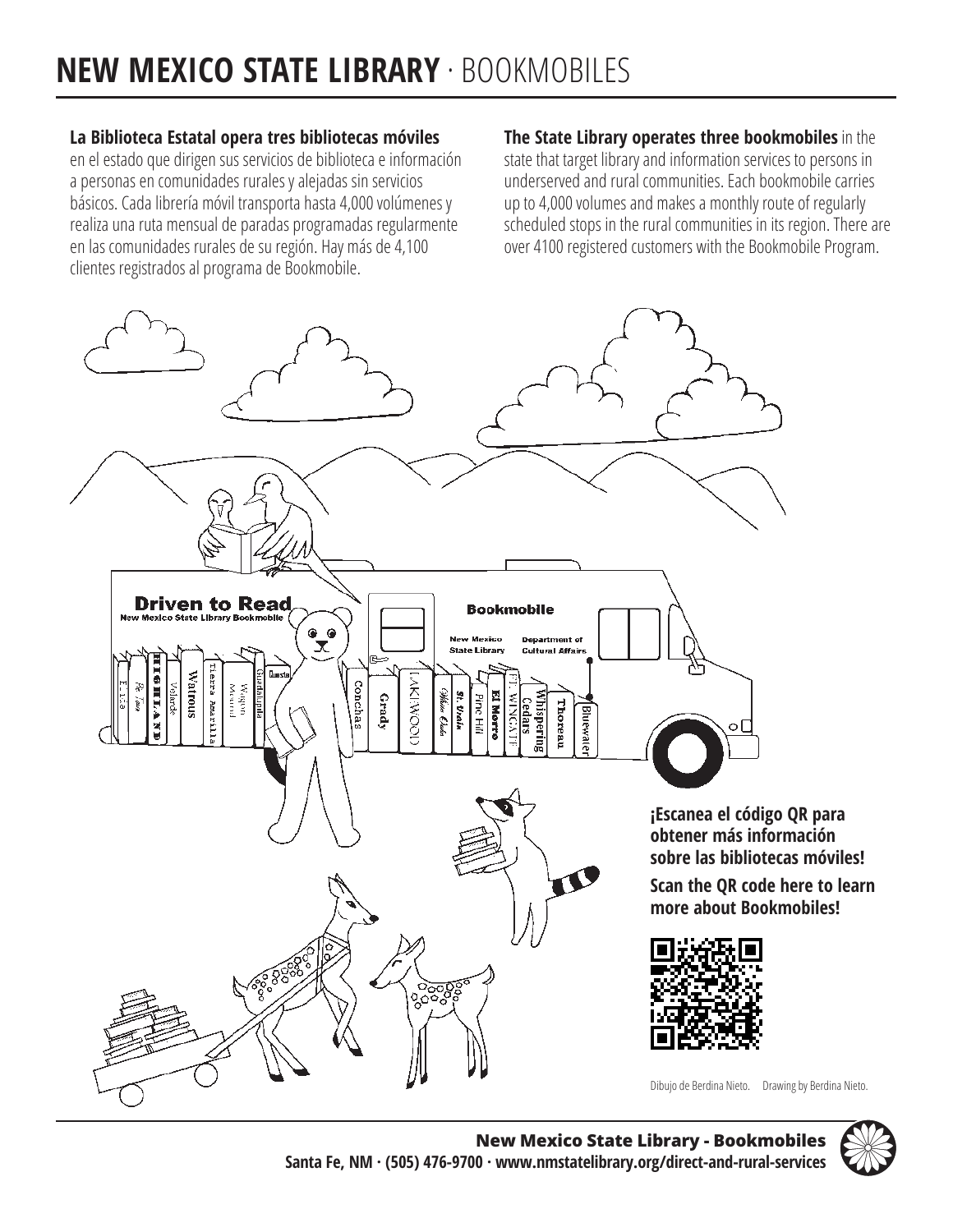# NEW MEXICO STATE LIBRARY · BOOKMOBILES

**La Biblioteca Estatal opera tres bibliotecas móviles** en el estado que dirigen sus servicios de biblioteca e información a personas en comunidades rurales y alejadas sin servicios básicos. Cada librería móvil transporta hasta 4,000 volúmenes y realiza una ruta mensual de paradas programadas regularmente en las comunidades rurales de su región. Hay más de 4,100 clientes registrados al programa de Bookmobile.

**The State Library operates three bookmobiles** in the state that target library and information services to persons in underserved and rural communities. Each bookmobile carries up to 4,000 volumes and makes a monthly route of regularly scheduled stops in the rural communities in its region. There are over 4100 registered customers with the Bookmobile Program.

**¡Escanea el código QR para obtener más información sobre las bibliotecas móviles!**

**Scan the QR code here to learn more about Bookmobiles!**

Dibujo de Berdina Nieto. Drawing by Berdina Nieto.

**New Mexico State Library - Bookmobiles**
**Santa Fe, NM · (505) 476-9700 · www.nmstatelibrary.org/direct-and-rural-services**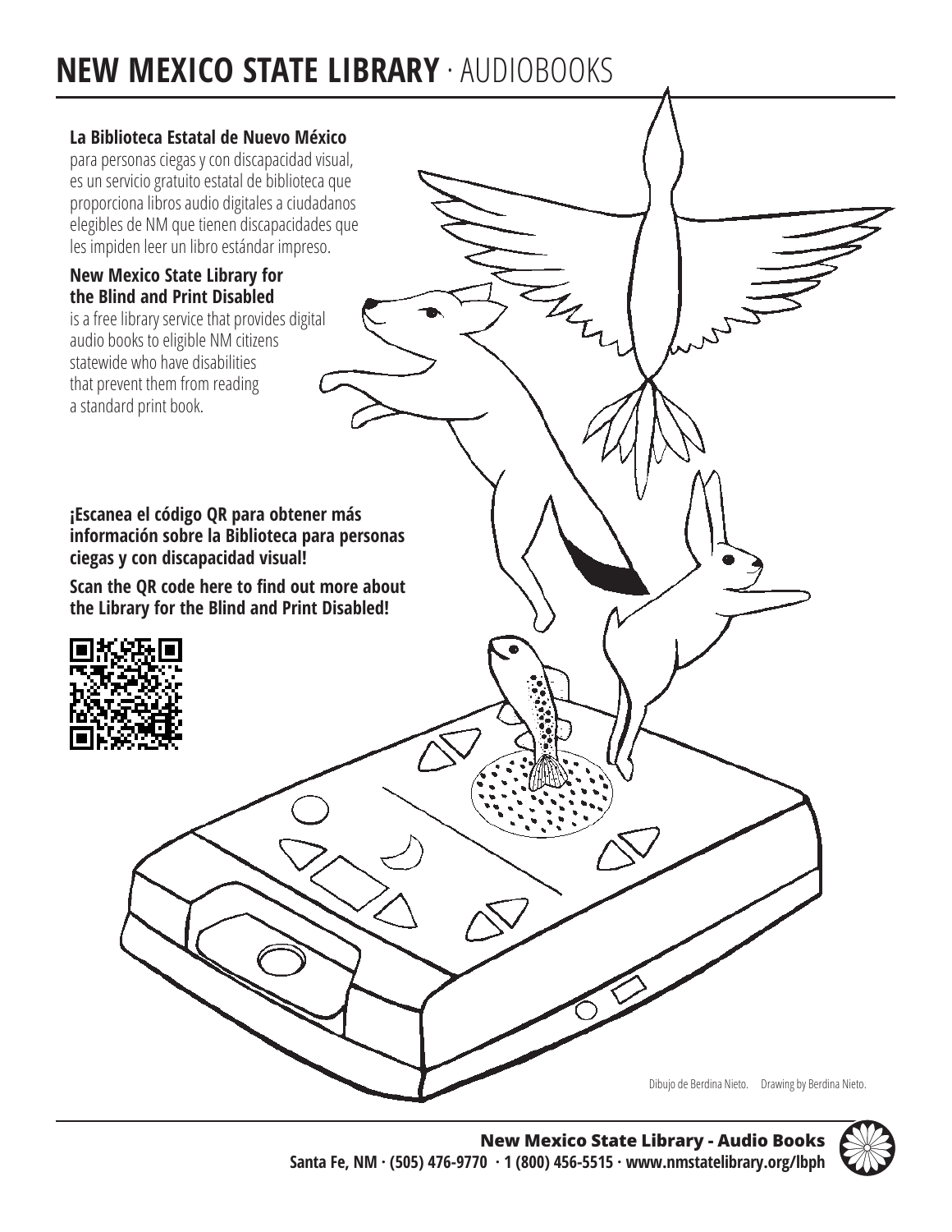# NEW MEXICO STATE LIBRARY · AUDIOBOOKS

**La Biblioteca Estatal de Nuevo México** para personas ciegas y con discapacidad visual, es un servicio gratuito estatal de biblioteca que proporciona libros audio digitales a ciudadanos elegibles de NM que tienen discapacidades que les impiden leer un libro estándar impreso.

**New Mexico State Library for the Blind and Print Disabled** is a free library service that provides digital audio books to eligible NM citizens statewide who have disabilities that prevent them from reading a standard print book.

**¡Escanea el código QR para obtener más información sobre la Biblioteca para personas ciegas y con discapacidad visual!**

**Scan the QR code here to find out more about the Library for the Blind and Print Disabled!**

Dibujo de Berdina Nieto. Drawing by Berdina Nieto.

**New Mexico State Library - Audio Books**
**Santa Fe, NM · (505) 476-9770 · 1 (800) 456-5515 · www.nmstatelibrary.org/lbph**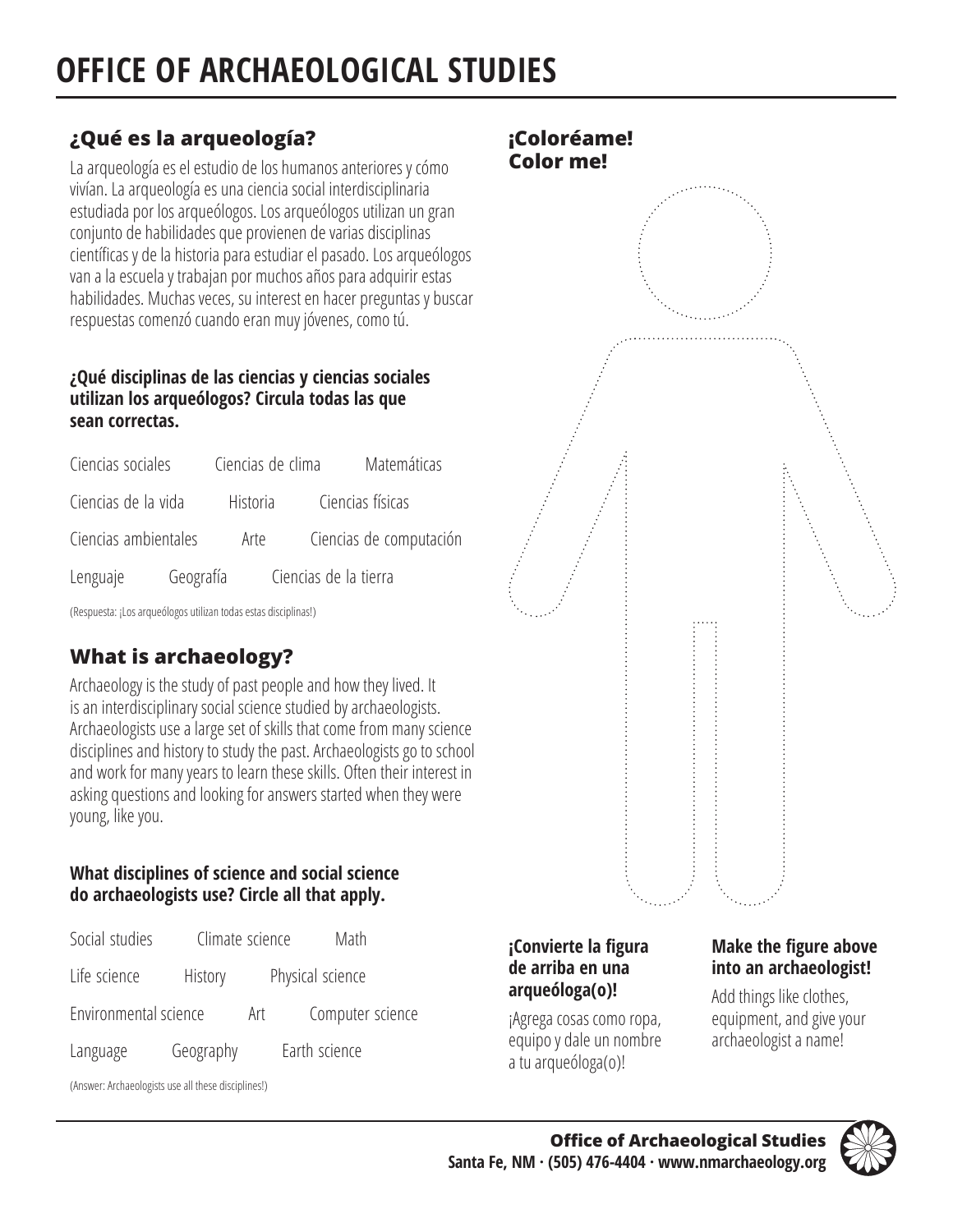# OFFICE OF ARCHAEOLOGICAL STUDIES

## ¿Qué es la arqueología?

La arqueología es el estudio de los humanos anteriores y cómo vivían. La arqueología es una ciencia social interdisciplinaria estudiada por los arqueólogos. Los arqueólogos utilizan un gran conjunto de habilidades que provienen de varias disciplinas científicas y de la historia para estudiar el pasado. Los arqueólogos van a la escuela y trabajan por muchos años para adquirir estas habilidades. Muchas veces, su interest en hacer preguntas y buscar respuestas comenzó cuando eran muy jóvenes, como tú.

**¿Qué disciplinas de las ciencias y ciencias sociales utilizan los arqueólogos? Circula todas las que sean correctas.**

Ciencias sociales     Ciencias de clima     Matemáticas

Ciencias de la vida     Historia     Ciencias físicas

Ciencias ambientales     Arte     Ciencias de computación

Lenguaje     Geografía     Ciencias de la tierra

(Respuesta: ¡Los arqueólogos utilizan todas estas disciplinas!)

## What is archaeology?

Archaeology is the study of past people and how they lived. It is an interdisciplinary social science studied by archaeologists. Archaeologists use a large set of skills that come from many science disciplines and history to study the past. Archaeologists go to school and work for many years to learn these skills. Often their interest in asking questions and looking for answers started when they were young, like you.

**What disciplines of science and social science do archaeologists use? Circle all that apply.**

Social studies     Climate science     Math

Life science     History     Physical science

Environmental science     Art     Computer science

Language     Geography     Earth science

(Answer: Archaeologists use all these disciplines!)

## ¡Coloréame!
## Color me!

**¡Convierte la figura de arriba en una arqueóloga(o)!**

¡Agrega cosas como ropa, equipo y dale un nombre a tu arqueóloga(o)!

**Make the figure above into an archaeologist!**

Add things like clothes, equipment, and give your archaeologist a name!

**Office of Archaeological Studies**
**Santa Fe, NM · (505) 476-4404 · www.nmarchaeology.org**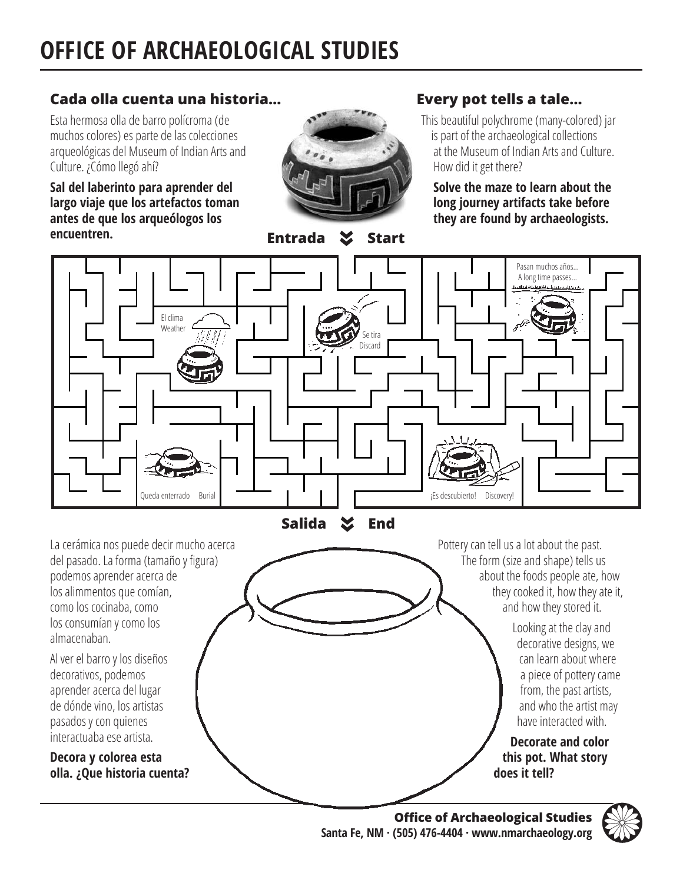# OFFICE OF ARCHAEOLOGICAL STUDIES

## Cada olla cuenta una historia...

Esta hermosa olla de barro polícroma (de muchos colores) es parte de las colecciones arqueológicas del Museum of Indian Arts and Culture. ¿Cómo llegó ahí?

**Sal del laberinto para aprender del largo viaje que los artefactos toman antes de que los arqueólogos los encuentren.**

## Every pot tells a tale...

This beautiful polychrome (many-colored) jar is part of the archaeological collections at the Museum of Indian Arts and Culture. How did it get there?

**Solve the maze to learn about the long journey artifacts take before they are found by archaeologists.**

**Entrada Start**

El clima Weather

Se tira Discard

Pasan muchos años... A long time passes...

Queda enterrado Burial

¡Es descubierto! Discovery!

**Salida End**

La cerámica nos puede decir mucho acerca del pasado. La forma (tamaño y figura) podemos aprender acerca de los alimmentos que comían, como los cocinaba, como los consumían y como los almacenaban.

Al ver el barro y los diseños decorativos, podemos aprender acerca del lugar de dónde vino, los artistas pasados y con quienes interactuaba ese artista.

**Decora y colorea esta olla. ¿Que historia cuenta?**

Pottery can tell us a lot about the past. The form (size and shape) tells us about the foods people ate, how they cooked it, how they ate it, and how they stored it.

Looking at the clay and decorative designs, we can learn about where a piece of pottery came from, the past artists, and who the artist may have interacted with.

**Decorate and color this pot. What story does it tell?**

**Office of Archaeological Studies**
**Santa Fe, NM · (505) 476-4404 · www.nmarchaeology.org**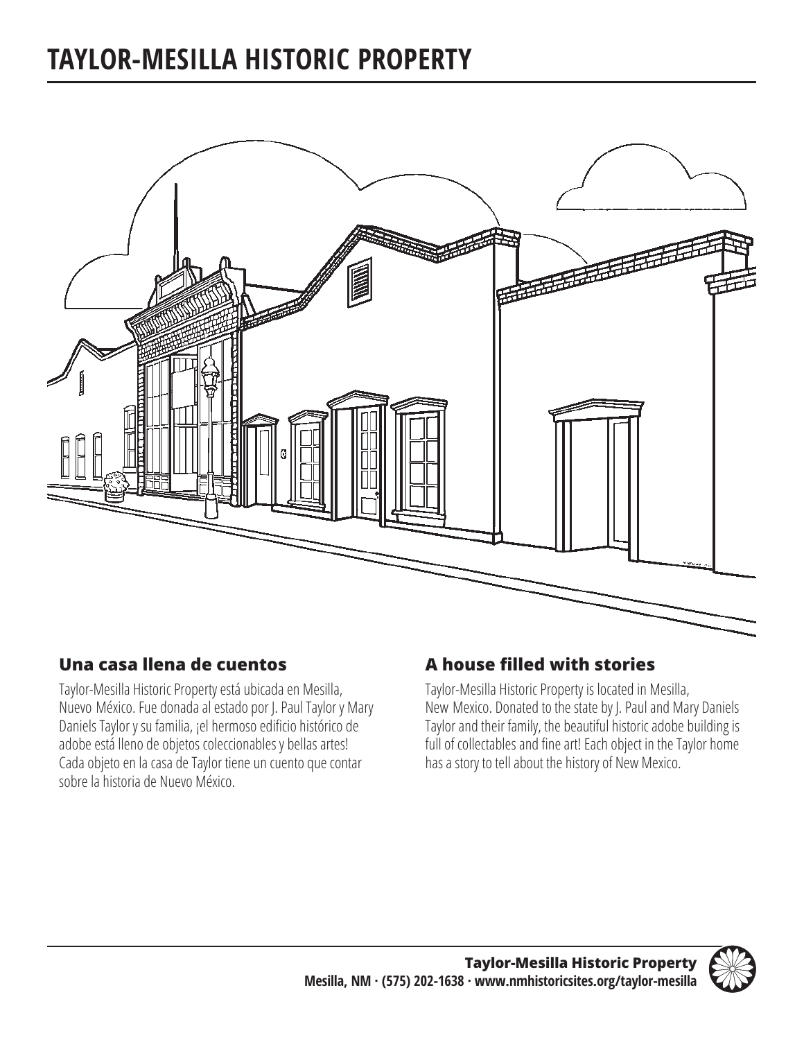# TAYLOR-MESILLA HISTORIC PROPERTY

## Una casa llena de cuentos

Taylor-Mesilla Historic Property está ubicada en Mesilla, Nuevo México. Fue donada al estado por J. Paul Taylor y Mary Daniels Taylor y su familia, ¡el hermoso edificio histórico de adobe está lleno de objetos coleccionables y bellas artes! Cada objeto en la casa de Taylor tiene un cuento que contar sobre la historia de Nuevo México.

## A house filled with stories

Taylor-Mesilla Historic Property is located in Mesilla, New Mexico. Donated to the state by J. Paul and Mary Daniels Taylor and their family, the beautiful historic adobe building is full of collectables and fine art! Each object in the Taylor home has a story to tell about the history of New Mexico.

**Taylor-Mesilla Historic Property**
**Mesilla, NM · (575) 202-1638 · www.nmhistoricsites.org/taylor-mesilla**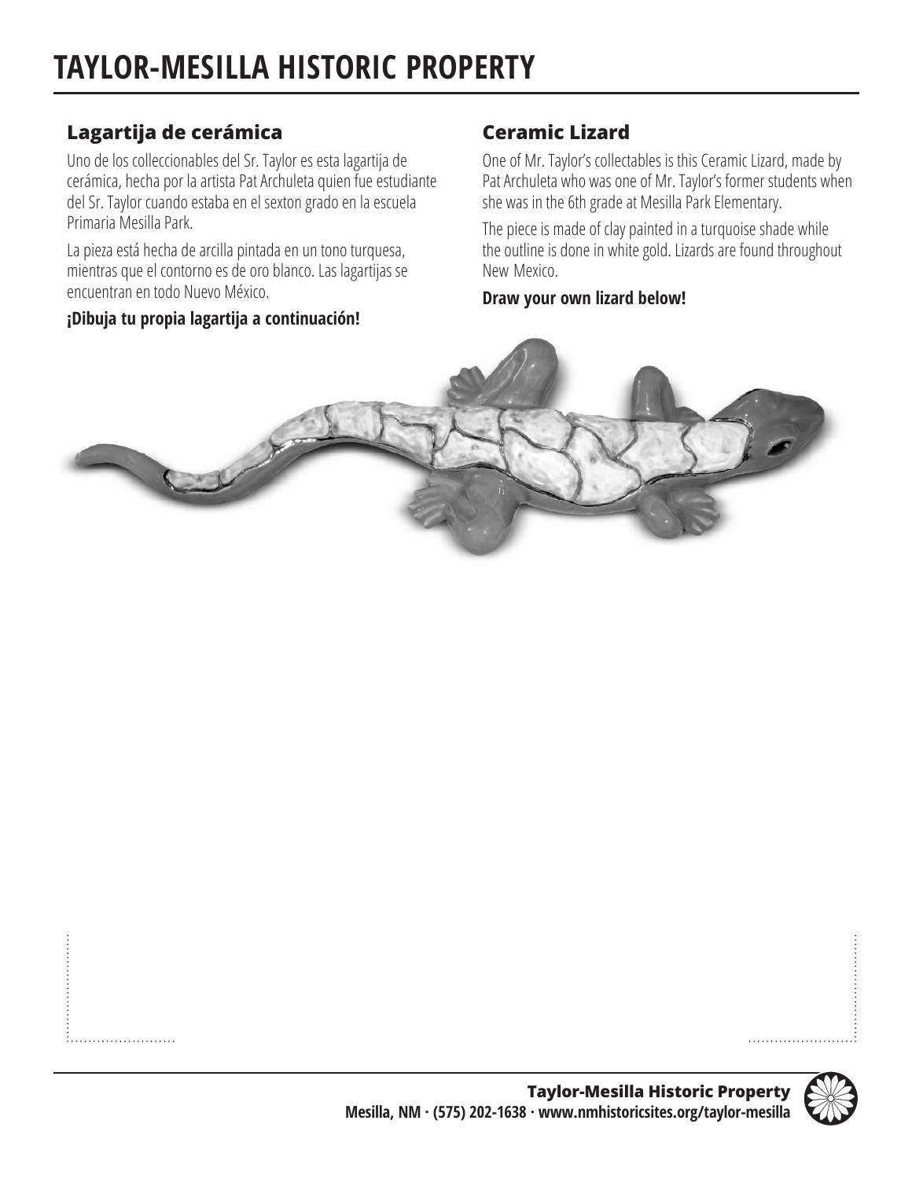# TAYLOR-MESILLA HISTORIC PROPERTY

## Lagartija de cerámica

Uno de los colleccionables del Sr. Taylor es esta lagartija de cerámica, hecha por la artista Pat Archuleta quien fue estudiante del Sr. Taylor cuando estaba en el sexton grado en la escuela Primaria Mesilla Park.

La pieza está hecha de arcilla pintada en un tono turquesa, mientras que el contorno es de oro blanco. Las lagartijas se encuentran en todo Nuevo México.

**¡Dibuja tu propia lagartija a continuación!**

## Ceramic Lizard

One of Mr. Taylor's collectables is this Ceramic Lizard, made by Pat Archuleta who was one of Mr. Taylor's former students when she was in the 6th grade at Mesilla Park Elementary.

The piece is made of clay painted in a turquoise shade while the outline is done in white gold. Lizards are found throughout New Mexico.

**Draw your own lizard below!**

**Taylor-Mesilla Historic Property**
**Mesilla, NM · (575) 202-1638 · www.nmhistoricsites.org/taylor-mesilla**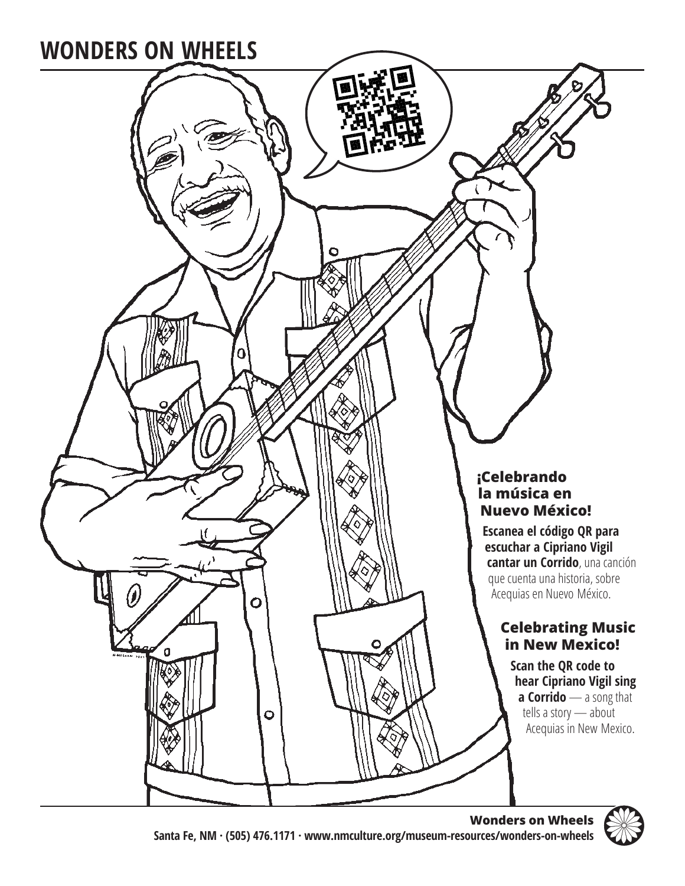# WONDERS ON WHEELS

## ¡Celebrando la música en Nuevo México!

**Escanea el código QR para escuchar a Cipriano Vigil cantar un Corrido**, una canción que cuenta una historia, sobre Acequias en Nuevo México.

## Celebrating Music in New Mexico!

**Scan the QR code to hear Cipriano Vigil sing a Corrido** — a song that tells a story — about Acequias in New Mexico.

**Wonders on Wheels**
Santa Fe, NM · (505) 476.1171 · www.nmculture.org/museum-resources/wonders-on-wheels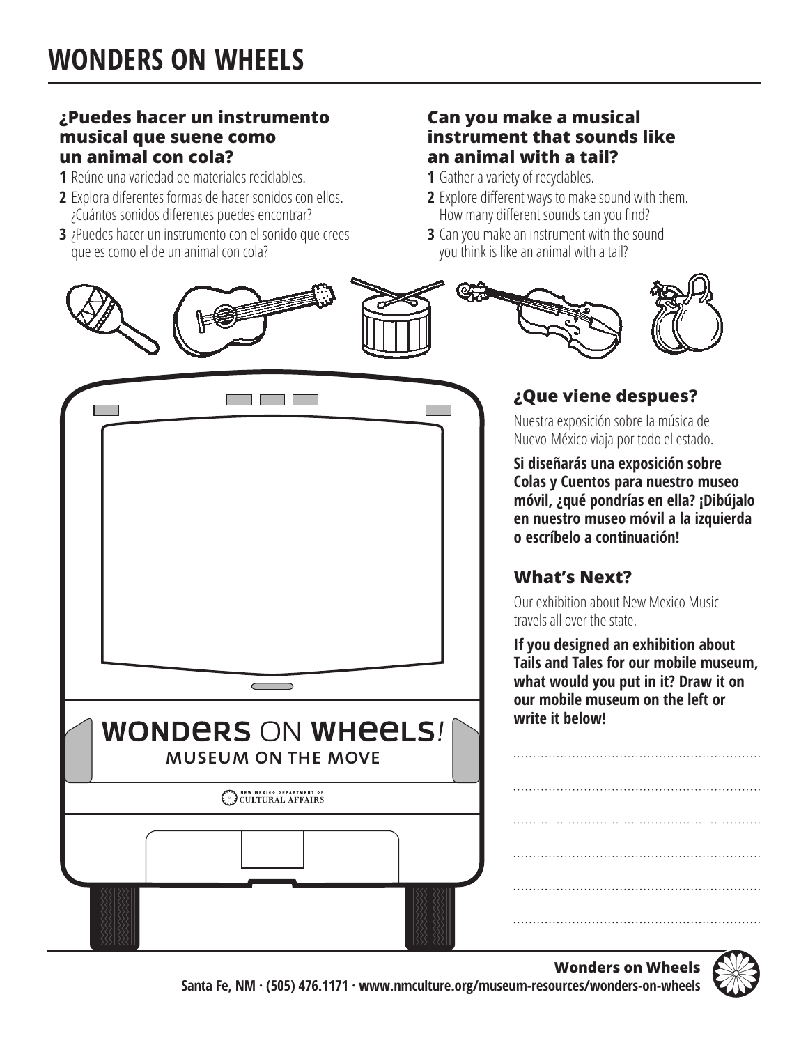# WONDERS ON WHEELS

### ¿Puedes hacer un instrumento musical que suene como un animal con cola?

1. Reúne una variedad de materiales reciclables.
2. Explora diferentes formas de hacer sonidos con ellos. ¿Cuántos sonidos diferentes puedes encontrar?
3. ¿Puedes hacer un instrumento con el sonido que crees que es como el de un animal con cola?

### Can you make a musical instrument that sounds like an animal with a tail?

1. Gather a variety of recyclables.
2. Explore different ways to make sound with them. How many different sounds can you find?
3. Can you make an instrument with the sound you think is like an animal with a tail?

WONDERS ON WHEELS!
MUSEUM ON THE MOVE

NEW MEXICO DEPARTMENT OF CULTURAL AFFAIRS

### ¿Que viene despues?

Nuestra exposición sobre la música de Nuevo México viaja por todo el estado.

**Si diseñarás una exposición sobre Colas y Cuentos para nuestro museo móvil, ¿qué pondrías en ella? ¡Dibújalo en nuestro museo móvil a la izquierda o escríbelo a continuación!**

### What's Next?

Our exhibition about New Mexico Music travels all over the state.

**If you designed an exhibition about Tails and Tales for our mobile museum, what would you put in it? Draw it on our mobile museum on the left or write it below!**

..............................................................

..............................................................

..............................................................

..............................................................

..............................................................

..............................................................

**Wonders on Wheels**
Santa Fe, NM · (505) 476.1171 · www.nmculture.org/museum-resources/wonders-on-wheels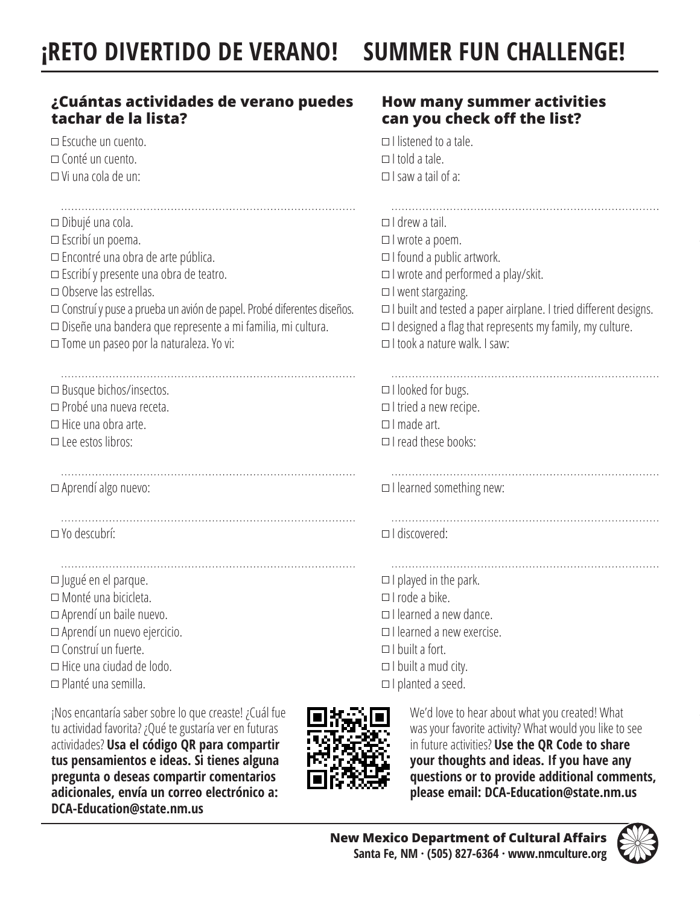# ¡RETO DIVERTIDO DE VERANO! SUMMER FUN CHALLENGE!

## ¿Cuántas actividades de verano puedes tachar de la lista?

- ☐ Escuche un cuento.
- ☐ Conté un cuento.
- ☐ Vi una cola de un:

..............................................................................................

- ☐ Dibujé una cola.
- ☐ Escribí un poema.
- ☐ Encontré una obra de arte pública.
- ☐ Escribí y presente una obra de teatro.
- ☐ Observe las estrellas.
- ☐ Construí y puse a prueba un avión de papel. Probé diferentes diseños.
- ☐ Diseñe una bandera que represente a mi familia, mi cultura.
- ☐ Tome un paseo por la naturaleza. Yo vi:

..............................................................................................

- ☐ Busque bichos/insectos.
- ☐ Probé una nueva receta.
- ☐ Hice una obra arte.
- ☐ Lee estos libros:

..............................................................................................

- ☐ Aprendí algo nuevo:

..............................................................................................

- ☐ Yo descubrí:

..............................................................................................

- ☐ Jugué en el parque.
- ☐ Monté una bicicleta.
- ☐ Aprendí un baile nuevo.
- ☐ Aprendí un nuevo ejercicio.
- ☐ Construí un fuerte.
- ☐ Hice una ciudad de lodo.
- ☐ Planté una semilla.

¡Nos encantaría saber sobre lo que creaste! ¿Cuál fue tu actividad favorita? ¿Qué te gustaría ver en futuras actividades? **Usa el código QR para compartir tus pensamientos e ideas. Si tienes alguna pregunta o deseas compartir comentarios adicionales, envía un correo electrónico a: DCA-Education@state.nm.us**

## How many summer activities can you check off the list?

- ☐ I listened to a tale.
- ☐ I told a tale.
- ☐ I saw a tail of a:

..............................................................................................

- ☐ I drew a tail.
- ☐ I wrote a poem.
- ☐ I found a public artwork.
- ☐ I wrote and performed a play/skit.
- ☐ I went stargazing.
- ☐ I built and tested a paper airplane. I tried different designs.
- ☐ I designed a flag that represents my family, my culture.
- ☐ I took a nature walk. I saw:

..............................................................................................

- ☐ I looked for bugs.
- ☐ I tried a new recipe.
- ☐ I made art.
- ☐ I read these books:

..............................................................................................

- ☐ I learned something new:

..............................................................................................

- ☐ I discovered:

..............................................................................................

- ☐ I played in the park.
- ☐ I rode a bike.
- ☐ I learned a new dance.
- ☐ I learned a new exercise.
- ☐ I built a fort.
- ☐ I built a mud city.
- ☐ I planted a seed.

We'd love to hear about what you created! What was your favorite activity? What would you like to see in future activities? **Use the QR Code to share your thoughts and ideas. If you have any questions or to provide additional comments, please email: DCA-Education@state.nm.us**

**New Mexico Department of Cultural Affairs**
**Santa Fe, NM · (505) 827-6364 · www.nmculture.org**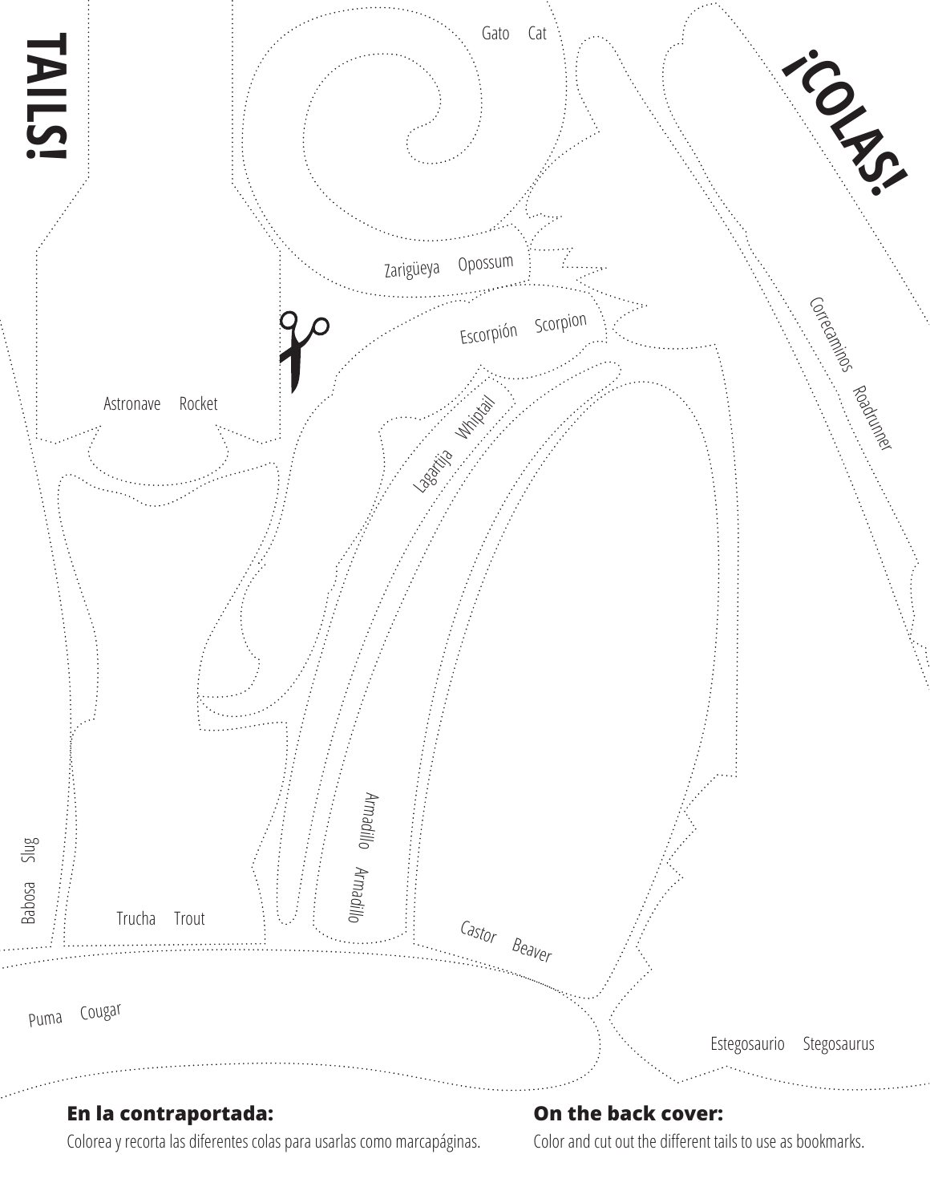# TAILS!

# ¡COLAS!

Gato Cat

Zarigüeya Opossum

Escorpión Scorpion

Astronave Rocket

Lagartija Whiptail

Correcaminos Roadrunner

Armadillo Armadillo

Babosa Slug

Trucha Trout

Castor Beaver

Puma Cougar

Estegosaurio Stegosaurus

**En la contraportada:**

Colorea y recorta las diferentes colas para usarlas como marcapáginas.

**On the back cover:**

Color and cut out the different tails to use as bookmarks.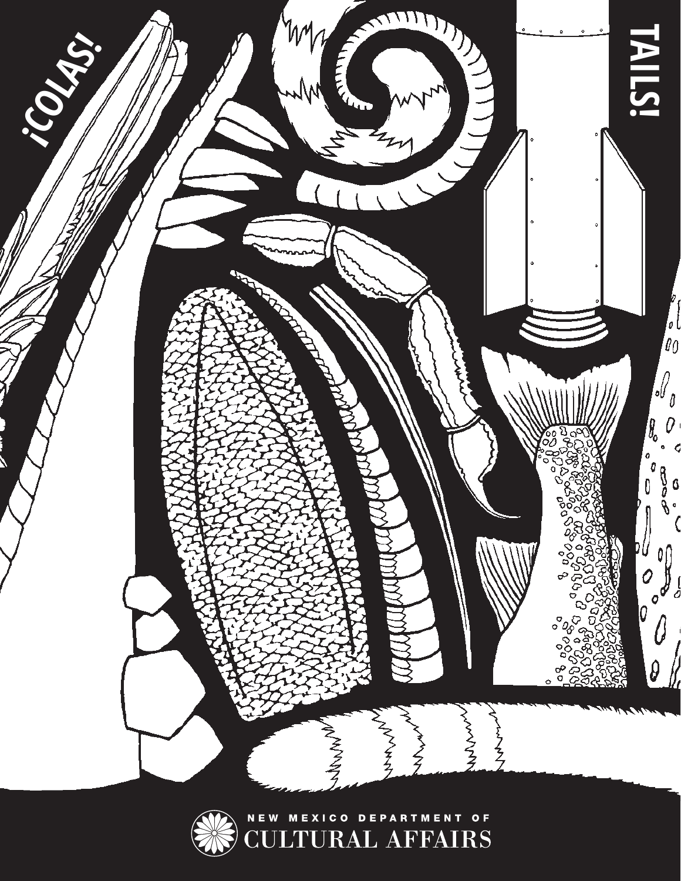¡COLAS!

TAILS!

NEW MEXICO DEPARTMENT OF CULTURAL AFFAIRS